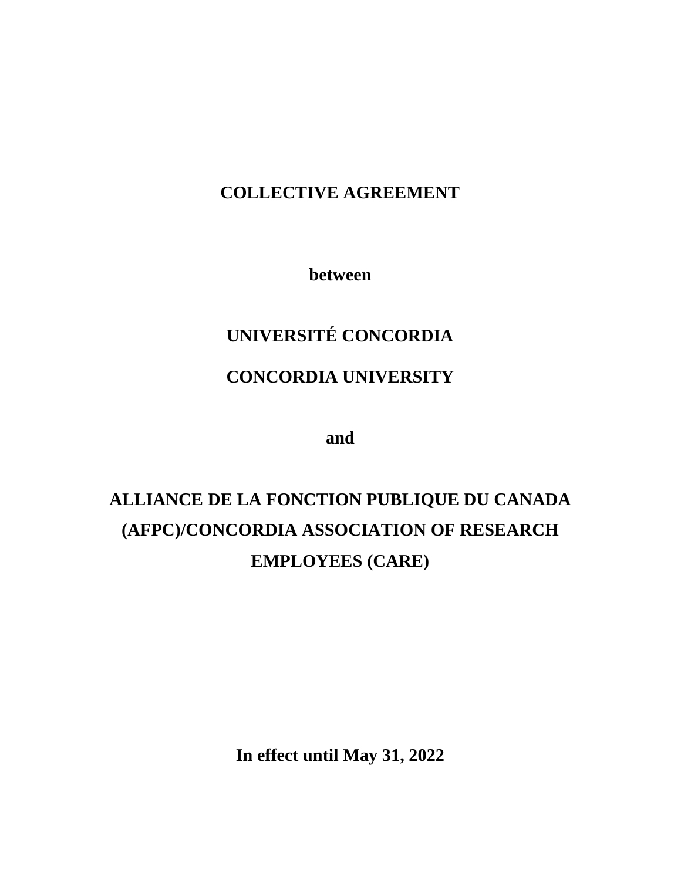# COLLECTIVE AGREEMENT

**between**

**UNIVERSITÉ CONCORDIA**

**CONCORDIA UNIVERSITY**

**and**

**ALLIANCE DE LA FONCTION PUBLIQUE DU CANADA (AFPC)/CONCORDIA ASSOCIATION OF RESEARCH EMPLOYEES (CARE)**

**In effect until May 31, 2022**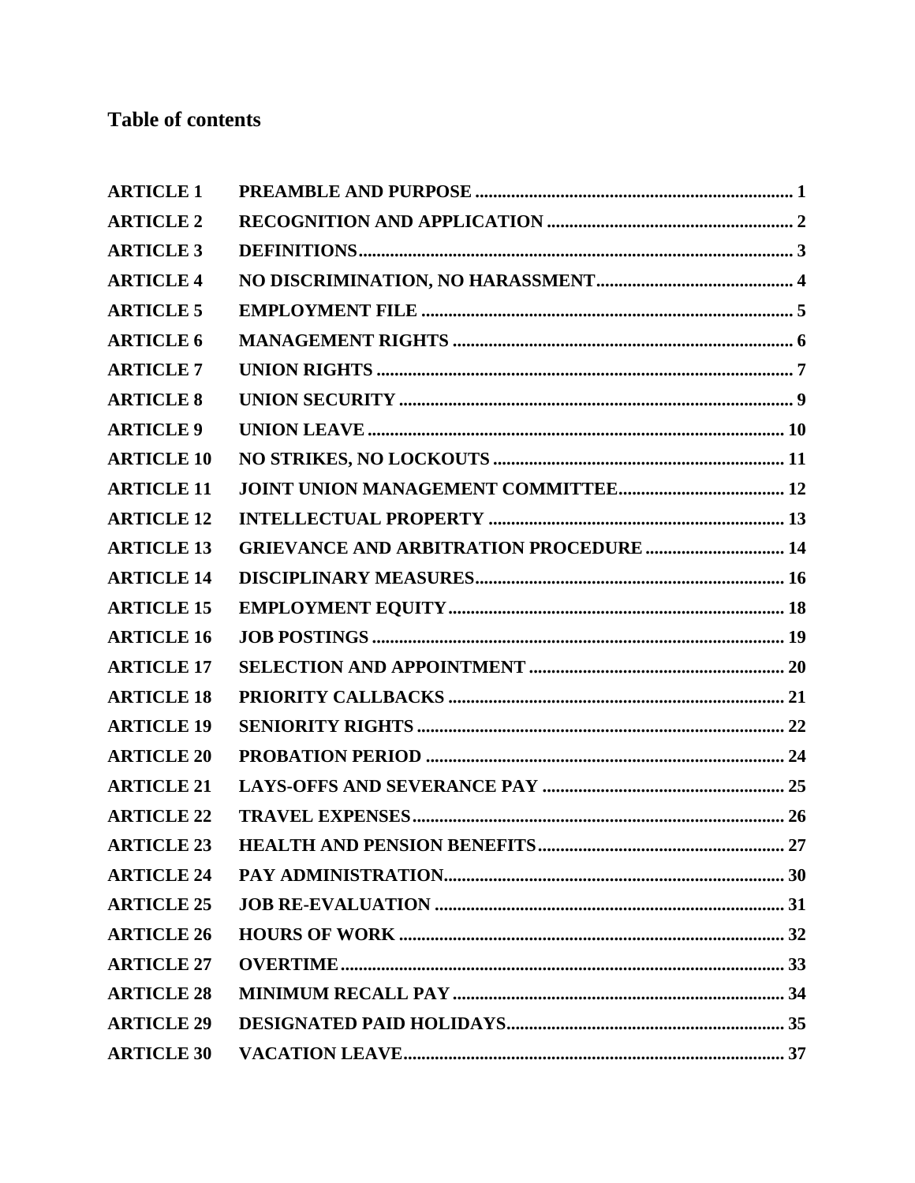# Table of contents

| | | |
|---|---|---|
| **ARTICLE 1** | **PREAMBLE AND PURPOSE** | **1** |
| **ARTICLE 2** | **RECOGNITION AND APPLICATION** | **2** |
| **ARTICLE 3** | **DEFINITIONS** | **3** |
| **ARTICLE 4** | **NO DISCRIMINATION, NO HARASSMENT** | **4** |
| **ARTICLE 5** | **EMPLOYMENT FILE** | **5** |
| **ARTICLE 6** | **MANAGEMENT RIGHTS** | **6** |
| **ARTICLE 7** | **UNION RIGHTS** | **7** |
| **ARTICLE 8** | **UNION SECURITY** | **9** |
| **ARTICLE 9** | **UNION LEAVE** | **10** |
| **ARTICLE 10** | **NO STRIKES, NO LOCKOUTS** | **11** |
| **ARTICLE 11** | **JOINT UNION MANAGEMENT COMMITTEE** | **12** |
| **ARTICLE 12** | **INTELLECTUAL PROPERTY** | **13** |
| **ARTICLE 13** | **GRIEVANCE AND ARBITRATION PROCEDURE** | **14** |
| **ARTICLE 14** | **DISCIPLINARY MEASURES** | **16** |
| **ARTICLE 15** | **EMPLOYMENT EQUITY** | **18** |
| **ARTICLE 16** | **JOB POSTINGS** | **19** |
| **ARTICLE 17** | **SELECTION AND APPOINTMENT** | **20** |
| **ARTICLE 18** | **PRIORITY CALLBACKS** | **21** |
| **ARTICLE 19** | **SENIORITY RIGHTS** | **22** |
| **ARTICLE 20** | **PROBATION PERIOD** | **24** |
| **ARTICLE 21** | **LAYS-OFFS AND SEVERANCE PAY** | **25** |
| **ARTICLE 22** | **TRAVEL EXPENSES** | **26** |
| **ARTICLE 23** | **HEALTH AND PENSION BENEFITS** | **27** |
| **ARTICLE 24** | **PAY ADMINISTRATION** | **30** |
| **ARTICLE 25** | **JOB RE-EVALUATION** | **31** |
| **ARTICLE 26** | **HOURS OF WORK** | **32** |
| **ARTICLE 27** | **OVERTIME** | **33** |
| **ARTICLE 28** | **MINIMUM RECALL PAY** | **34** |
| **ARTICLE 29** | **DESIGNATED PAID HOLIDAYS** | **35** |
| **ARTICLE 30** | **VACATION LEAVE** | **37** |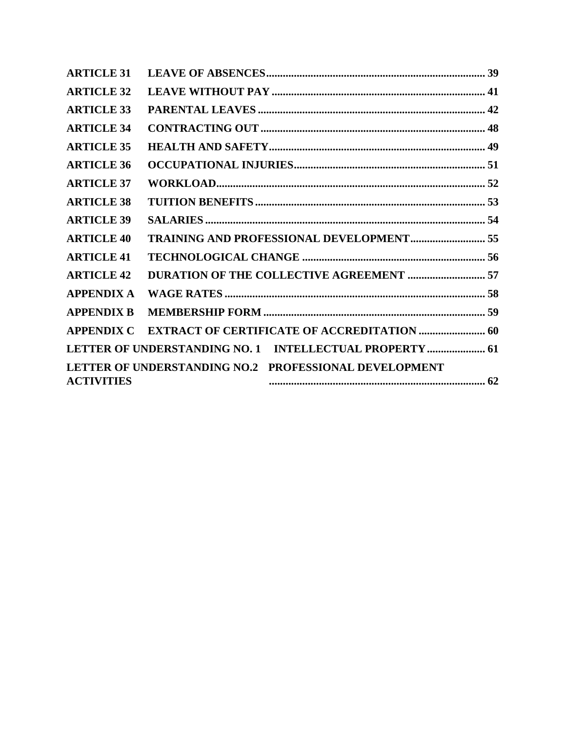| | | |
|---|---|---|
| **ARTICLE 31** | **LEAVE OF ABSENCES** | **39** |
| **ARTICLE 32** | **LEAVE WITHOUT PAY** | **41** |
| **ARTICLE 33** | **PARENTAL LEAVES** | **42** |
| **ARTICLE 34** | **CONTRACTING OUT** | **48** |
| **ARTICLE 35** | **HEALTH AND SAFETY** | **49** |
| **ARTICLE 36** | **OCCUPATIONAL INJURIES** | **51** |
| **ARTICLE 37** | **WORKLOAD** | **52** |
| **ARTICLE 38** | **TUITION BENEFITS** | **53** |
| **ARTICLE 39** | **SALARIES** | **54** |
| **ARTICLE 40** | **TRAINING AND PROFESSIONAL DEVELOPMENT** | **55** |
| **ARTICLE 41** | **TECHNOLOGICAL CHANGE** | **56** |
| **ARTICLE 42** | **DURATION OF THE COLLECTIVE AGREEMENT** | **57** |
| **APPENDIX A** | **WAGE RATES** | **58** |
| **APPENDIX B** | **MEMBERSHIP FORM** | **59** |
| **APPENDIX C** | **EXTRACT OF CERTIFICATE OF ACCREDITATION** | **60** |
| **LETTER OF UNDERSTANDING NO. 1** | **INTELLECTUAL PROPERTY** | **61** |
| **LETTER OF UNDERSTANDING NO.2** | **PROFESSIONAL DEVELOPMENT ACTIVITIES** | **62** |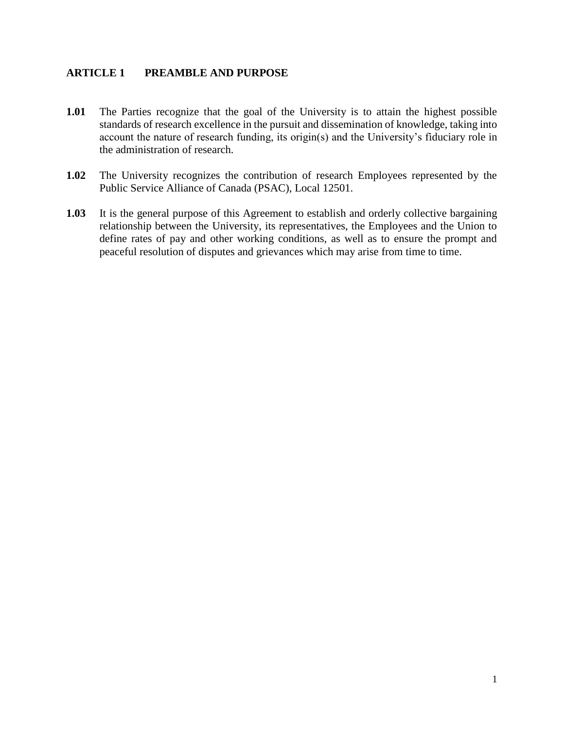## ARTICLE 1 PREAMBLE AND PURPOSE

**1.01** The Parties recognize that the goal of the University is to attain the highest possible standards of research excellence in the pursuit and dissemination of knowledge, taking into account the nature of research funding, its origin(s) and the University's fiduciary role in the administration of research.

**1.02** The University recognizes the contribution of research Employees represented by the Public Service Alliance of Canada (PSAC), Local 12501.

**1.03** It is the general purpose of this Agreement to establish and orderly collective bargaining relationship between the University, its representatives, the Employees and the Union to define rates of pay and other working conditions, as well as to ensure the prompt and peaceful resolution of disputes and grievances which may arise from time to time.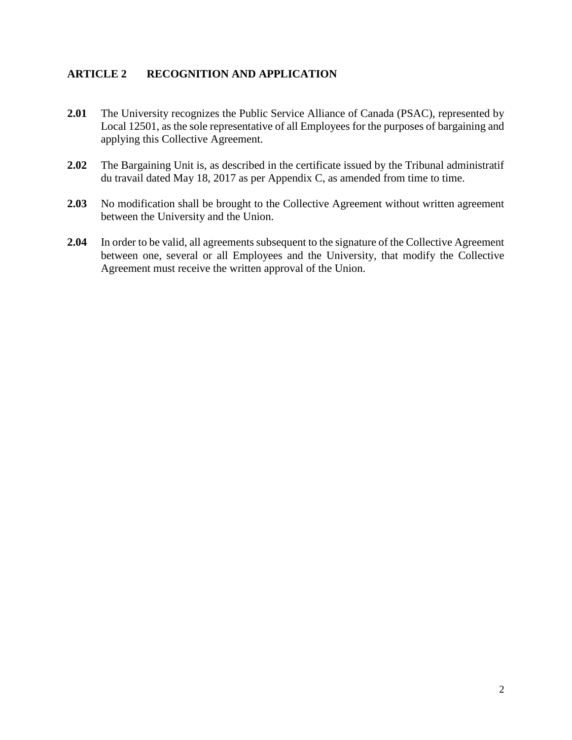## ARTICLE 2 RECOGNITION AND APPLICATION

**2.01** The University recognizes the Public Service Alliance of Canada (PSAC), represented by Local 12501, as the sole representative of all Employees for the purposes of bargaining and applying this Collective Agreement.

**2.02** The Bargaining Unit is, as described in the certificate issued by the Tribunal administratif du travail dated May 18, 2017 as per Appendix C, as amended from time to time.

**2.03** No modification shall be brought to the Collective Agreement without written agreement between the University and the Union.

**2.04** In order to be valid, all agreements subsequent to the signature of the Collective Agreement between one, several or all Employees and the University, that modify the Collective Agreement must receive the written approval of the Union.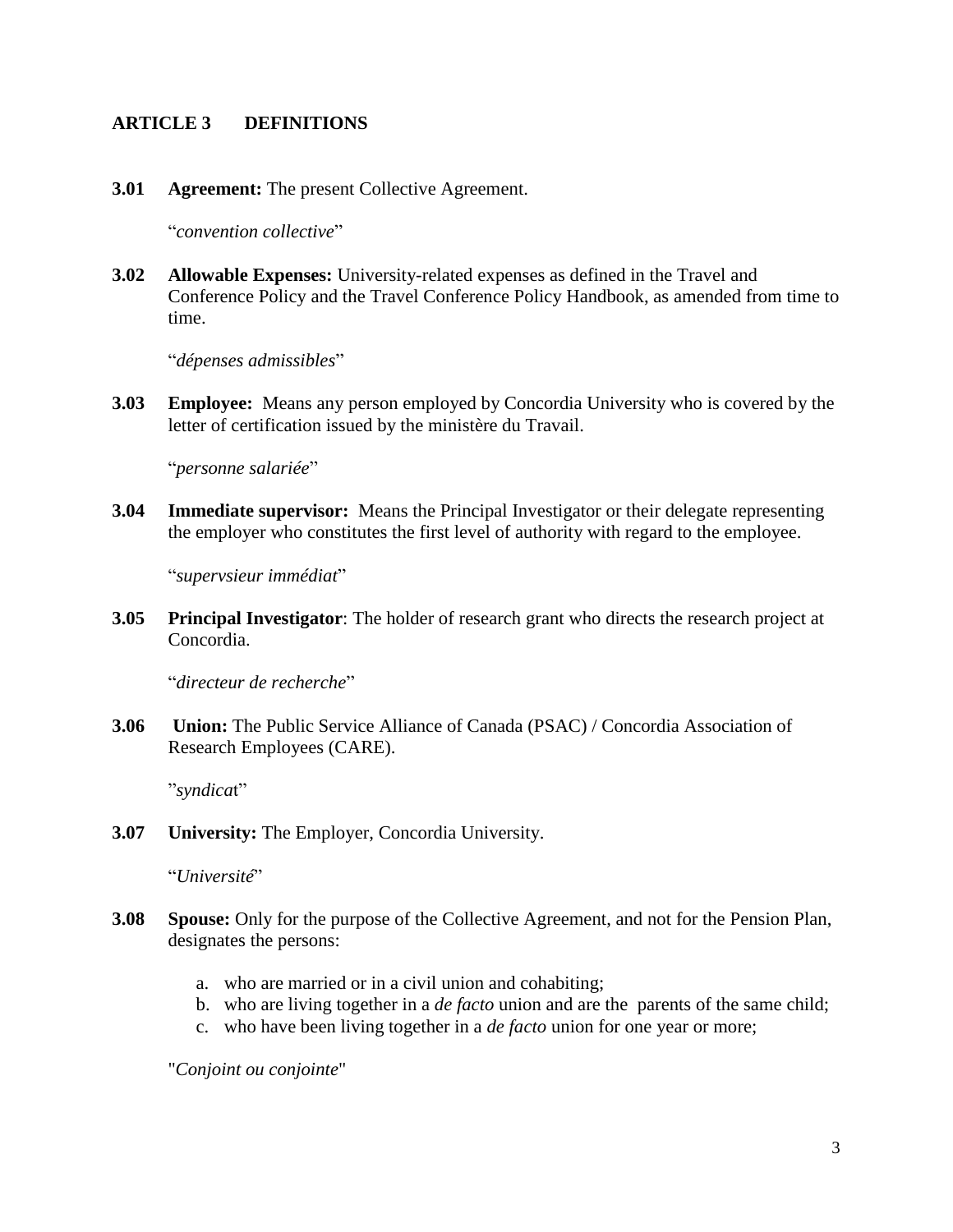## ARTICLE 3 DEFINITIONS

**3.01 Agreement:** The present Collective Agreement.

"*convention collective*"

**3.02 Allowable Expenses:** University-related expenses as defined in the Travel and Conference Policy and the Travel Conference Policy Handbook, as amended from time to time.

"*dépenses admissibles*"

**3.03 Employee:** Means any person employed by Concordia University who is covered by the letter of certification issued by the ministère du Travail.

"*personne salariée*"

**3.04 Immediate supervisor:** Means the Principal Investigator or their delegate representing the employer who constitutes the first level of authority with regard to the employee.

"*supervsieur immédiat*"

**3.05 Principal Investigator**: The holder of research grant who directs the research project at Concordia.

"*directeur de recherche*"

**3.06 Union:** The Public Service Alliance of Canada (PSAC) / Concordia Association of Research Employees (CARE).

"*syndicat*"

**3.07 University:** The Employer, Concordia University.

"*Université*"

**3.08 Spouse:** Only for the purpose of the Collective Agreement, and not for the Pension Plan, designates the persons:

a. who are married or in a civil union and cohabiting;
b. who are living together in a *de facto* union and are the parents of the same child;
c. who have been living together in a *de facto* union for one year or more;

"*Conjoint ou conjointe*"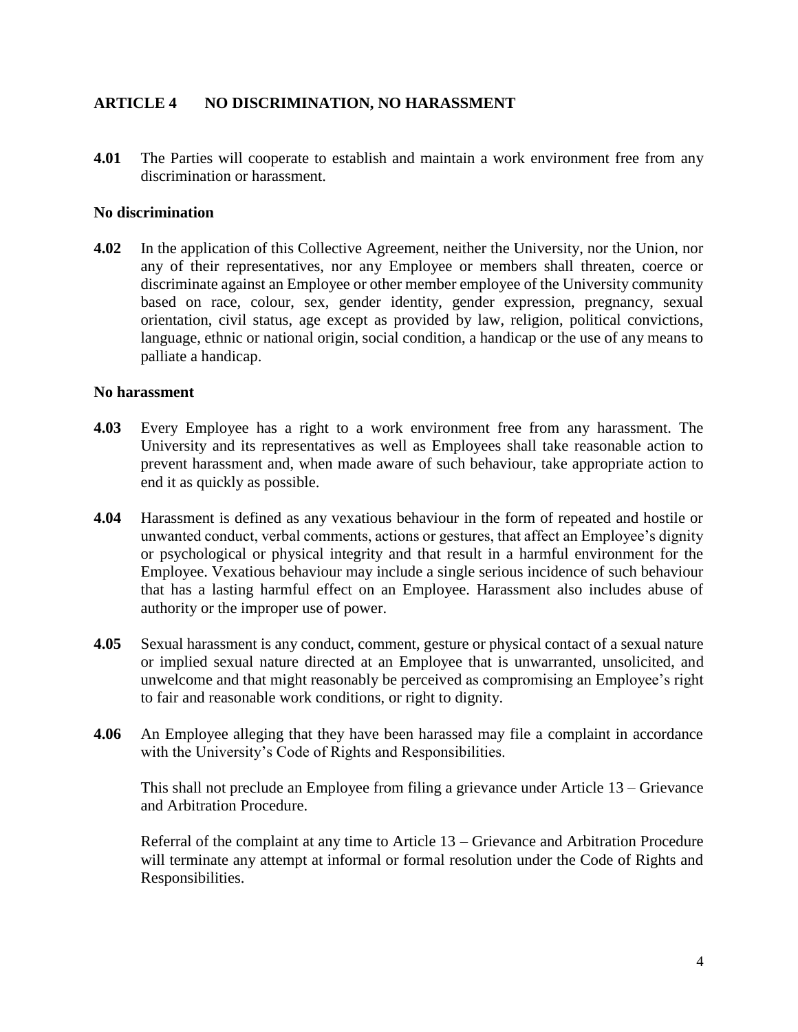## ARTICLE 4 NO DISCRIMINATION, NO HARASSMENT

**4.01** The Parties will cooperate to establish and maintain a work environment free from any discrimination or harassment.

### No discrimination

**4.02** In the application of this Collective Agreement, neither the University, nor the Union, nor any of their representatives, nor any Employee or members shall threaten, coerce or discriminate against an Employee or other member employee of the University community based on race, colour, sex, gender identity, gender expression, pregnancy, sexual orientation, civil status, age except as provided by law, religion, political convictions, language, ethnic or national origin, social condition, a handicap or the use of any means to palliate a handicap.

### No harassment

**4.03** Every Employee has a right to a work environment free from any harassment. The University and its representatives as well as Employees shall take reasonable action to prevent harassment and, when made aware of such behaviour, take appropriate action to end it as quickly as possible.

**4.04** Harassment is defined as any vexatious behaviour in the form of repeated and hostile or unwanted conduct, verbal comments, actions or gestures, that affect an Employee's dignity or psychological or physical integrity and that result in a harmful environment for the Employee. Vexatious behaviour may include a single serious incidence of such behaviour that has a lasting harmful effect on an Employee. Harassment also includes abuse of authority or the improper use of power.

**4.05** Sexual harassment is any conduct, comment, gesture or physical contact of a sexual nature or implied sexual nature directed at an Employee that is unwarranted, unsolicited, and unwelcome and that might reasonably be perceived as compromising an Employee's right to fair and reasonable work conditions, or right to dignity.

**4.06** An Employee alleging that they have been harassed may file a complaint in accordance with the University's Code of Rights and Responsibilities.

This shall not preclude an Employee from filing a grievance under Article 13 – Grievance and Arbitration Procedure.

Referral of the complaint at any time to Article 13 – Grievance and Arbitration Procedure will terminate any attempt at informal or formal resolution under the Code of Rights and Responsibilities.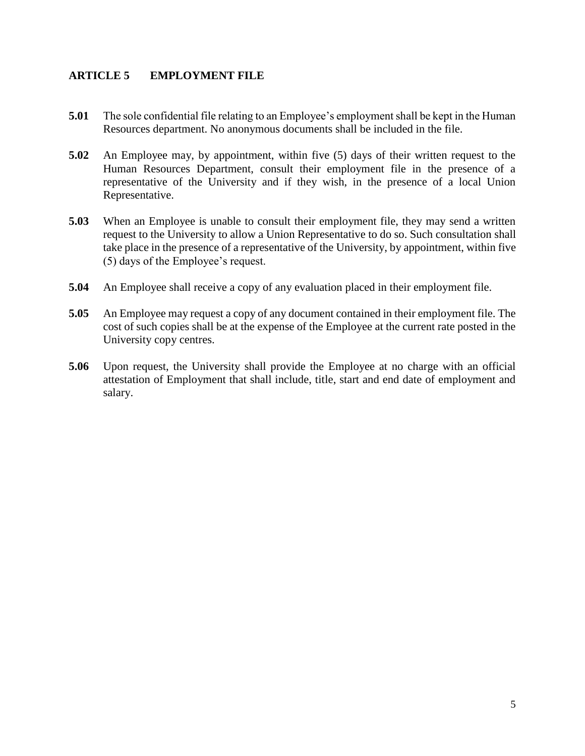## ARTICLE 5 EMPLOYMENT FILE

**5.01** The sole confidential file relating to an Employee's employment shall be kept in the Human Resources department. No anonymous documents shall be included in the file.

**5.02** An Employee may, by appointment, within five (5) days of their written request to the Human Resources Department, consult their employment file in the presence of a representative of the University and if they wish, in the presence of a local Union Representative.

**5.03** When an Employee is unable to consult their employment file, they may send a written request to the University to allow a Union Representative to do so. Such consultation shall take place in the presence of a representative of the University, by appointment, within five (5) days of the Employee's request.

**5.04** An Employee shall receive a copy of any evaluation placed in their employment file.

**5.05** An Employee may request a copy of any document contained in their employment file. The cost of such copies shall be at the expense of the Employee at the current rate posted in the University copy centres.

**5.06** Upon request, the University shall provide the Employee at no charge with an official attestation of Employment that shall include, title, start and end date of employment and salary.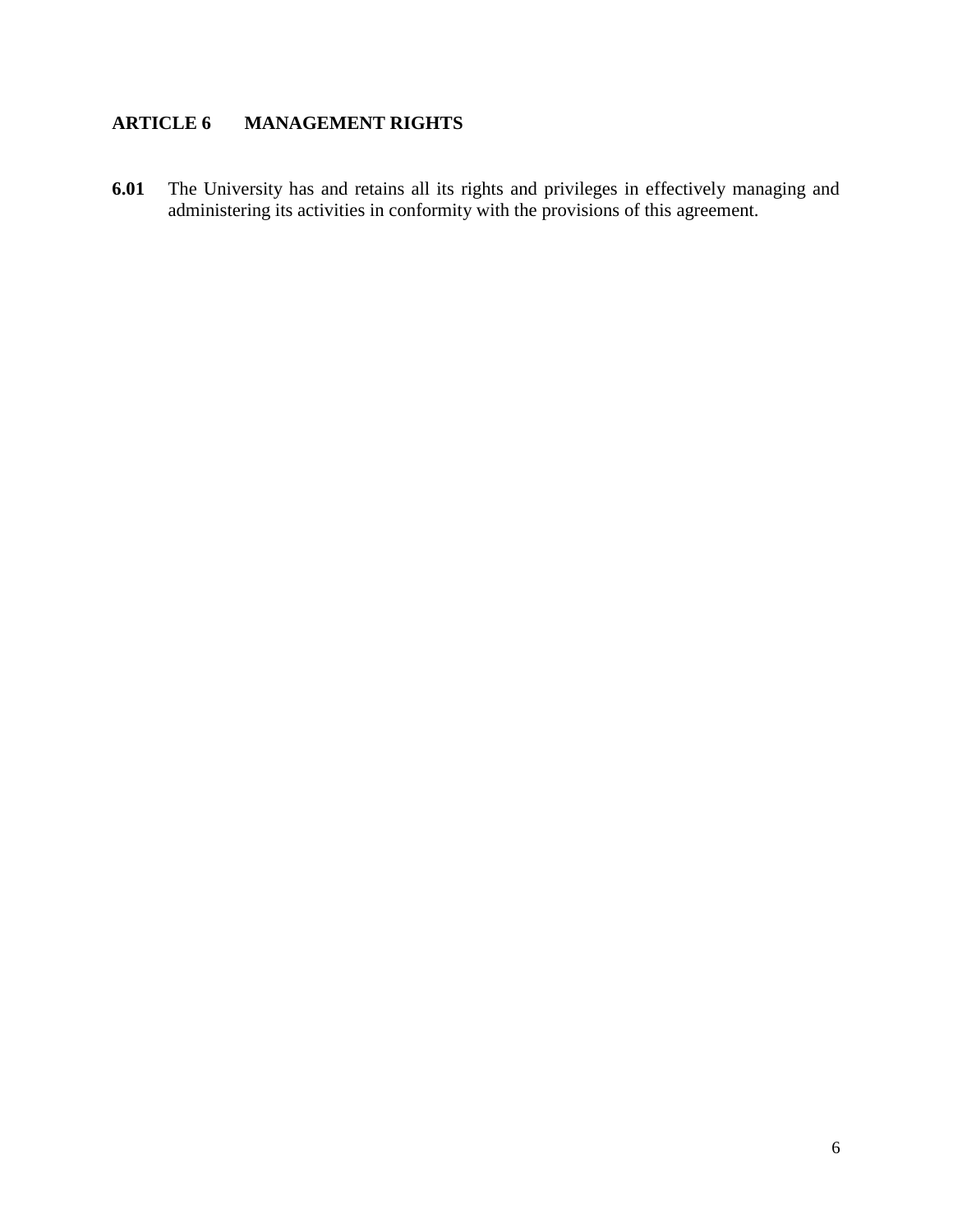## ARTICLE 6 MANAGEMENT RIGHTS

**6.01** The University has and retains all its rights and privileges in effectively managing and administering its activities in conformity with the provisions of this agreement.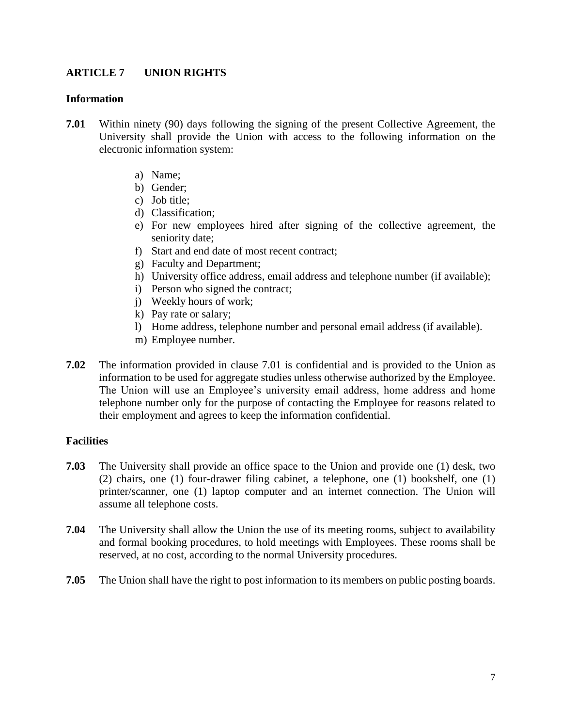## ARTICLE 7 UNION RIGHTS

### Information

**7.01** Within ninety (90) days following the signing of the present Collective Agreement, the University shall provide the Union with access to the following information on the electronic information system:

a) Name;
b) Gender;
c) Job title;
d) Classification;
e) For new employees hired after signing of the collective agreement, the seniority date;
f) Start and end date of most recent contract;
g) Faculty and Department;
h) University office address, email address and telephone number (if available);
i) Person who signed the contract;
j) Weekly hours of work;
k) Pay rate or salary;
l) Home address, telephone number and personal email address (if available).
m) Employee number.

**7.02** The information provided in clause 7.01 is confidential and is provided to the Union as information to be used for aggregate studies unless otherwise authorized by the Employee. The Union will use an Employee's university email address, home address and home telephone number only for the purpose of contacting the Employee for reasons related to their employment and agrees to keep the information confidential.

### Facilities

**7.03** The University shall provide an office space to the Union and provide one (1) desk, two (2) chairs, one (1) four-drawer filing cabinet, a telephone, one (1) bookshelf, one (1) printer/scanner, one (1) laptop computer and an internet connection. The Union will assume all telephone costs.

**7.04** The University shall allow the Union the use of its meeting rooms, subject to availability and formal booking procedures, to hold meetings with Employees. These rooms shall be reserved, at no cost, according to the normal University procedures.

**7.05** The Union shall have the right to post information to its members on public posting boards.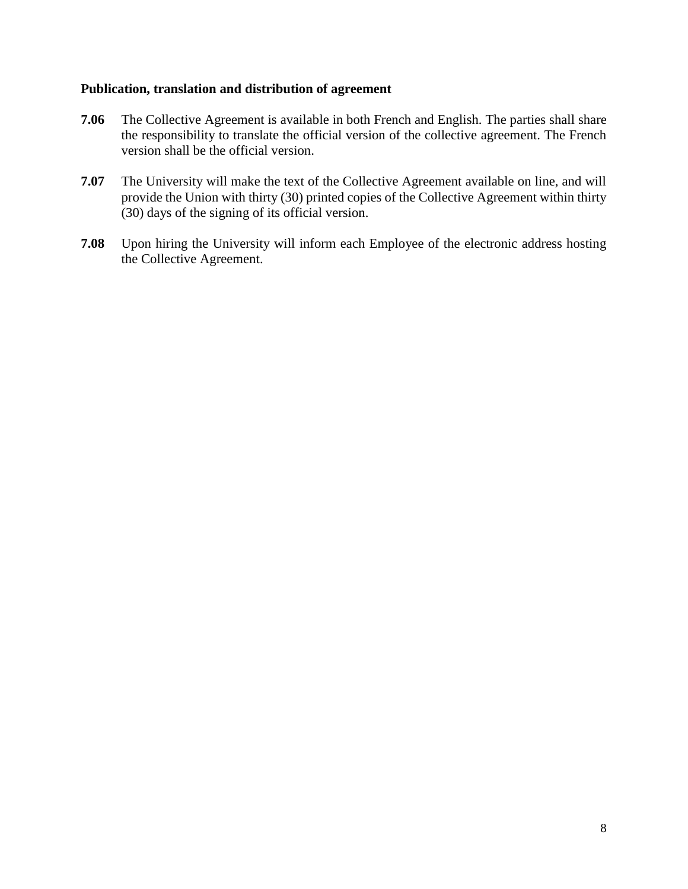**Publication, translation and distribution of agreement**

**7.06** The Collective Agreement is available in both French and English. The parties shall share the responsibility to translate the official version of the collective agreement. The French version shall be the official version.

**7.07** The University will make the text of the Collective Agreement available on line, and will provide the Union with thirty (30) printed copies of the Collective Agreement within thirty (30) days of the signing of its official version.

**7.08** Upon hiring the University will inform each Employee of the electronic address hosting the Collective Agreement.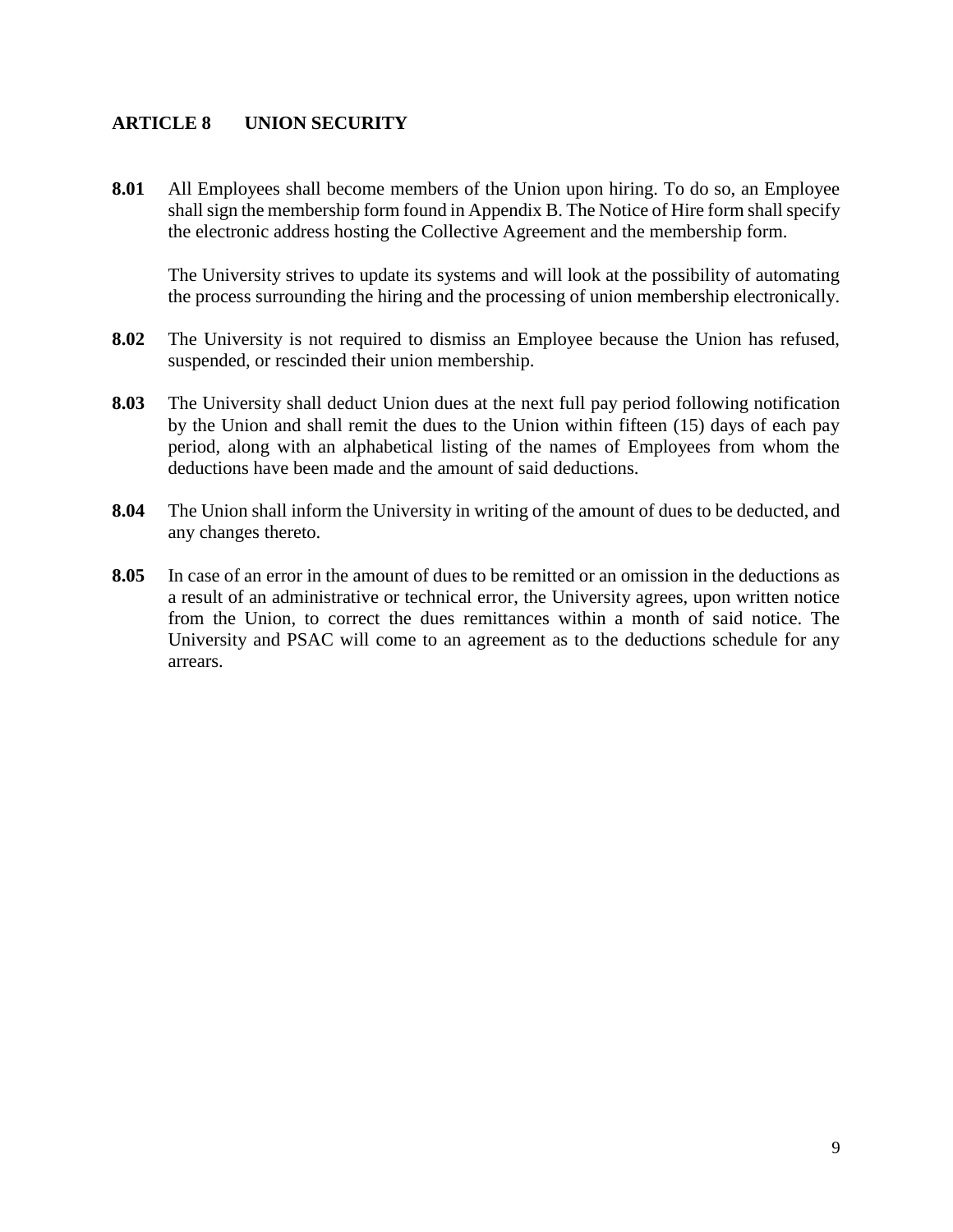## ARTICLE 8 UNION SECURITY

**8.01** All Employees shall become members of the Union upon hiring. To do so, an Employee shall sign the membership form found in Appendix B. The Notice of Hire form shall specify the electronic address hosting the Collective Agreement and the membership form.

The University strives to update its systems and will look at the possibility of automating the process surrounding the hiring and the processing of union membership electronically.

**8.02** The University is not required to dismiss an Employee because the Union has refused, suspended, or rescinded their union membership.

**8.03** The University shall deduct Union dues at the next full pay period following notification by the Union and shall remit the dues to the Union within fifteen (15) days of each pay period, along with an alphabetical listing of the names of Employees from whom the deductions have been made and the amount of said deductions.

**8.04** The Union shall inform the University in writing of the amount of dues to be deducted, and any changes thereto.

**8.05** In case of an error in the amount of dues to be remitted or an omission in the deductions as a result of an administrative or technical error, the University agrees, upon written notice from the Union, to correct the dues remittances within a month of said notice. The University and PSAC will come to an agreement as to the deductions schedule for any arrears.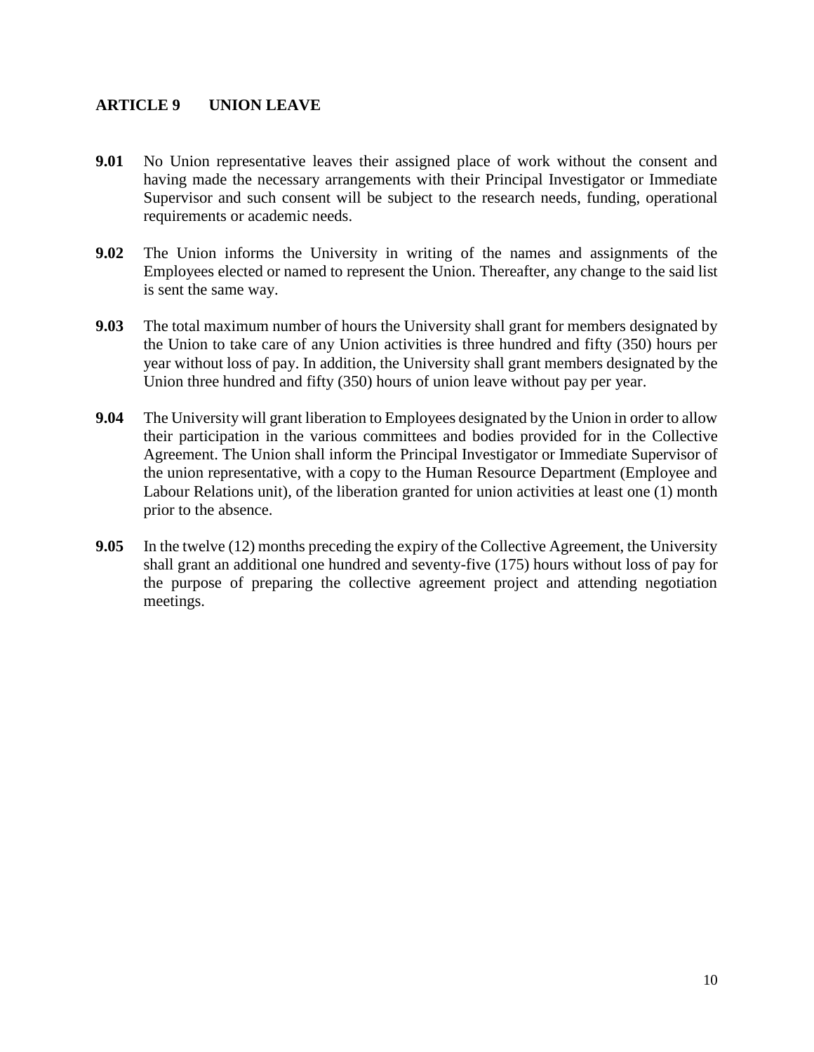## ARTICLE 9 UNION LEAVE

**9.01** No Union representative leaves their assigned place of work without the consent and having made the necessary arrangements with their Principal Investigator or Immediate Supervisor and such consent will be subject to the research needs, funding, operational requirements or academic needs.

**9.02** The Union informs the University in writing of the names and assignments of the Employees elected or named to represent the Union. Thereafter, any change to the said list is sent the same way.

**9.03** The total maximum number of hours the University shall grant for members designated by the Union to take care of any Union activities is three hundred and fifty (350) hours per year without loss of pay. In addition, the University shall grant members designated by the Union three hundred and fifty (350) hours of union leave without pay per year.

**9.04** The University will grant liberation to Employees designated by the Union in order to allow their participation in the various committees and bodies provided for in the Collective Agreement. The Union shall inform the Principal Investigator or Immediate Supervisor of the union representative, with a copy to the Human Resource Department (Employee and Labour Relations unit), of the liberation granted for union activities at least one (1) month prior to the absence.

**9.05** In the twelve (12) months preceding the expiry of the Collective Agreement, the University shall grant an additional one hundred and seventy-five (175) hours without loss of pay for the purpose of preparing the collective agreement project and attending negotiation meetings.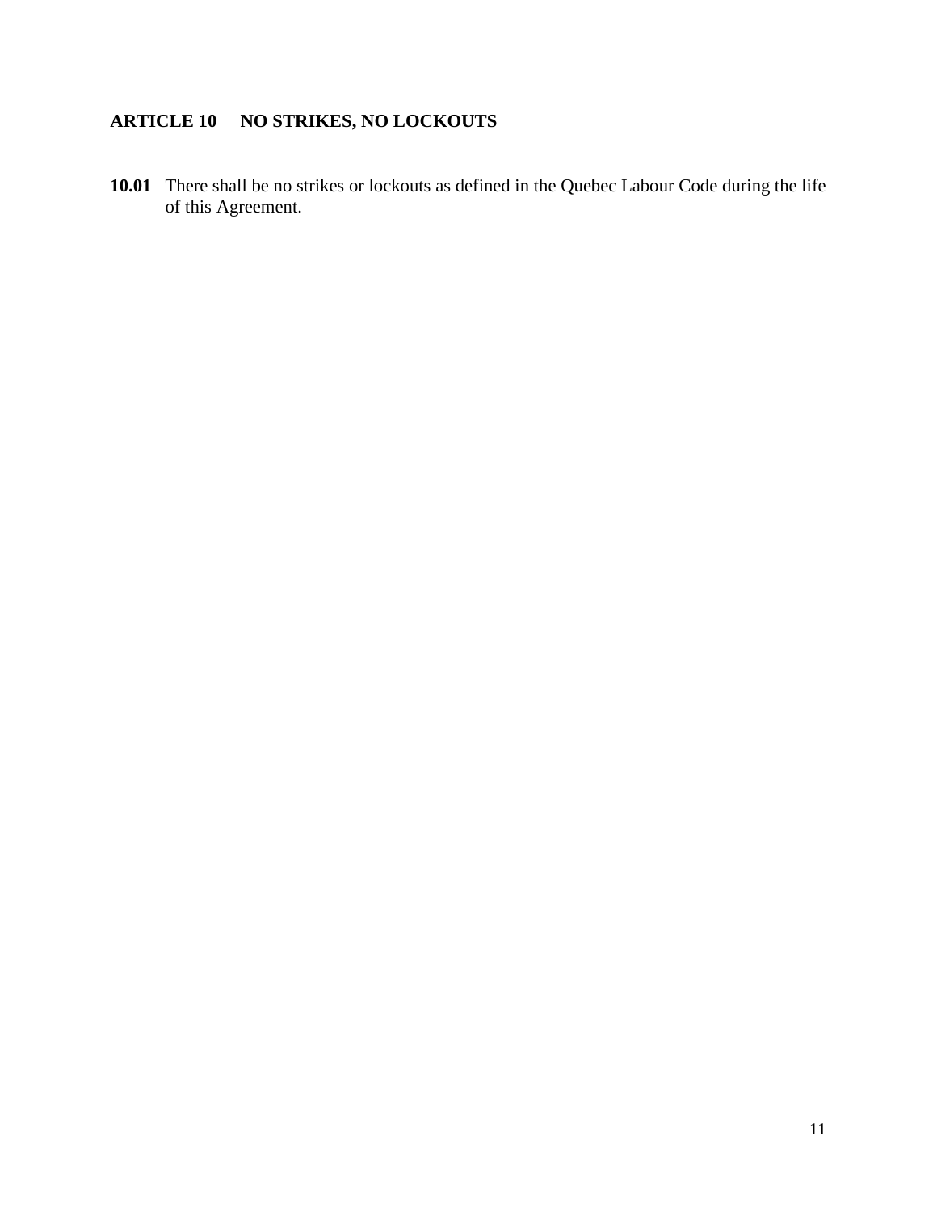## ARTICLE 10 NO STRIKES, NO LOCKOUTS

**10.01** There shall be no strikes or lockouts as defined in the Quebec Labour Code during the life of this Agreement.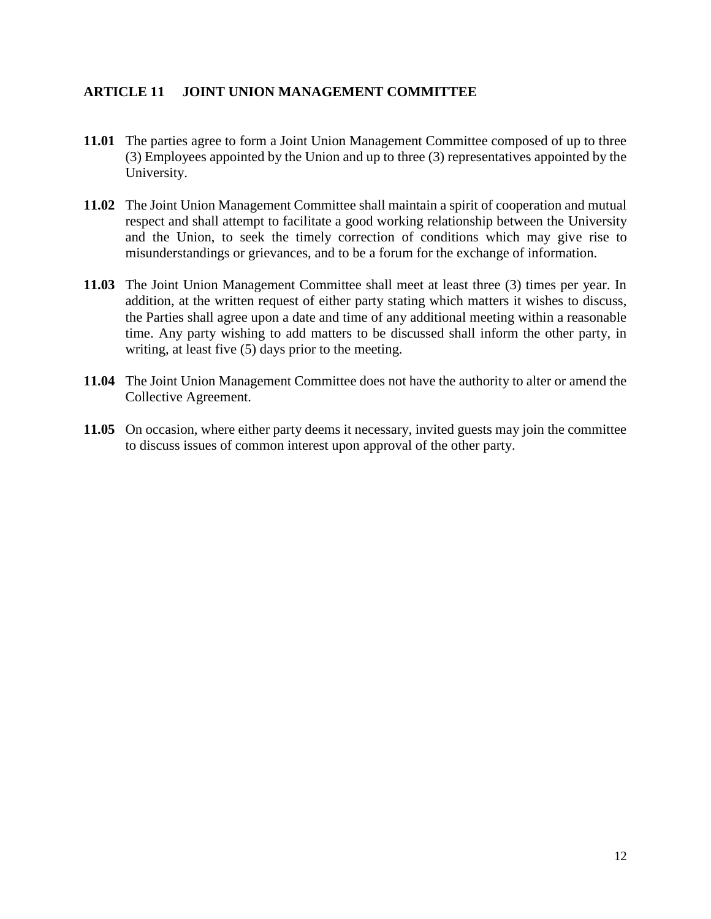## ARTICLE 11 JOINT UNION MANAGEMENT COMMITTEE

**11.01** The parties agree to form a Joint Union Management Committee composed of up to three (3) Employees appointed by the Union and up to three (3) representatives appointed by the University.

**11.02** The Joint Union Management Committee shall maintain a spirit of cooperation and mutual respect and shall attempt to facilitate a good working relationship between the University and the Union, to seek the timely correction of conditions which may give rise to misunderstandings or grievances, and to be a forum for the exchange of information.

**11.03** The Joint Union Management Committee shall meet at least three (3) times per year. In addition, at the written request of either party stating which matters it wishes to discuss, the Parties shall agree upon a date and time of any additional meeting within a reasonable time. Any party wishing to add matters to be discussed shall inform the other party, in writing, at least five (5) days prior to the meeting.

**11.04** The Joint Union Management Committee does not have the authority to alter or amend the Collective Agreement.

**11.05** On occasion, where either party deems it necessary, invited guests may join the committee to discuss issues of common interest upon approval of the other party.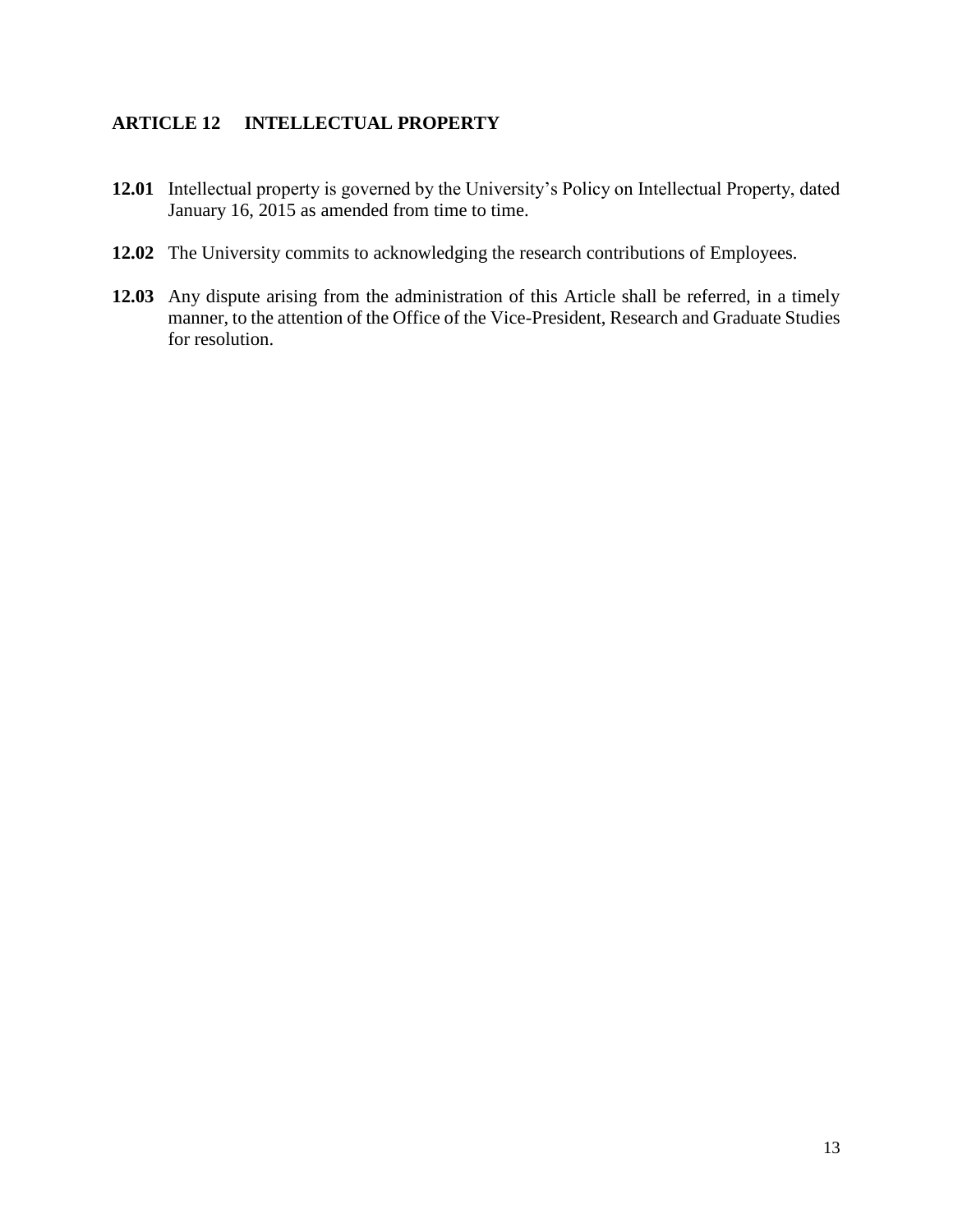## ARTICLE 12 INTELLECTUAL PROPERTY

**12.01** Intellectual property is governed by the University's Policy on Intellectual Property, dated January 16, 2015 as amended from time to time.

**12.02** The University commits to acknowledging the research contributions of Employees.

**12.03** Any dispute arising from the administration of this Article shall be referred, in a timely manner, to the attention of the Office of the Vice-President, Research and Graduate Studies for resolution.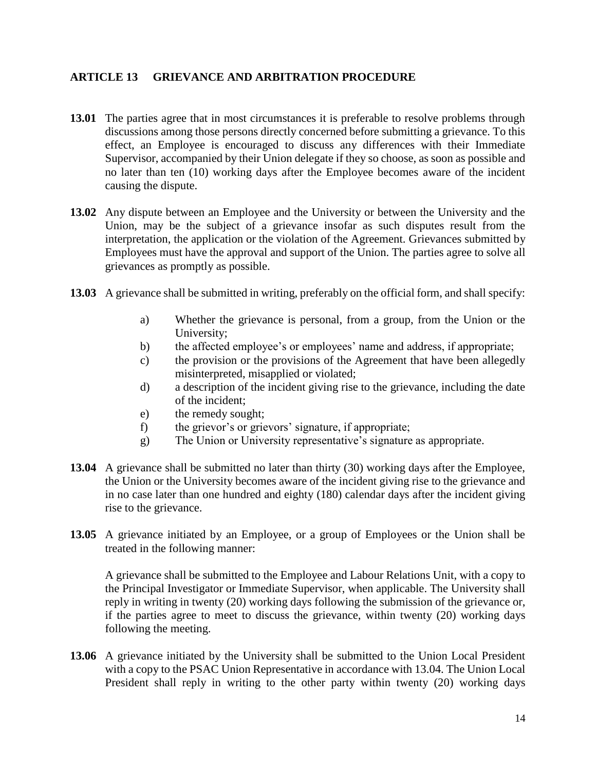## ARTICLE 13 GRIEVANCE AND ARBITRATION PROCEDURE

**13.01** The parties agree that in most circumstances it is preferable to resolve problems through discussions among those persons directly concerned before submitting a grievance. To this effect, an Employee is encouraged to discuss any differences with their Immediate Supervisor, accompanied by their Union delegate if they so choose, as soon as possible and no later than ten (10) working days after the Employee becomes aware of the incident causing the dispute.

**13.02** Any dispute between an Employee and the University or between the University and the Union, may be the subject of a grievance insofar as such disputes result from the interpretation, the application or the violation of the Agreement. Grievances submitted by Employees must have the approval and support of the Union. The parties agree to solve all grievances as promptly as possible.

**13.03** A grievance shall be submitted in writing, preferably on the official form, and shall specify:

- a) Whether the grievance is personal, from a group, from the Union or the University;
- b) the affected employee's or employees' name and address, if appropriate;
- c) the provision or the provisions of the Agreement that have been allegedly misinterpreted, misapplied or violated;
- d) a description of the incident giving rise to the grievance, including the date of the incident;
- e) the remedy sought;
- f) the grievor's or grievors' signature, if appropriate;
- g) The Union or University representative's signature as appropriate.

**13.04** A grievance shall be submitted no later than thirty (30) working days after the Employee, the Union or the University becomes aware of the incident giving rise to the grievance and in no case later than one hundred and eighty (180) calendar days after the incident giving rise to the grievance.

**13.05** A grievance initiated by an Employee, or a group of Employees or the Union shall be treated in the following manner:

A grievance shall be submitted to the Employee and Labour Relations Unit, with a copy to the Principal Investigator or Immediate Supervisor, when applicable. The University shall reply in writing in twenty (20) working days following the submission of the grievance or, if the parties agree to meet to discuss the grievance, within twenty (20) working days following the meeting.

**13.06** A grievance initiated by the University shall be submitted to the Union Local President with a copy to the PSAC Union Representative in accordance with 13.04. The Union Local President shall reply in writing to the other party within twenty (20) working days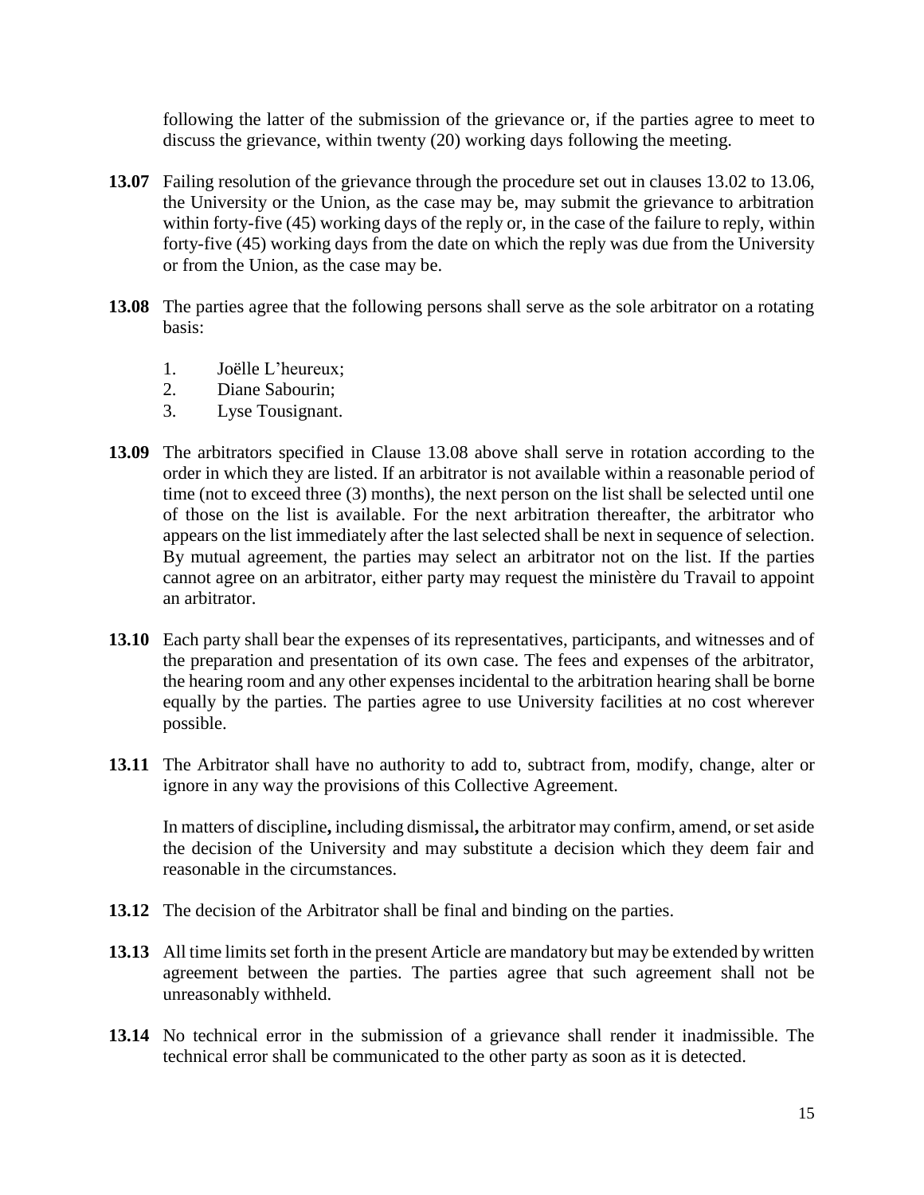following the latter of the submission of the grievance or, if the parties agree to meet to discuss the grievance, within twenty (20) working days following the meeting.

**13.07** Failing resolution of the grievance through the procedure set out in clauses 13.02 to 13.06, the University or the Union, as the case may be, may submit the grievance to arbitration within forty-five (45) working days of the reply or, in the case of the failure to reply, within forty-five (45) working days from the date on which the reply was due from the University or from the Union, as the case may be.

**13.08** The parties agree that the following persons shall serve as the sole arbitrator on a rotating basis:

1. Joëlle L'heureux;
2. Diane Sabourin;
3. Lyse Tousignant.

**13.09** The arbitrators specified in Clause 13.08 above shall serve in rotation according to the order in which they are listed. If an arbitrator is not available within a reasonable period of time (not to exceed three (3) months), the next person on the list shall be selected until one of those on the list is available. For the next arbitration thereafter, the arbitrator who appears on the list immediately after the last selected shall be next in sequence of selection. By mutual agreement, the parties may select an arbitrator not on the list. If the parties cannot agree on an arbitrator, either party may request the ministère du Travail to appoint an arbitrator.

**13.10** Each party shall bear the expenses of its representatives, participants, and witnesses and of the preparation and presentation of its own case. The fees and expenses of the arbitrator, the hearing room and any other expenses incidental to the arbitration hearing shall be borne equally by the parties. The parties agree to use University facilities at no cost wherever possible.

**13.11** The Arbitrator shall have no authority to add to, subtract from, modify, change, alter or ignore in any way the provisions of this Collective Agreement.

In matters of discipline**,** including dismissal**,** the arbitrator may confirm, amend, or set aside the decision of the University and may substitute a decision which they deem fair and reasonable in the circumstances.

**13.12** The decision of the Arbitrator shall be final and binding on the parties.

**13.13** All time limits set forth in the present Article are mandatory but may be extended by written agreement between the parties. The parties agree that such agreement shall not be unreasonably withheld.

**13.14** No technical error in the submission of a grievance shall render it inadmissible. The technical error shall be communicated to the other party as soon as it is detected.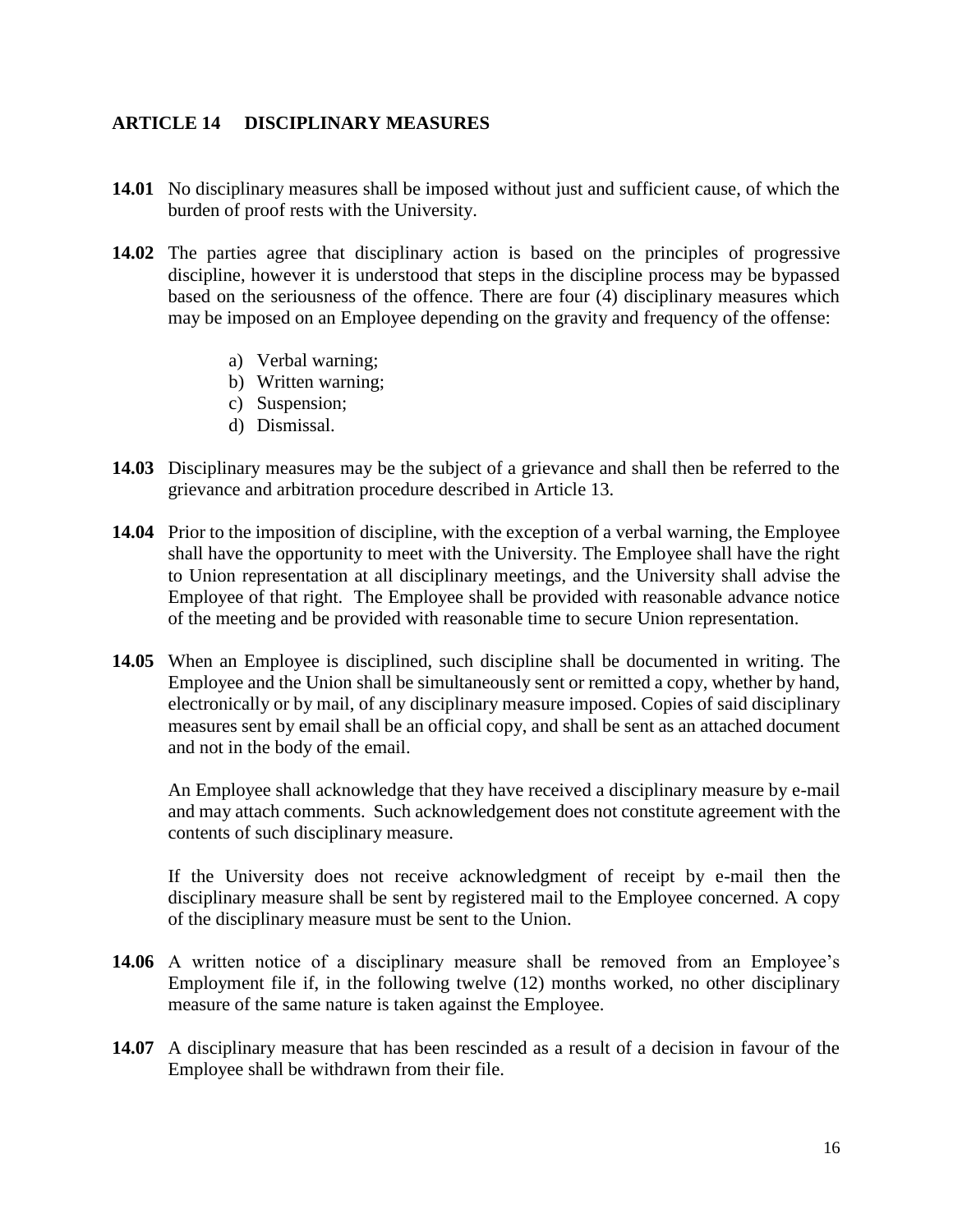## ARTICLE 14 DISCIPLINARY MEASURES

**14.01** No disciplinary measures shall be imposed without just and sufficient cause, of which the burden of proof rests with the University.

**14.02** The parties agree that disciplinary action is based on the principles of progressive discipline, however it is understood that steps in the discipline process may be bypassed based on the seriousness of the offence. There are four (4) disciplinary measures which may be imposed on an Employee depending on the gravity and frequency of the offense:

a) Verbal warning;
b) Written warning;
c) Suspension;
d) Dismissal.

**14.03** Disciplinary measures may be the subject of a grievance and shall then be referred to the grievance and arbitration procedure described in Article 13.

**14.04** Prior to the imposition of discipline, with the exception of a verbal warning, the Employee shall have the opportunity to meet with the University. The Employee shall have the right to Union representation at all disciplinary meetings, and the University shall advise the Employee of that right. The Employee shall be provided with reasonable advance notice of the meeting and be provided with reasonable time to secure Union representation.

**14.05** When an Employee is disciplined, such discipline shall be documented in writing. The Employee and the Union shall be simultaneously sent or remitted a copy, whether by hand, electronically or by mail, of any disciplinary measure imposed. Copies of said disciplinary measures sent by email shall be an official copy, and shall be sent as an attached document and not in the body of the email.

An Employee shall acknowledge that they have received a disciplinary measure by e-mail and may attach comments. Such acknowledgement does not constitute agreement with the contents of such disciplinary measure.

If the University does not receive acknowledgment of receipt by e-mail then the disciplinary measure shall be sent by registered mail to the Employee concerned. A copy of the disciplinary measure must be sent to the Union.

**14.06** A written notice of a disciplinary measure shall be removed from an Employee's Employment file if, in the following twelve (12) months worked, no other disciplinary measure of the same nature is taken against the Employee.

**14.07** A disciplinary measure that has been rescinded as a result of a decision in favour of the Employee shall be withdrawn from their file.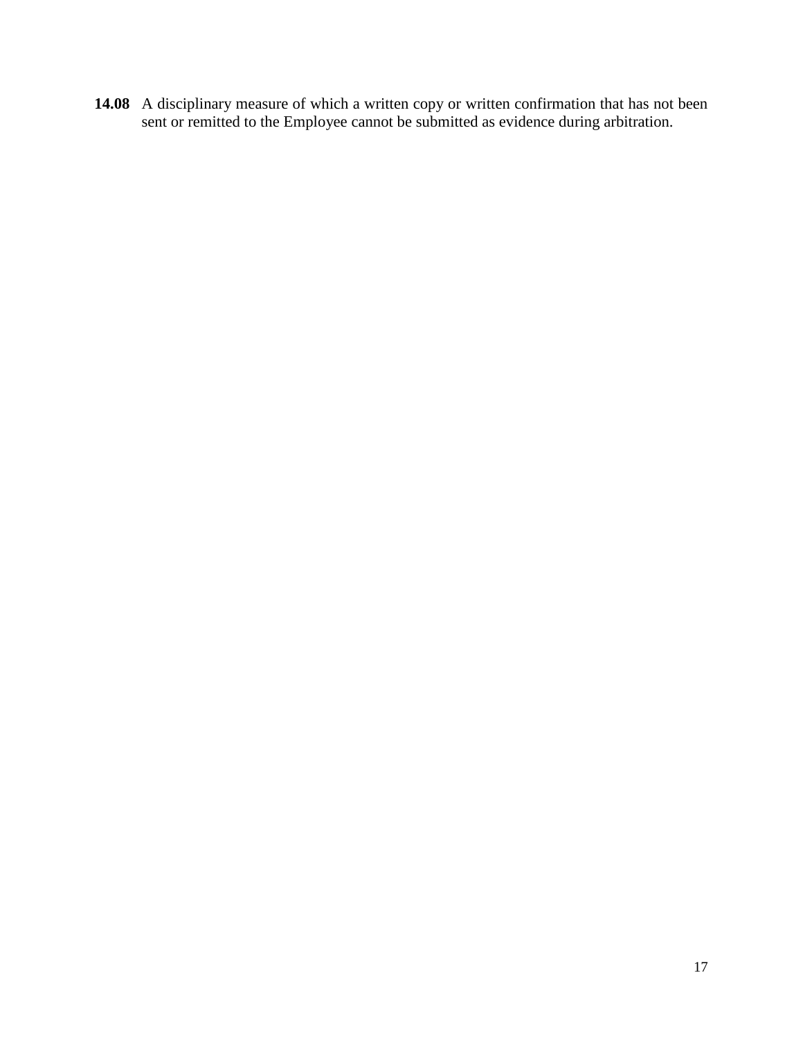**14.08** A disciplinary measure of which a written copy or written confirmation that has not been sent or remitted to the Employee cannot be submitted as evidence during arbitration.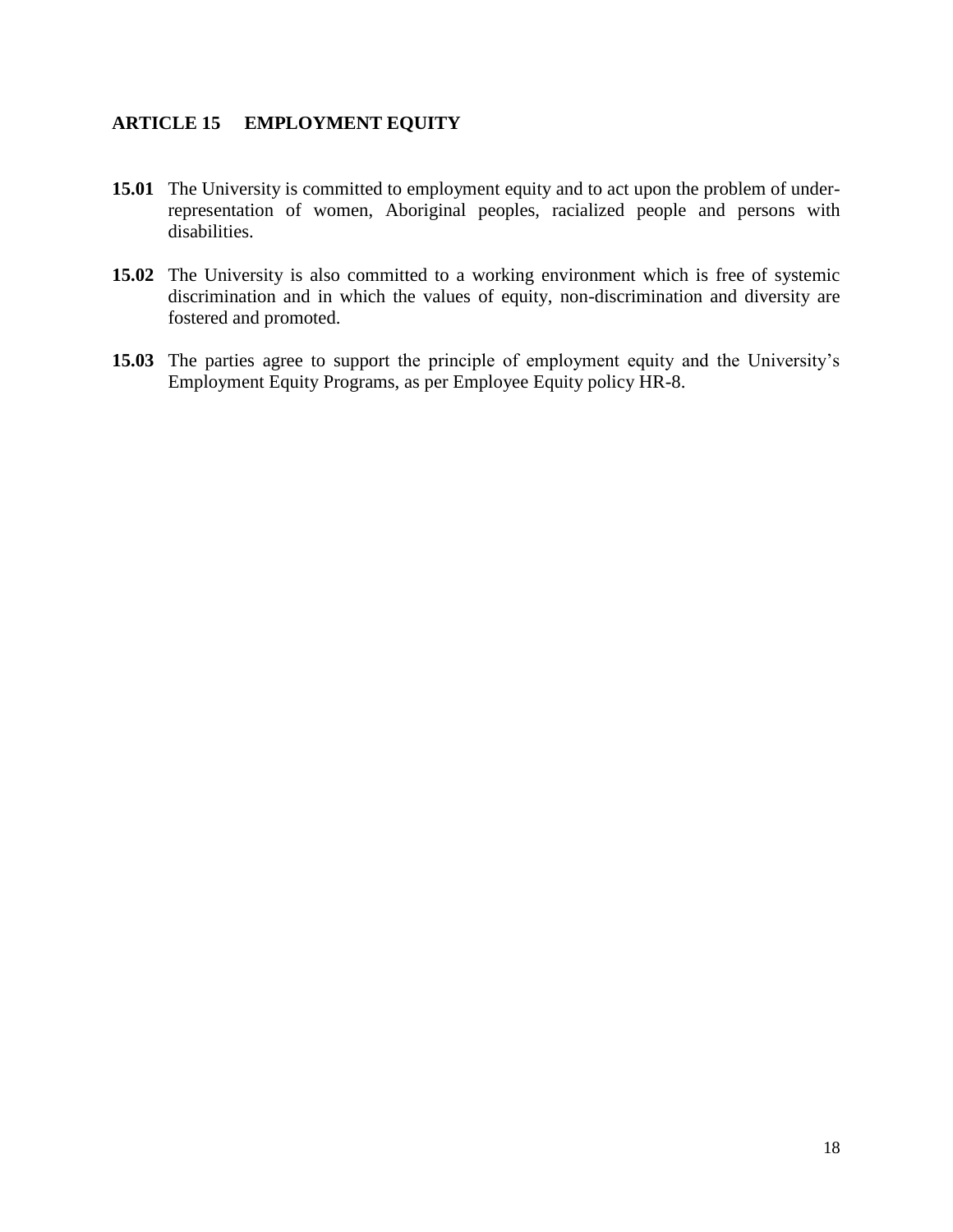## ARTICLE 15 EMPLOYMENT EQUITY

**15.01** The University is committed to employment equity and to act upon the problem of under-representation of women, Aboriginal peoples, racialized people and persons with disabilities.

**15.02** The University is also committed to a working environment which is free of systemic discrimination and in which the values of equity, non-discrimination and diversity are fostered and promoted.

**15.03** The parties agree to support the principle of employment equity and the University's Employment Equity Programs, as per Employee Equity policy HR-8.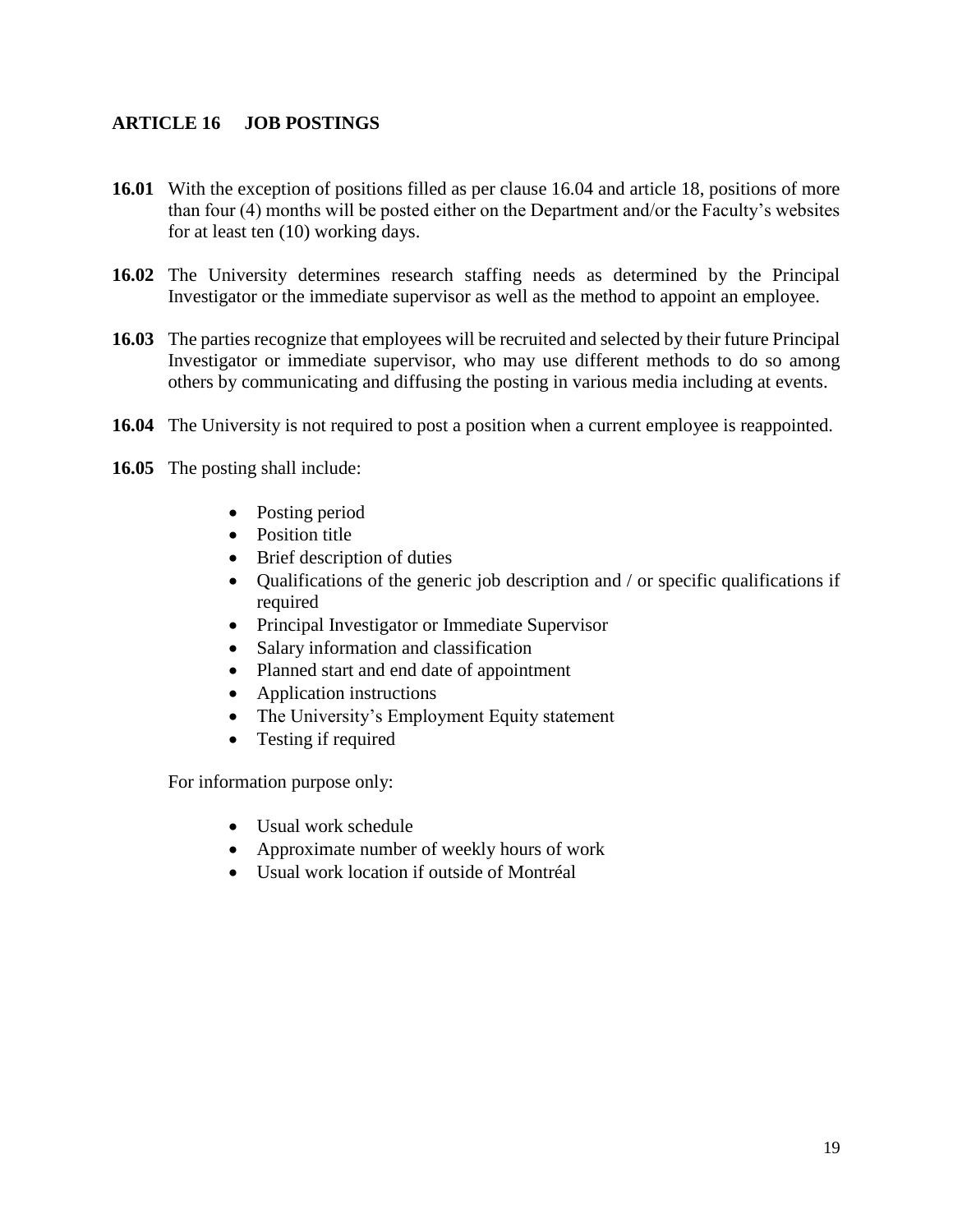## ARTICLE 16 JOB POSTINGS

**16.01** With the exception of positions filled as per clause 16.04 and article 18, positions of more than four (4) months will be posted either on the Department and/or the Faculty's websites for at least ten (10) working days.

**16.02** The University determines research staffing needs as determined by the Principal Investigator or the immediate supervisor as well as the method to appoint an employee.

**16.03** The parties recognize that employees will be recruited and selected by their future Principal Investigator or immediate supervisor, who may use different methods to do so among others by communicating and diffusing the posting in various media including at events.

**16.04** The University is not required to post a position when a current employee is reappointed.

**16.05** The posting shall include:

- Posting period
- Position title
- Brief description of duties
- Qualifications of the generic job description and / or specific qualifications if required
- Principal Investigator or Immediate Supervisor
- Salary information and classification
- Planned start and end date of appointment
- Application instructions
- The University's Employment Equity statement
- Testing if required

For information purpose only:

- Usual work schedule
- Approximate number of weekly hours of work
- Usual work location if outside of Montréal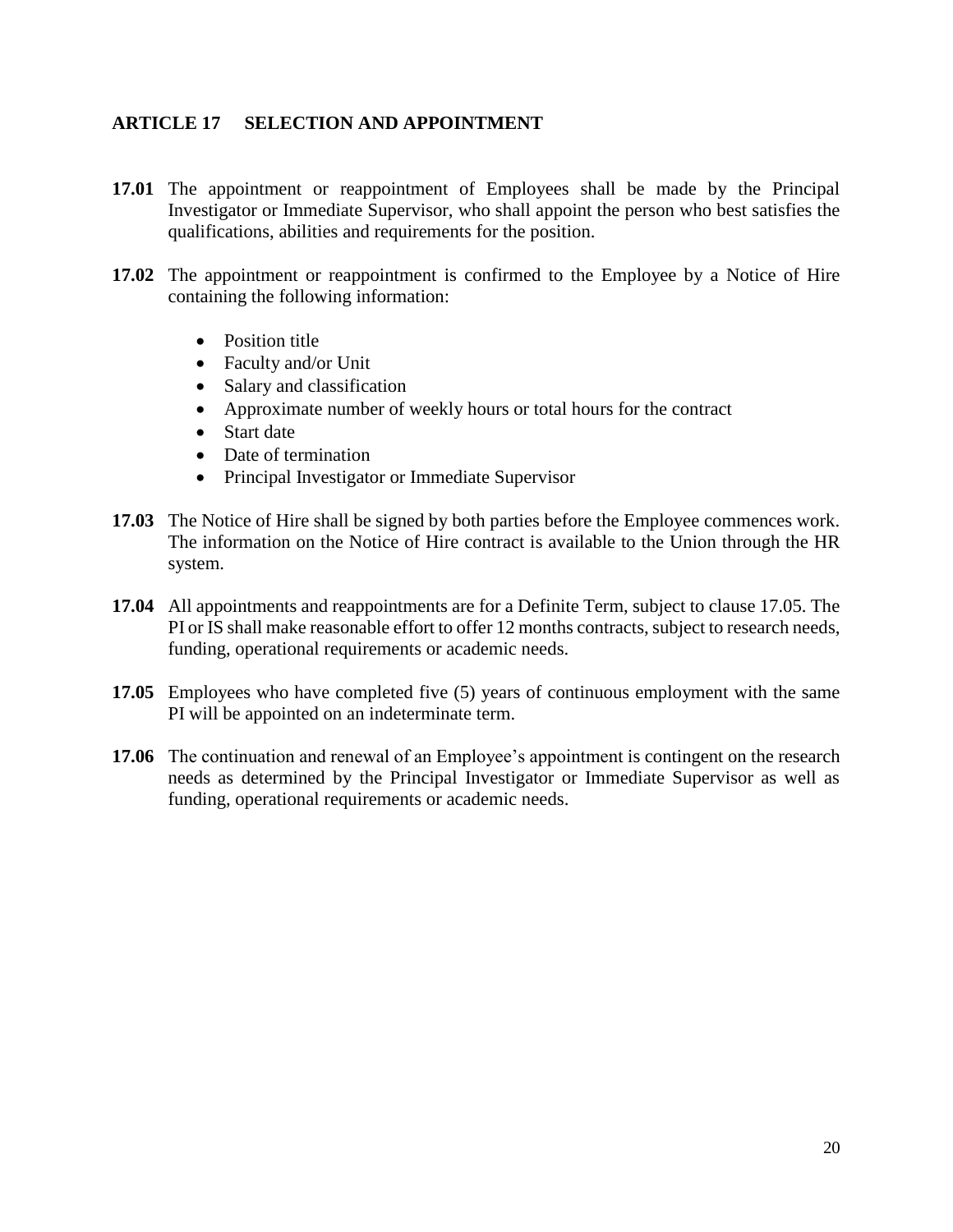## ARTICLE 17 SELECTION AND APPOINTMENT

**17.01** The appointment or reappointment of Employees shall be made by the Principal Investigator or Immediate Supervisor, who shall appoint the person who best satisfies the qualifications, abilities and requirements for the position.

**17.02** The appointment or reappointment is confirmed to the Employee by a Notice of Hire containing the following information:

- Position title
- Faculty and/or Unit
- Salary and classification
- Approximate number of weekly hours or total hours for the contract
- Start date
- Date of termination
- Principal Investigator or Immediate Supervisor

**17.03** The Notice of Hire shall be signed by both parties before the Employee commences work. The information on the Notice of Hire contract is available to the Union through the HR system.

**17.04** All appointments and reappointments are for a Definite Term, subject to clause 17.05. The PI or IS shall make reasonable effort to offer 12 months contracts, subject to research needs, funding, operational requirements or academic needs.

**17.05** Employees who have completed five (5) years of continuous employment with the same PI will be appointed on an indeterminate term.

**17.06** The continuation and renewal of an Employee's appointment is contingent on the research needs as determined by the Principal Investigator or Immediate Supervisor as well as funding, operational requirements or academic needs.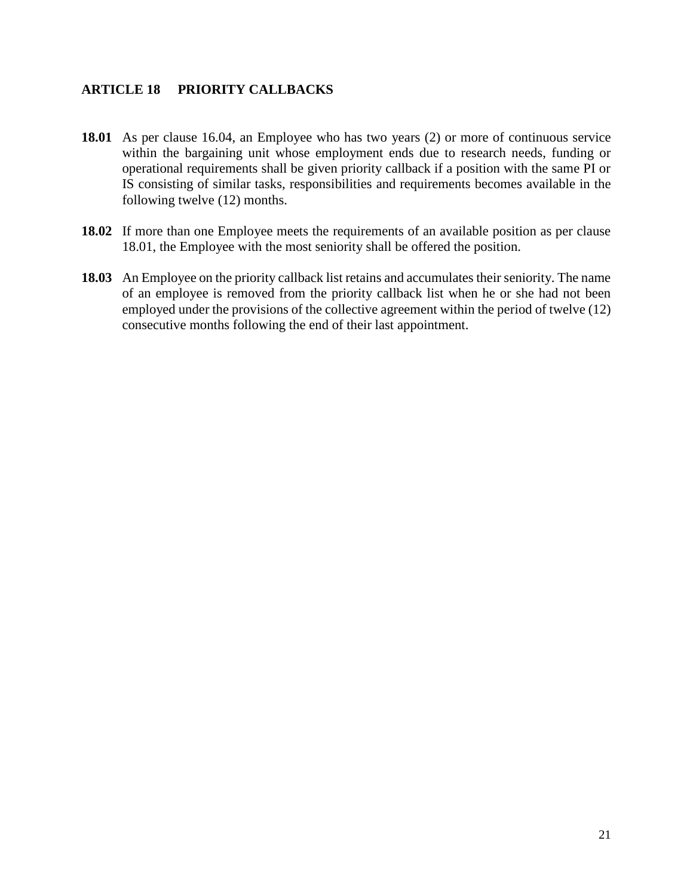## ARTICLE 18 PRIORITY CALLBACKS

**18.01** As per clause 16.04, an Employee who has two years (2) or more of continuous service within the bargaining unit whose employment ends due to research needs, funding or operational requirements shall be given priority callback if a position with the same PI or IS consisting of similar tasks, responsibilities and requirements becomes available in the following twelve (12) months.

**18.02** If more than one Employee meets the requirements of an available position as per clause 18.01, the Employee with the most seniority shall be offered the position.

**18.03** An Employee on the priority callback list retains and accumulates their seniority. The name of an employee is removed from the priority callback list when he or she had not been employed under the provisions of the collective agreement within the period of twelve (12) consecutive months following the end of their last appointment.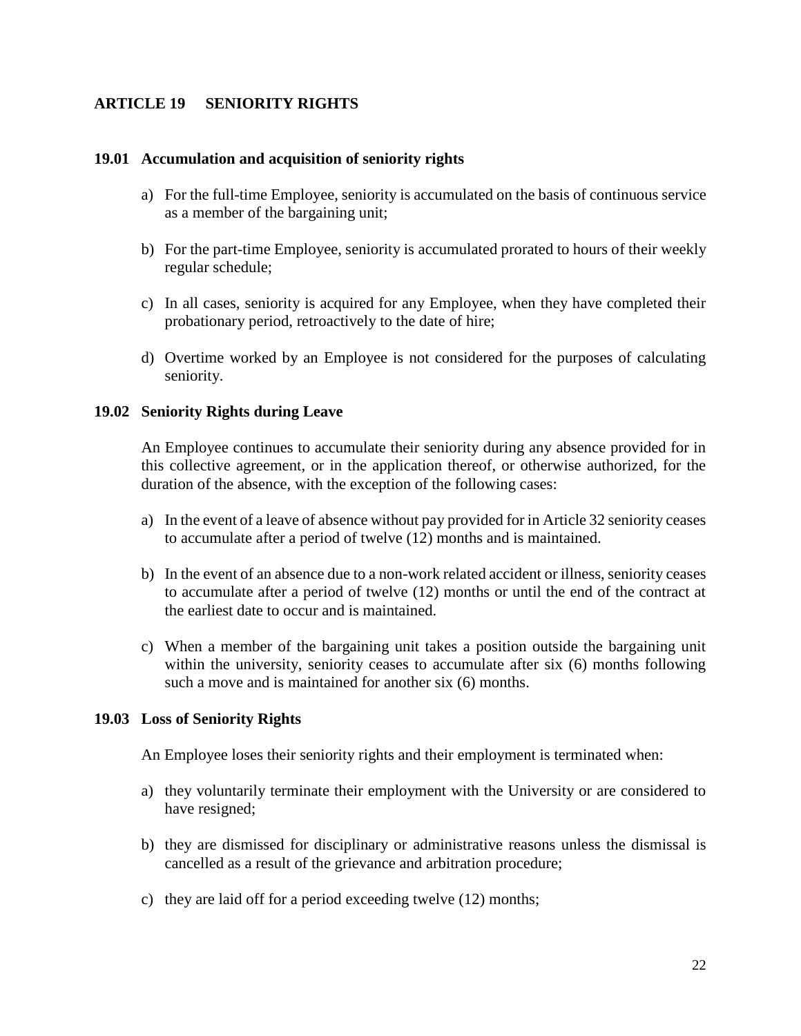## ARTICLE 19 SENIORITY RIGHTS

### 19.01 Accumulation and acquisition of seniority rights

a) For the full-time Employee, seniority is accumulated on the basis of continuous service as a member of the bargaining unit;

b) For the part-time Employee, seniority is accumulated prorated to hours of their weekly regular schedule;

c) In all cases, seniority is acquired for any Employee, when they have completed their probationary period, retroactively to the date of hire;

d) Overtime worked by an Employee is not considered for the purposes of calculating seniority.

### 19.02 Seniority Rights during Leave

An Employee continues to accumulate their seniority during any absence provided for in this collective agreement, or in the application thereof, or otherwise authorized, for the duration of the absence, with the exception of the following cases:

a) In the event of a leave of absence without pay provided for in Article 32 seniority ceases to accumulate after a period of twelve (12) months and is maintained.

b) In the event of an absence due to a non-work related accident or illness, seniority ceases to accumulate after a period of twelve (12) months or until the end of the contract at the earliest date to occur and is maintained.

c) When a member of the bargaining unit takes a position outside the bargaining unit within the university, seniority ceases to accumulate after six (6) months following such a move and is maintained for another six (6) months.

### 19.03 Loss of Seniority Rights

An Employee loses their seniority rights and their employment is terminated when:

a) they voluntarily terminate their employment with the University or are considered to have resigned;

b) they are dismissed for disciplinary or administrative reasons unless the dismissal is cancelled as a result of the grievance and arbitration procedure;

c) they are laid off for a period exceeding twelve (12) months;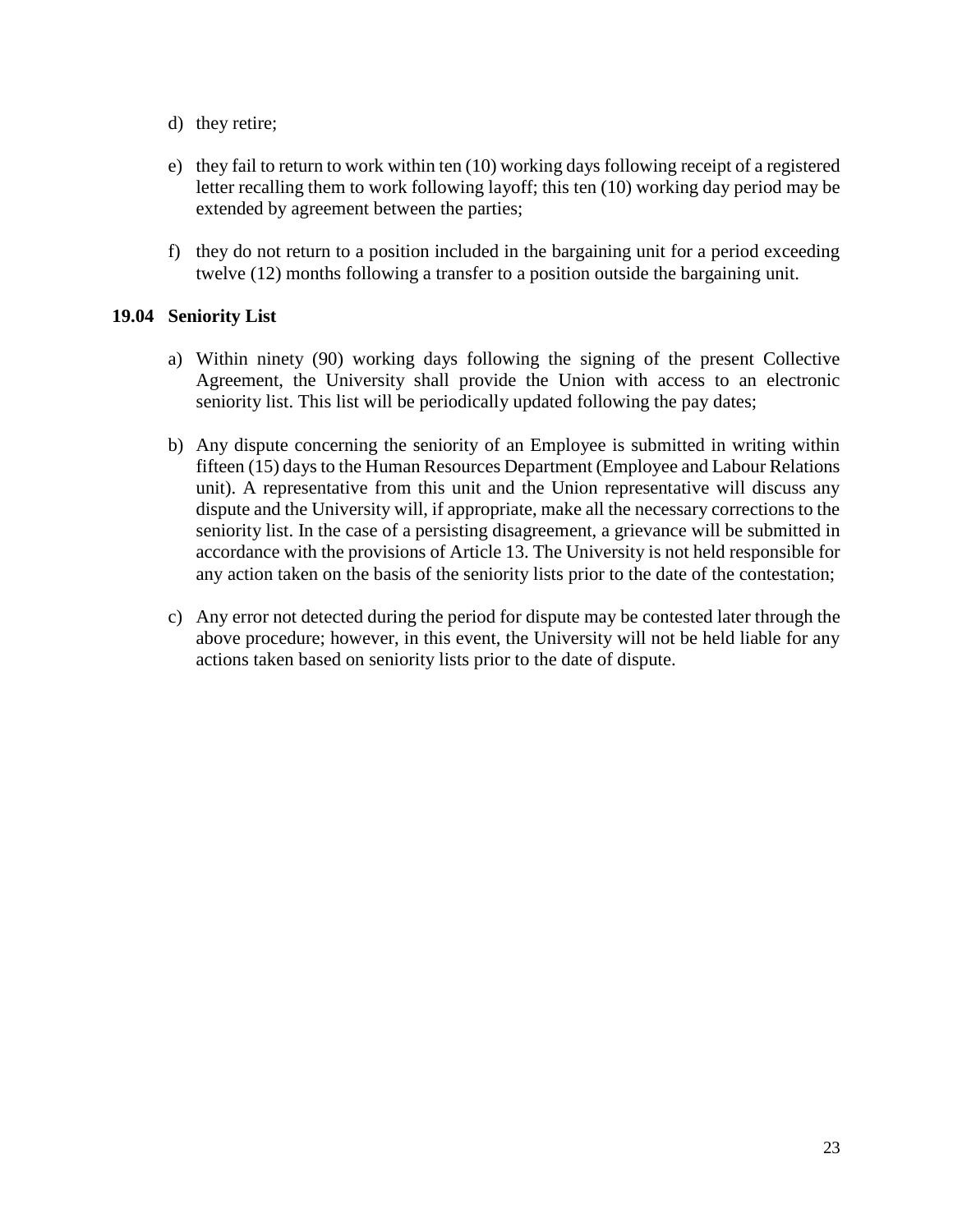d) they retire;

e) they fail to return to work within ten (10) working days following receipt of a registered letter recalling them to work following layoff; this ten (10) working day period may be extended by agreement between the parties;

f) they do not return to a position included in the bargaining unit for a period exceeding twelve (12) months following a transfer to a position outside the bargaining unit.

### 19.04 Seniority List

a) Within ninety (90) working days following the signing of the present Collective Agreement, the University shall provide the Union with access to an electronic seniority list. This list will be periodically updated following the pay dates;

b) Any dispute concerning the seniority of an Employee is submitted in writing within fifteen (15) days to the Human Resources Department (Employee and Labour Relations unit). A representative from this unit and the Union representative will discuss any dispute and the University will, if appropriate, make all the necessary corrections to the seniority list. In the case of a persisting disagreement, a grievance will be submitted in accordance with the provisions of Article 13. The University is not held responsible for any action taken on the basis of the seniority lists prior to the date of the contestation;

c) Any error not detected during the period for dispute may be contested later through the above procedure; however, in this event, the University will not be held liable for any actions taken based on seniority lists prior to the date of dispute.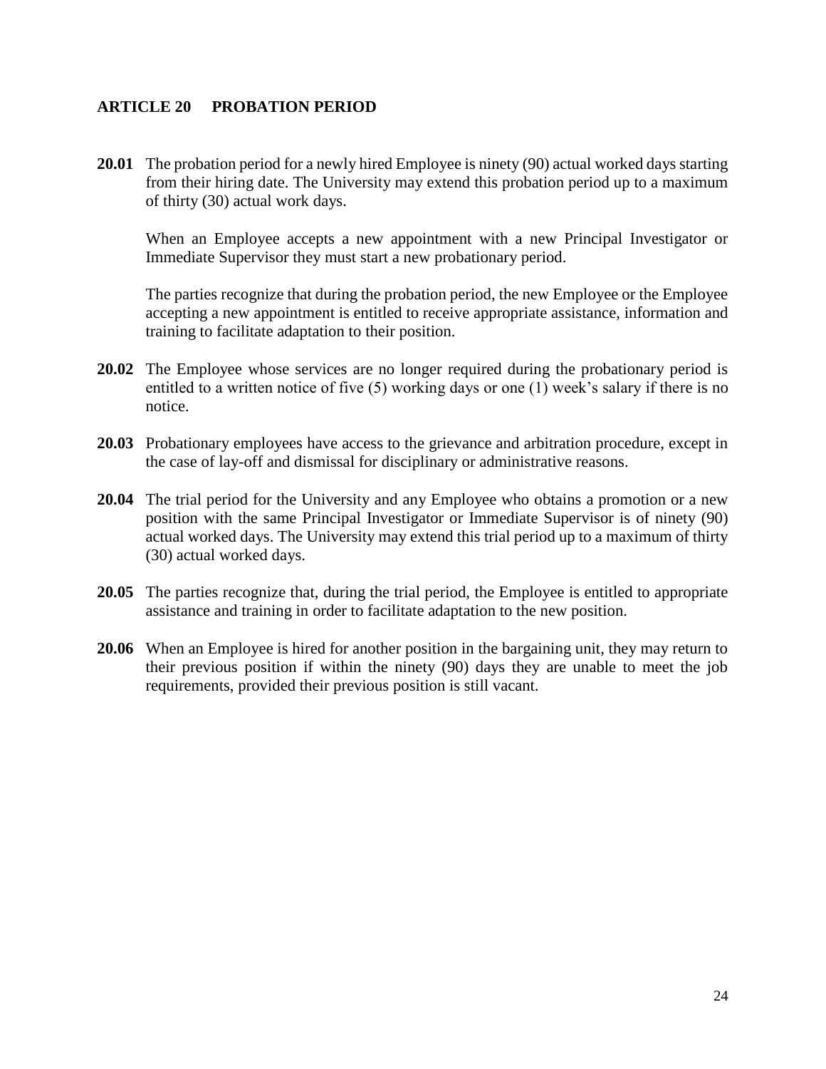## ARTICLE 20 PROBATION PERIOD

**20.01** The probation period for a newly hired Employee is ninety (90) actual worked days starting from their hiring date. The University may extend this probation period up to a maximum of thirty (30) actual work days.

When an Employee accepts a new appointment with a new Principal Investigator or Immediate Supervisor they must start a new probationary period.

The parties recognize that during the probation period, the new Employee or the Employee accepting a new appointment is entitled to receive appropriate assistance, information and training to facilitate adaptation to their position.

**20.02** The Employee whose services are no longer required during the probationary period is entitled to a written notice of five (5) working days or one (1) week's salary if there is no notice.

**20.03** Probationary employees have access to the grievance and arbitration procedure, except in the case of lay-off and dismissal for disciplinary or administrative reasons.

**20.04** The trial period for the University and any Employee who obtains a promotion or a new position with the same Principal Investigator or Immediate Supervisor is of ninety (90) actual worked days. The University may extend this trial period up to a maximum of thirty (30) actual worked days.

**20.05** The parties recognize that, during the trial period, the Employee is entitled to appropriate assistance and training in order to facilitate adaptation to the new position.

**20.06** When an Employee is hired for another position in the bargaining unit, they may return to their previous position if within the ninety (90) days they are unable to meet the job requirements, provided their previous position is still vacant.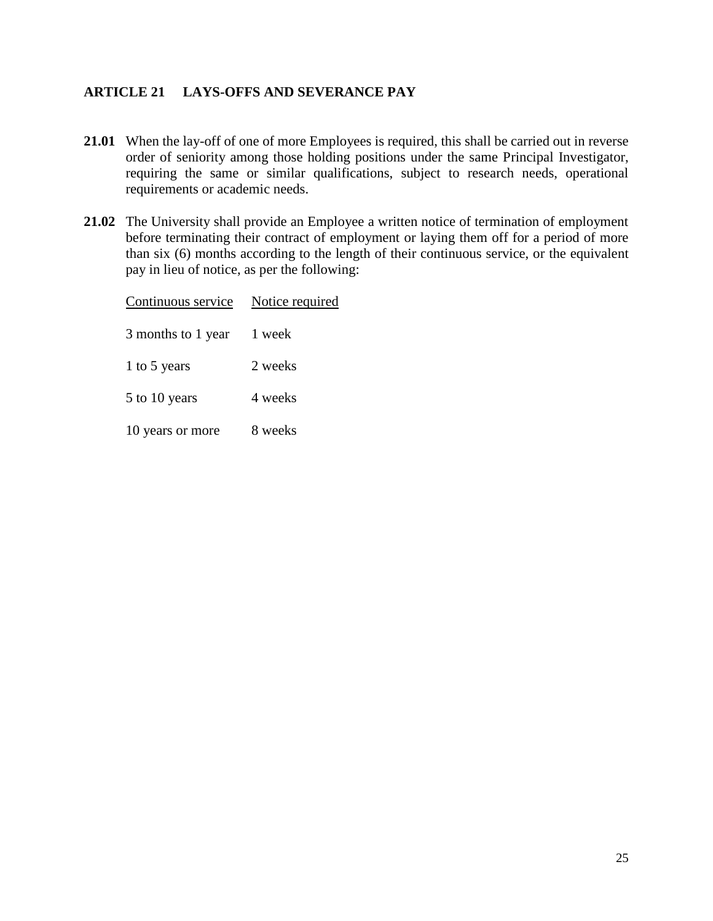## ARTICLE 21 LAYS-OFFS AND SEVERANCE PAY

**21.01** When the lay-off of one of more Employees is required, this shall be carried out in reverse order of seniority among those holding positions under the same Principal Investigator, requiring the same or similar qualifications, subject to research needs, operational requirements or academic needs.

**21.02** The University shall provide an Employee a written notice of termination of employment before terminating their contract of employment or laying them off for a period of more than six (6) months according to the length of their continuous service, or the equivalent pay in lieu of notice, as per the following:

| Continuous service | Notice required |
|---|---|
| 3 months to 1 year | 1 week |
| 1 to 5 years | 2 weeks |
| 5 to 10 years | 4 weeks |
| 10 years or more | 8 weeks |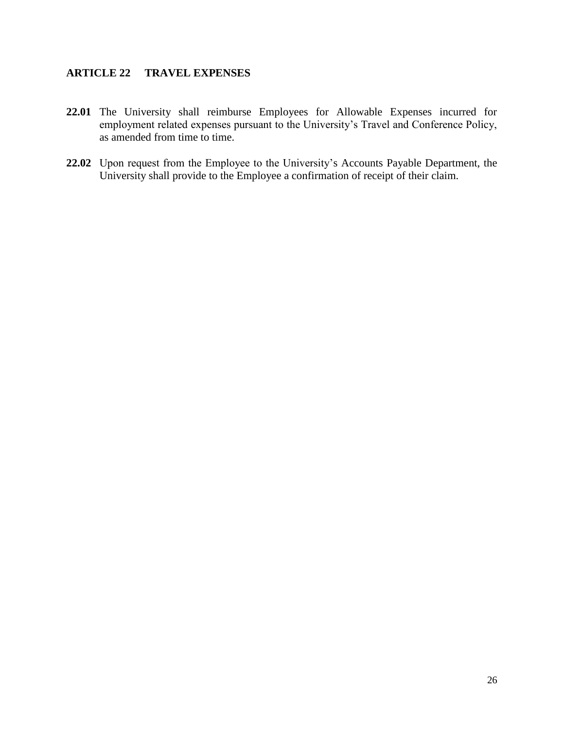## ARTICLE 22 TRAVEL EXPENSES

**22.01** The University shall reimburse Employees for Allowable Expenses incurred for employment related expenses pursuant to the University's Travel and Conference Policy, as amended from time to time.

**22.02** Upon request from the Employee to the University's Accounts Payable Department, the University shall provide to the Employee a confirmation of receipt of their claim.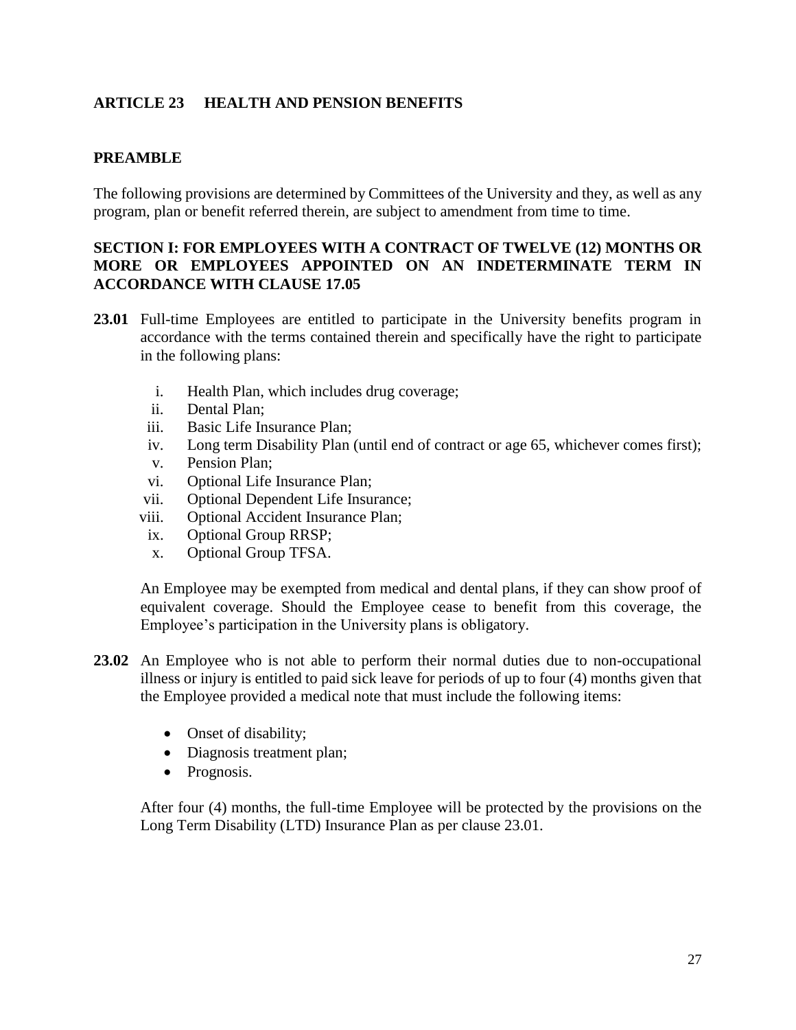## ARTICLE 23 HEALTH AND PENSION BENEFITS

### PREAMBLE

The following provisions are determined by Committees of the University and they, as well as any program, plan or benefit referred therein, are subject to amendment from time to time.

### SECTION I: FOR EMPLOYEES WITH A CONTRACT OF TWELVE (12) MONTHS OR MORE OR EMPLOYEES APPOINTED ON AN INDETERMINATE TERM IN ACCORDANCE WITH CLAUSE 17.05

**23.01** Full-time Employees are entitled to participate in the University benefits program in accordance with the terms contained therein and specifically have the right to participate in the following plans:

i. Health Plan, which includes drug coverage;
ii. Dental Plan;
iii. Basic Life Insurance Plan;
iv. Long term Disability Plan (until end of contract or age 65, whichever comes first);
v. Pension Plan;
vi. Optional Life Insurance Plan;
vii. Optional Dependent Life Insurance;
viii. Optional Accident Insurance Plan;
ix. Optional Group RRSP;
x. Optional Group TFSA.

An Employee may be exempted from medical and dental plans, if they can show proof of equivalent coverage. Should the Employee cease to benefit from this coverage, the Employee's participation in the University plans is obligatory.

**23.02** An Employee who is not able to perform their normal duties due to non-occupational illness or injury is entitled to paid sick leave for periods of up to four (4) months given that the Employee provided a medical note that must include the following items:

- Onset of disability;
- Diagnosis treatment plan;
- Prognosis.

After four (4) months, the full-time Employee will be protected by the provisions on the Long Term Disability (LTD) Insurance Plan as per clause 23.01.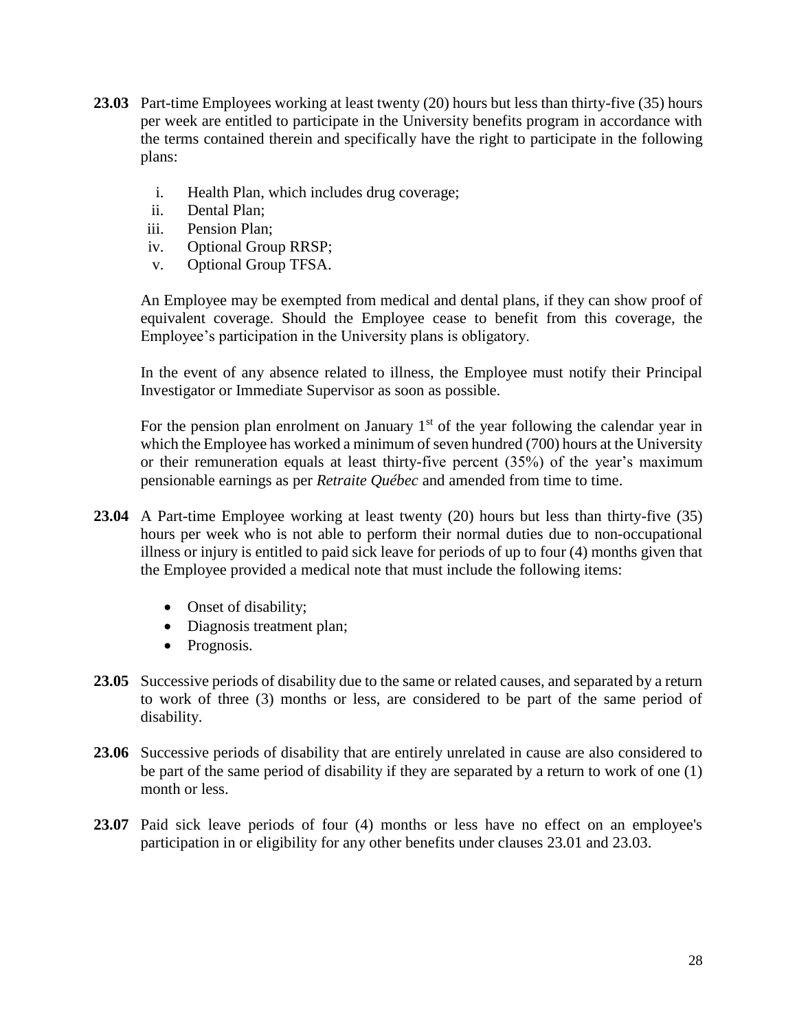**23.03** Part-time Employees working at least twenty (20) hours but less than thirty-five (35) hours per week are entitled to participate in the University benefits program in accordance with the terms contained therein and specifically have the right to participate in the following plans:

i. Health Plan, which includes drug coverage;
ii. Dental Plan;
iii. Pension Plan;
iv. Optional Group RRSP;
v. Optional Group TFSA.

An Employee may be exempted from medical and dental plans, if they can show proof of equivalent coverage. Should the Employee cease to benefit from this coverage, the Employee's participation in the University plans is obligatory.

In the event of any absence related to illness, the Employee must notify their Principal Investigator or Immediate Supervisor as soon as possible.

For the pension plan enrolment on January 1st of the year following the calendar year in which the Employee has worked a minimum of seven hundred (700) hours at the University or their remuneration equals at least thirty-five percent (35%) of the year's maximum pensionable earnings as per *Retraite Québec* and amended from time to time.

**23.04** A Part-time Employee working at least twenty (20) hours but less than thirty-five (35) hours per week who is not able to perform their normal duties due to non-occupational illness or injury is entitled to paid sick leave for periods of up to four (4) months given that the Employee provided a medical note that must include the following items:

- Onset of disability;
- Diagnosis treatment plan;
- Prognosis.

**23.05** Successive periods of disability due to the same or related causes, and separated by a return to work of three (3) months or less, are considered to be part of the same period of disability.

**23.06** Successive periods of disability that are entirely unrelated in cause are also considered to be part of the same period of disability if they are separated by a return to work of one (1) month or less.

**23.07** Paid sick leave periods of four (4) months or less have no effect on an employee's participation in or eligibility for any other benefits under clauses 23.01 and 23.03.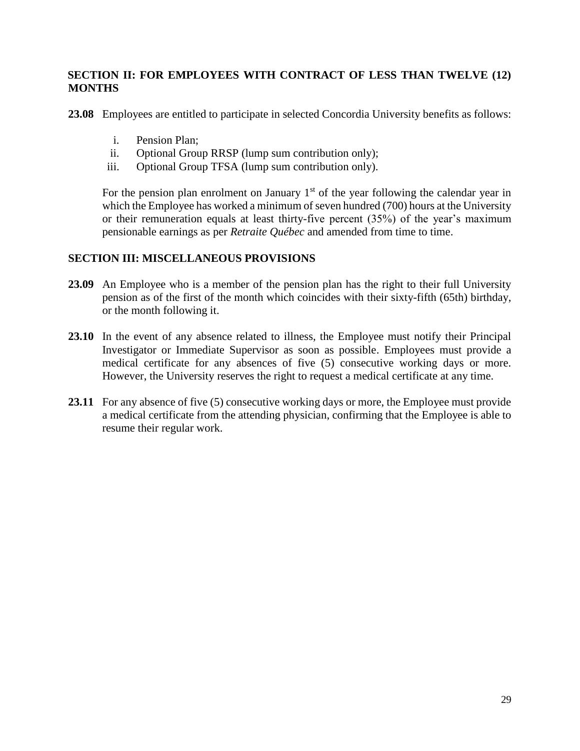### SECTION II: FOR EMPLOYEES WITH CONTRACT OF LESS THAN TWELVE (12) MONTHS

**23.08** Employees are entitled to participate in selected Concordia University benefits as follows:

i. Pension Plan;
ii. Optional Group RRSP (lump sum contribution only);
iii. Optional Group TFSA (lump sum contribution only).

For the pension plan enrolment on January 1st of the year following the calendar year in which the Employee has worked a minimum of seven hundred (700) hours at the University or their remuneration equals at least thirty-five percent (35%) of the year's maximum pensionable earnings as per *Retraite Québec* and amended from time to time.

### SECTION III: MISCELLANEOUS PROVISIONS

**23.09** An Employee who is a member of the pension plan has the right to their full University pension as of the first of the month which coincides with their sixty-fifth (65th) birthday, or the month following it.

**23.10** In the event of any absence related to illness, the Employee must notify their Principal Investigator or Immediate Supervisor as soon as possible. Employees must provide a medical certificate for any absences of five (5) consecutive working days or more. However, the University reserves the right to request a medical certificate at any time.

**23.11** For any absence of five (5) consecutive working days or more, the Employee must provide a medical certificate from the attending physician, confirming that the Employee is able to resume their regular work.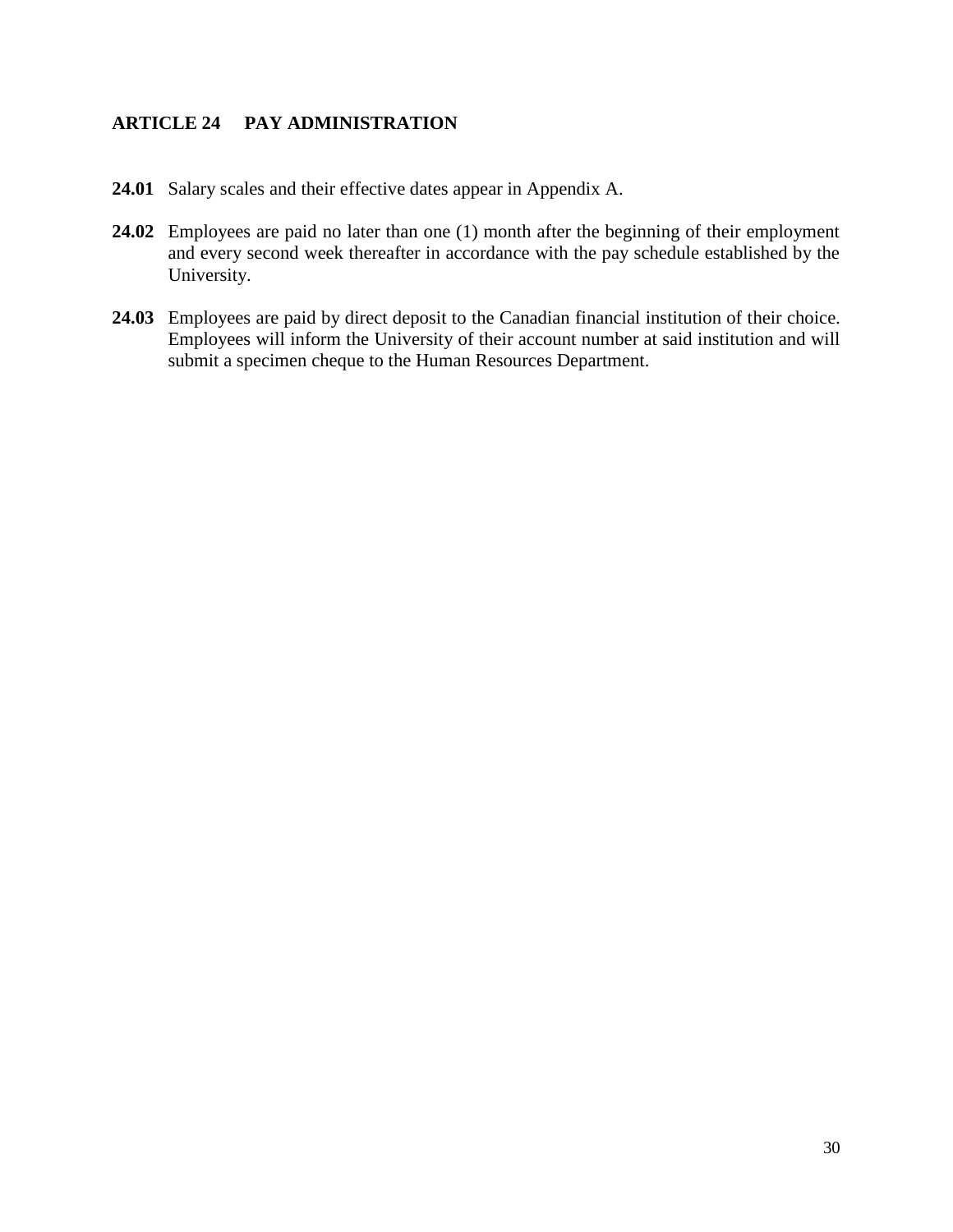## ARTICLE 24 PAY ADMINISTRATION

**24.01** Salary scales and their effective dates appear in Appendix A.

**24.02** Employees are paid no later than one (1) month after the beginning of their employment and every second week thereafter in accordance with the pay schedule established by the University.

**24.03** Employees are paid by direct deposit to the Canadian financial institution of their choice. Employees will inform the University of their account number at said institution and will submit a specimen cheque to the Human Resources Department.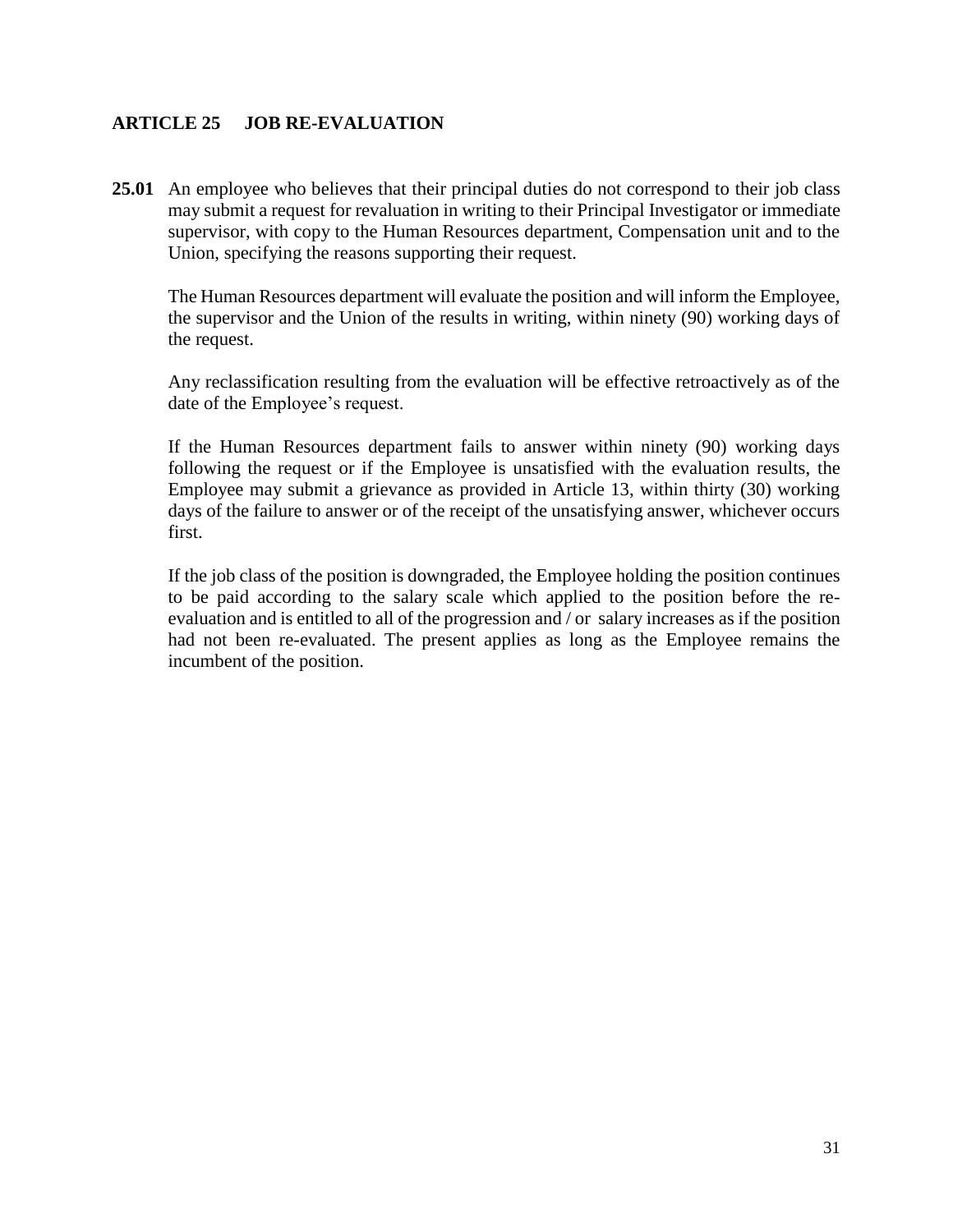## ARTICLE 25 JOB RE-EVALUATION

**25.01** An employee who believes that their principal duties do not correspond to their job class may submit a request for revaluation in writing to their Principal Investigator or immediate supervisor, with copy to the Human Resources department, Compensation unit and to the Union, specifying the reasons supporting their request.

The Human Resources department will evaluate the position and will inform the Employee, the supervisor and the Union of the results in writing, within ninety (90) working days of the request.

Any reclassification resulting from the evaluation will be effective retroactively as of the date of the Employee's request.

If the Human Resources department fails to answer within ninety (90) working days following the request or if the Employee is unsatisfied with the evaluation results, the Employee may submit a grievance as provided in Article 13, within thirty (30) working days of the failure to answer or of the receipt of the unsatisfying answer, whichever occurs first.

If the job class of the position is downgraded, the Employee holding the position continues to be paid according to the salary scale which applied to the position before the re-evaluation and is entitled to all of the progression and / or salary increases as if the position had not been re-evaluated. The present applies as long as the Employee remains the incumbent of the position.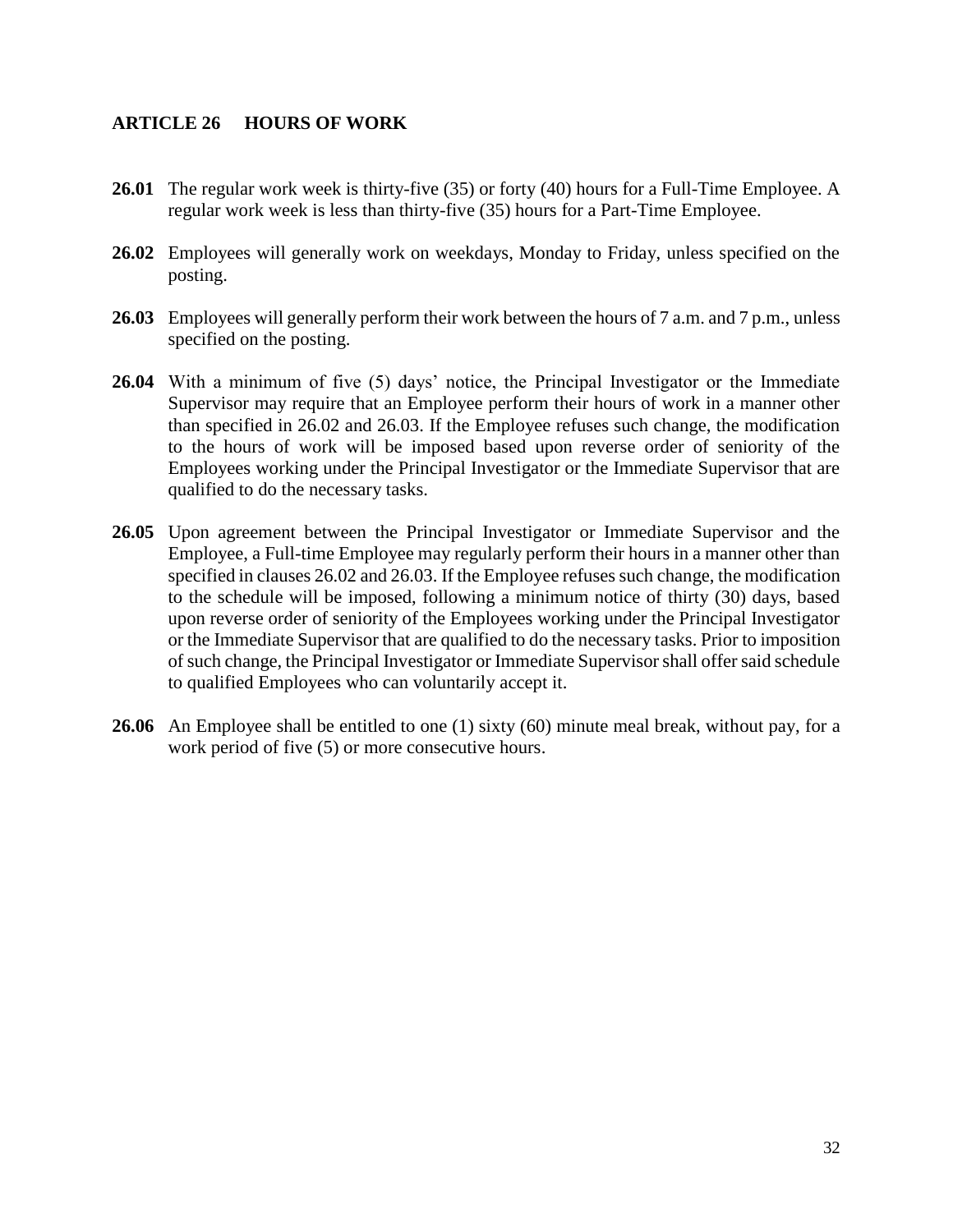## ARTICLE 26 HOURS OF WORK

**26.01** The regular work week is thirty-five (35) or forty (40) hours for a Full-Time Employee. A regular work week is less than thirty-five (35) hours for a Part-Time Employee.

**26.02** Employees will generally work on weekdays, Monday to Friday, unless specified on the posting.

**26.03** Employees will generally perform their work between the hours of 7 a.m. and 7 p.m., unless specified on the posting.

**26.04** With a minimum of five (5) days' notice, the Principal Investigator or the Immediate Supervisor may require that an Employee perform their hours of work in a manner other than specified in 26.02 and 26.03. If the Employee refuses such change, the modification to the hours of work will be imposed based upon reverse order of seniority of the Employees working under the Principal Investigator or the Immediate Supervisor that are qualified to do the necessary tasks.

**26.05** Upon agreement between the Principal Investigator or Immediate Supervisor and the Employee, a Full-time Employee may regularly perform their hours in a manner other than specified in clauses 26.02 and 26.03. If the Employee refuses such change, the modification to the schedule will be imposed, following a minimum notice of thirty (30) days, based upon reverse order of seniority of the Employees working under the Principal Investigator or the Immediate Supervisor that are qualified to do the necessary tasks. Prior to imposition of such change, the Principal Investigator or Immediate Supervisor shall offer said schedule to qualified Employees who can voluntarily accept it.

**26.06** An Employee shall be entitled to one (1) sixty (60) minute meal break, without pay, for a work period of five (5) or more consecutive hours.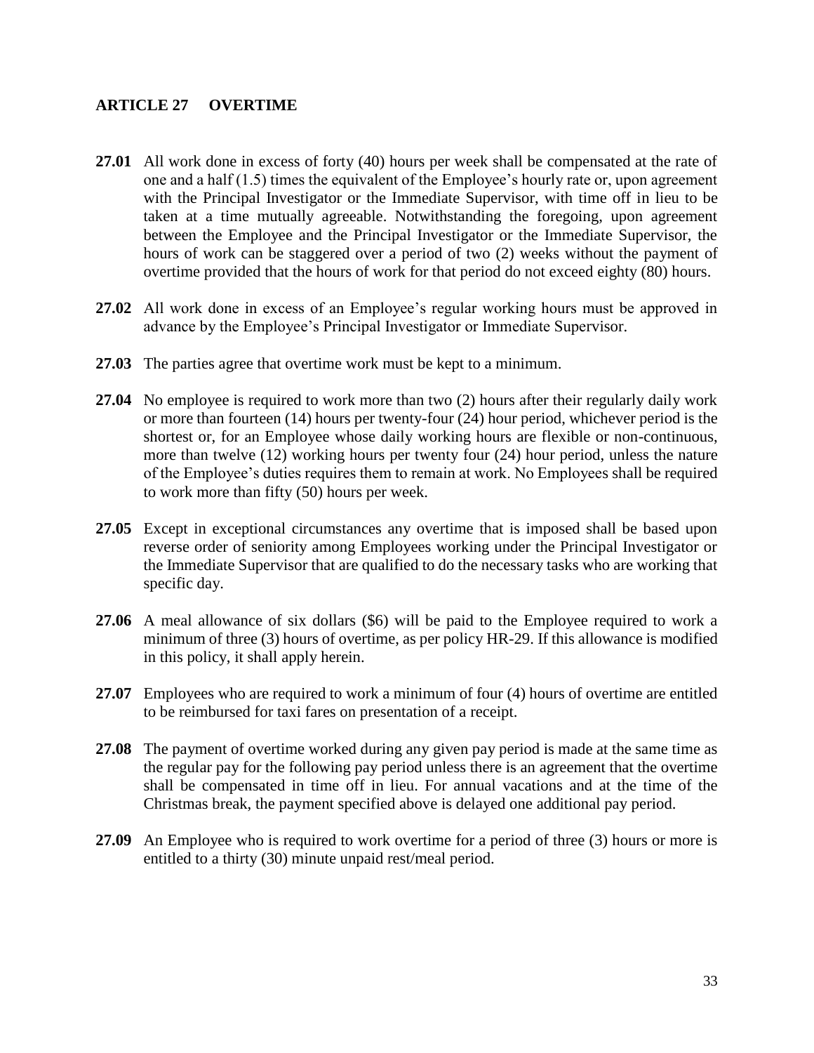## ARTICLE 27 OVERTIME

**27.01** All work done in excess of forty (40) hours per week shall be compensated at the rate of one and a half (1.5) times the equivalent of the Employee's hourly rate or, upon agreement with the Principal Investigator or the Immediate Supervisor, with time off in lieu to be taken at a time mutually agreeable. Notwithstanding the foregoing, upon agreement between the Employee and the Principal Investigator or the Immediate Supervisor, the hours of work can be staggered over a period of two (2) weeks without the payment of overtime provided that the hours of work for that period do not exceed eighty (80) hours.

**27.02** All work done in excess of an Employee's regular working hours must be approved in advance by the Employee's Principal Investigator or Immediate Supervisor.

**27.03** The parties agree that overtime work must be kept to a minimum.

**27.04** No employee is required to work more than two (2) hours after their regularly daily work or more than fourteen (14) hours per twenty-four (24) hour period, whichever period is the shortest or, for an Employee whose daily working hours are flexible or non-continuous, more than twelve (12) working hours per twenty four (24) hour period, unless the nature of the Employee's duties requires them to remain at work. No Employees shall be required to work more than fifty (50) hours per week.

**27.05** Except in exceptional circumstances any overtime that is imposed shall be based upon reverse order of seniority among Employees working under the Principal Investigator or the Immediate Supervisor that are qualified to do the necessary tasks who are working that specific day.

**27.06** A meal allowance of six dollars ($6) will be paid to the Employee required to work a minimum of three (3) hours of overtime, as per policy HR-29. If this allowance is modified in this policy, it shall apply herein.

**27.07** Employees who are required to work a minimum of four (4) hours of overtime are entitled to be reimbursed for taxi fares on presentation of a receipt.

**27.08** The payment of overtime worked during any given pay period is made at the same time as the regular pay for the following pay period unless there is an agreement that the overtime shall be compensated in time off in lieu. For annual vacations and at the time of the Christmas break, the payment specified above is delayed one additional pay period.

**27.09** An Employee who is required to work overtime for a period of three (3) hours or more is entitled to a thirty (30) minute unpaid rest/meal period.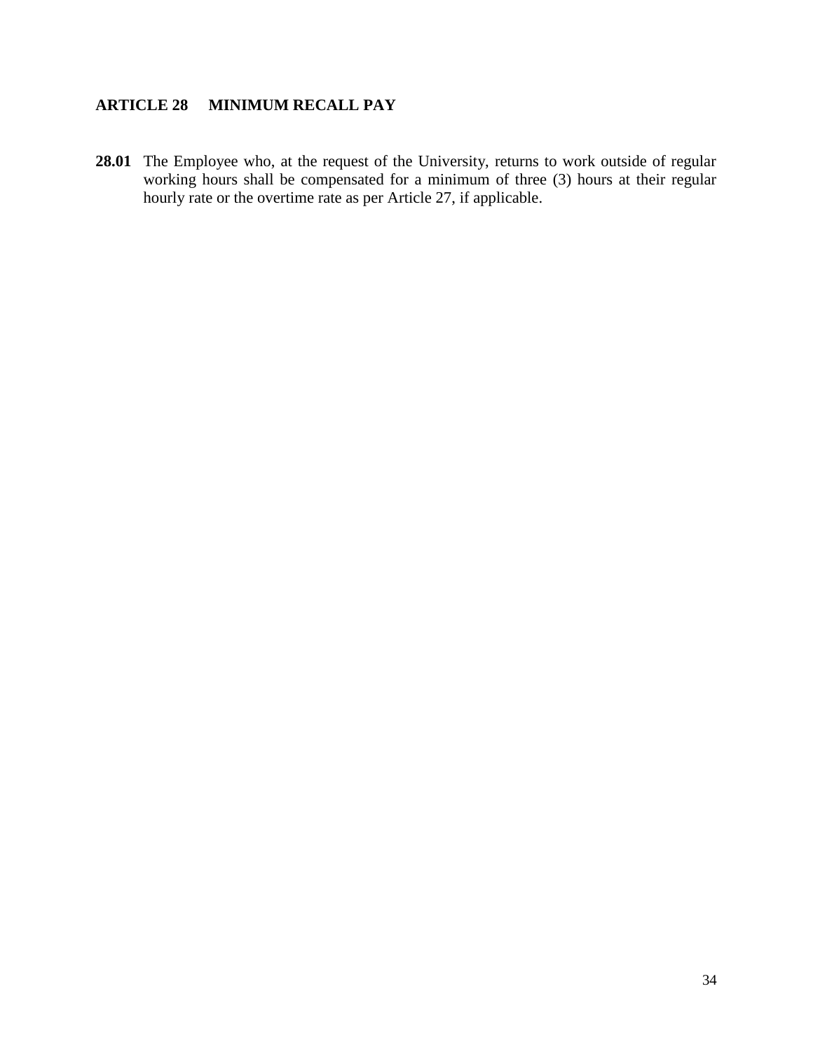## ARTICLE 28 MINIMUM RECALL PAY

**28.01** The Employee who, at the request of the University, returns to work outside of regular working hours shall be compensated for a minimum of three (3) hours at their regular hourly rate or the overtime rate as per Article 27, if applicable.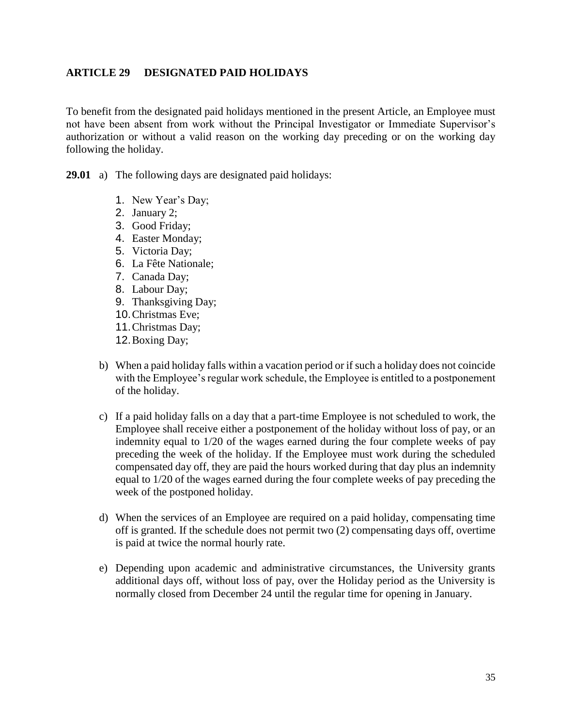## ARTICLE 29 DESIGNATED PAID HOLIDAYS

To benefit from the designated paid holidays mentioned in the present Article, an Employee must not have been absent from work without the Principal Investigator or Immediate Supervisor's authorization or without a valid reason on the working day preceding or on the working day following the holiday.

**29.01** a) The following days are designated paid holidays:

1. New Year's Day;
2. January 2;
3. Good Friday;
4. Easter Monday;
5. Victoria Day;
6. La Fête Nationale;
7. Canada Day;
8. Labour Day;
9. Thanksgiving Day;
10. Christmas Eve;
11. Christmas Day;
12. Boxing Day;

b) When a paid holiday falls within a vacation period or if such a holiday does not coincide with the Employee's regular work schedule, the Employee is entitled to a postponement of the holiday.

c) If a paid holiday falls on a day that a part-time Employee is not scheduled to work, the Employee shall receive either a postponement of the holiday without loss of pay, or an indemnity equal to 1/20 of the wages earned during the four complete weeks of pay preceding the week of the holiday. If the Employee must work during the scheduled compensated day off, they are paid the hours worked during that day plus an indemnity equal to 1/20 of the wages earned during the four complete weeks of pay preceding the week of the postponed holiday.

d) When the services of an Employee are required on a paid holiday, compensating time off is granted. If the schedule does not permit two (2) compensating days off, overtime is paid at twice the normal hourly rate.

e) Depending upon academic and administrative circumstances, the University grants additional days off, without loss of pay, over the Holiday period as the University is normally closed from December 24 until the regular time for opening in January.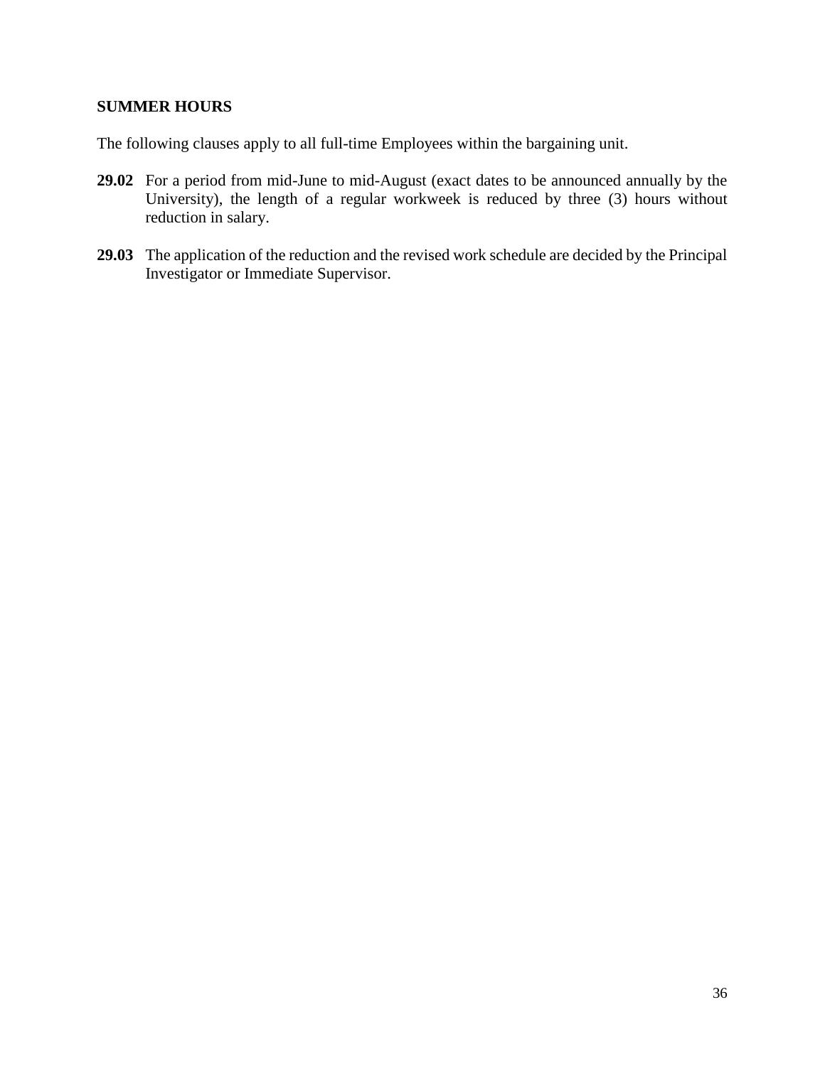## SUMMER HOURS

The following clauses apply to all full-time Employees within the bargaining unit.

**29.02** For a period from mid-June to mid-August (exact dates to be announced annually by the University), the length of a regular workweek is reduced by three (3) hours without reduction in salary.

**29.03** The application of the reduction and the revised work schedule are decided by the Principal Investigator or Immediate Supervisor.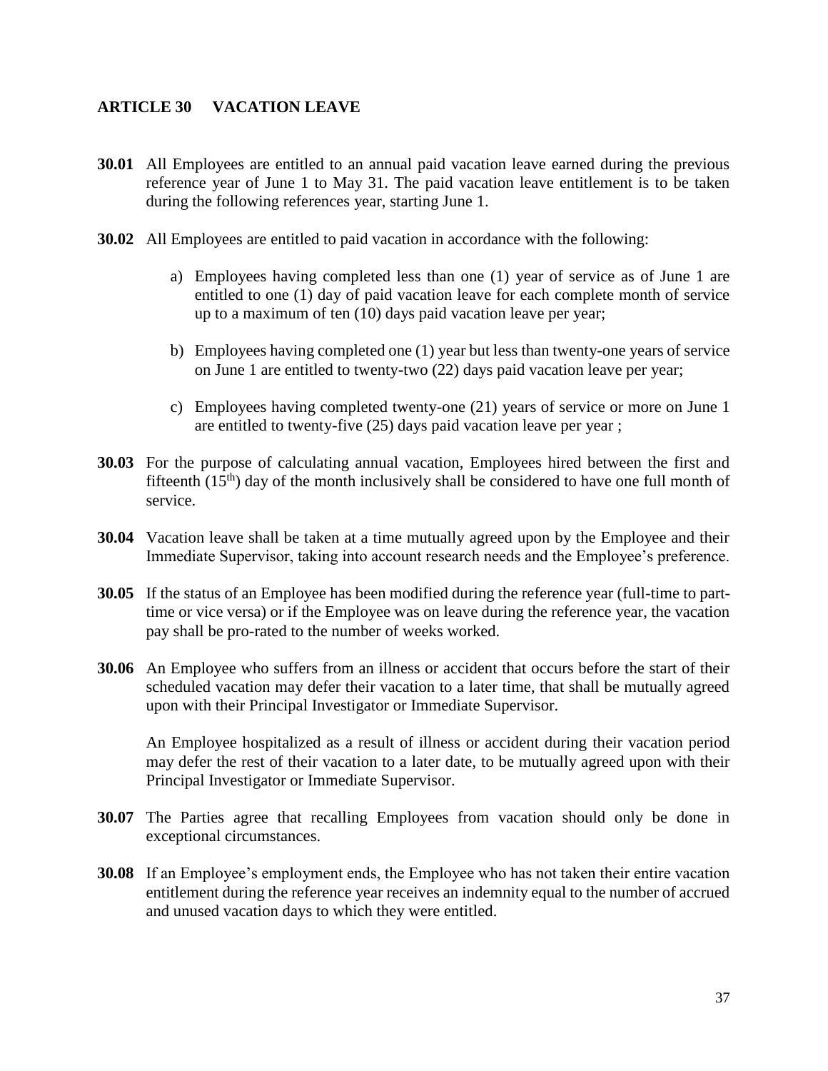## ARTICLE 30 VACATION LEAVE

**30.01** All Employees are entitled to an annual paid vacation leave earned during the previous reference year of June 1 to May 31. The paid vacation leave entitlement is to be taken during the following references year, starting June 1.

**30.02** All Employees are entitled to paid vacation in accordance with the following:

a) Employees having completed less than one (1) year of service as of June 1 are entitled to one (1) day of paid vacation leave for each complete month of service up to a maximum of ten (10) days paid vacation leave per year;

b) Employees having completed one (1) year but less than twenty-one years of service on June 1 are entitled to twenty-two (22) days paid vacation leave per year;

c) Employees having completed twenty-one (21) years of service or more on June 1 are entitled to twenty-five (25) days paid vacation leave per year ;

**30.03** For the purpose of calculating annual vacation, Employees hired between the first and fifteenth (15th) day of the month inclusively shall be considered to have one full month of service.

**30.04** Vacation leave shall be taken at a time mutually agreed upon by the Employee and their Immediate Supervisor, taking into account research needs and the Employee's preference.

**30.05** If the status of an Employee has been modified during the reference year (full-time to part-time or vice versa) or if the Employee was on leave during the reference year, the vacation pay shall be pro-rated to the number of weeks worked.

**30.06** An Employee who suffers from an illness or accident that occurs before the start of their scheduled vacation may defer their vacation to a later time, that shall be mutually agreed upon with their Principal Investigator or Immediate Supervisor.

An Employee hospitalized as a result of illness or accident during their vacation period may defer the rest of their vacation to a later date, to be mutually agreed upon with their Principal Investigator or Immediate Supervisor.

**30.07** The Parties agree that recalling Employees from vacation should only be done in exceptional circumstances.

**30.08** If an Employee's employment ends, the Employee who has not taken their entire vacation entitlement during the reference year receives an indemnity equal to the number of accrued and unused vacation days to which they were entitled.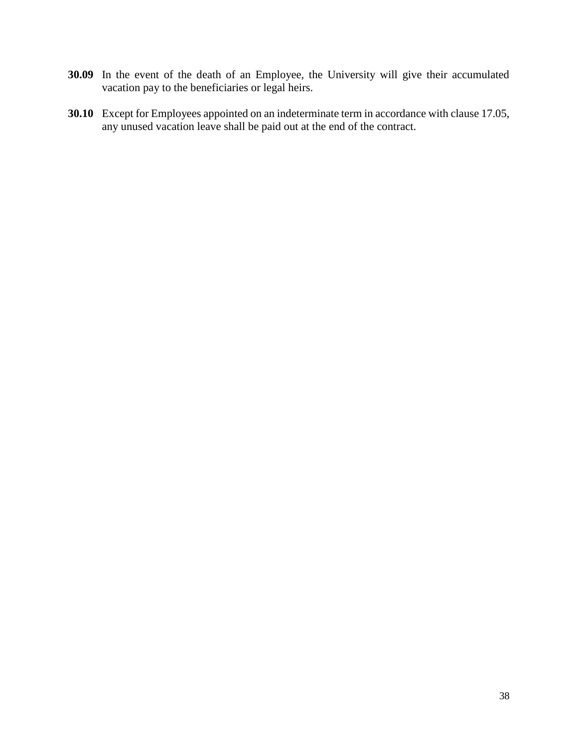**30.09** In the event of the death of an Employee, the University will give their accumulated vacation pay to the beneficiaries or legal heirs.

**30.10** Except for Employees appointed on an indeterminate term in accordance with clause 17.05, any unused vacation leave shall be paid out at the end of the contract.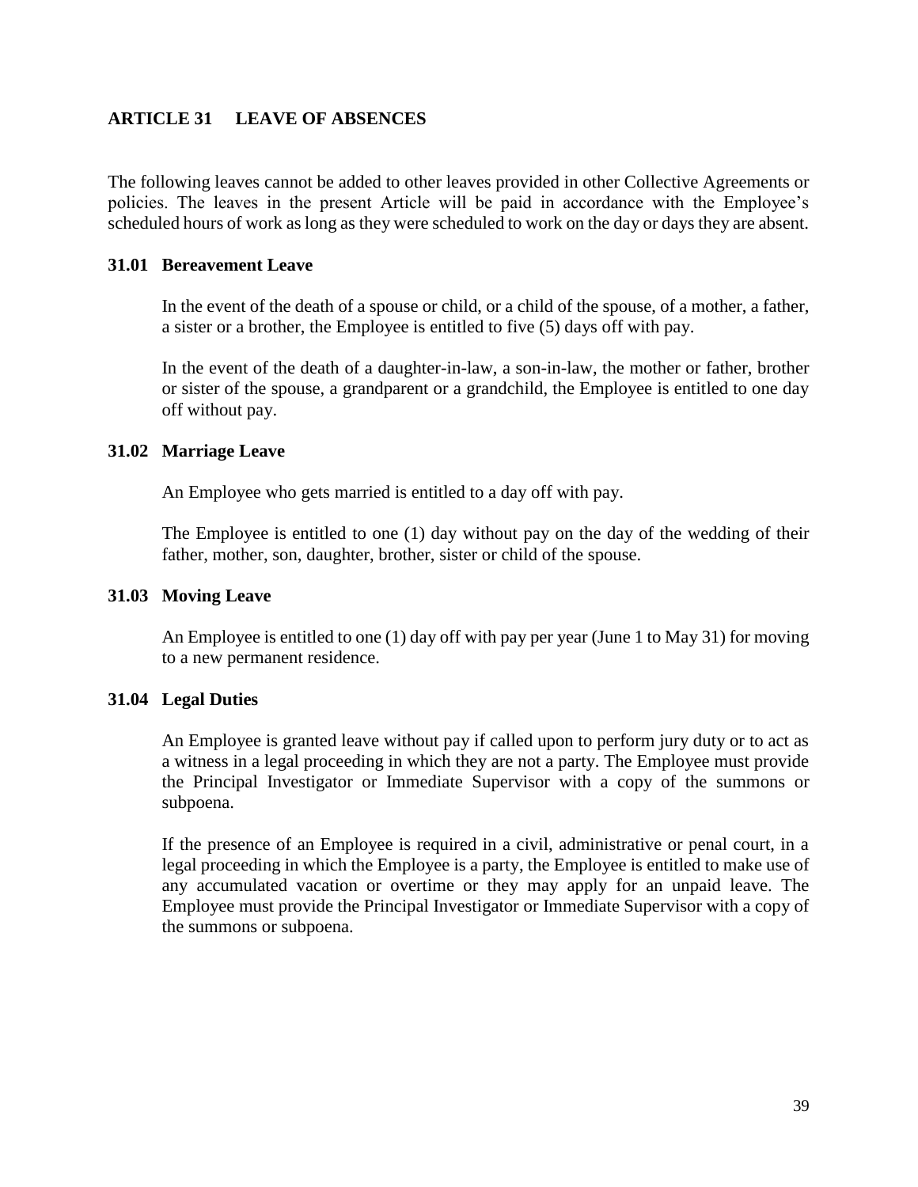## ARTICLE 31 LEAVE OF ABSENCES

The following leaves cannot be added to other leaves provided in other Collective Agreements or policies. The leaves in the present Article will be paid in accordance with the Employee's scheduled hours of work as long as they were scheduled to work on the day or days they are absent.

### 31.01 Bereavement Leave

In the event of the death of a spouse or child, or a child of the spouse, of a mother, a father, a sister or a brother, the Employee is entitled to five (5) days off with pay.

In the event of the death of a daughter-in-law, a son-in-law, the mother or father, brother or sister of the spouse, a grandparent or a grandchild, the Employee is entitled to one day off without pay.

### 31.02 Marriage Leave

An Employee who gets married is entitled to a day off with pay.

The Employee is entitled to one (1) day without pay on the day of the wedding of their father, mother, son, daughter, brother, sister or child of the spouse.

### 31.03 Moving Leave

An Employee is entitled to one (1) day off with pay per year (June 1 to May 31) for moving to a new permanent residence.

### 31.04 Legal Duties

An Employee is granted leave without pay if called upon to perform jury duty or to act as a witness in a legal proceeding in which they are not a party. The Employee must provide the Principal Investigator or Immediate Supervisor with a copy of the summons or subpoena.

If the presence of an Employee is required in a civil, administrative or penal court, in a legal proceeding in which the Employee is a party, the Employee is entitled to make use of any accumulated vacation or overtime or they may apply for an unpaid leave. The Employee must provide the Principal Investigator or Immediate Supervisor with a copy of the summons or subpoena.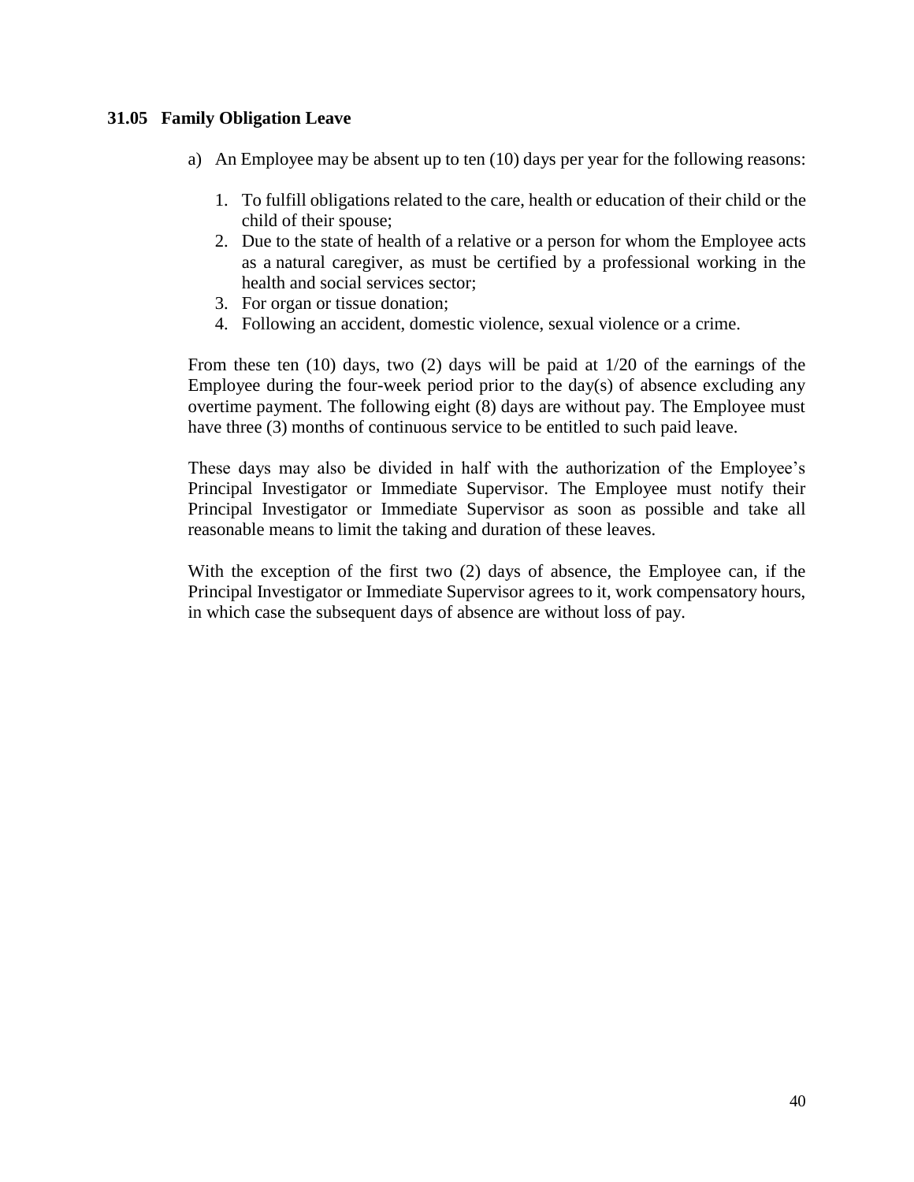### 31.05 Family Obligation Leave

a) An Employee may be absent up to ten (10) days per year for the following reasons:

1. To fulfill obligations related to the care, health or education of their child or the child of their spouse;
2. Due to the state of health of a relative or a person for whom the Employee acts as a natural caregiver, as must be certified by a professional working in the health and social services sector;
3. For organ or tissue donation;
4. Following an accident, domestic violence, sexual violence or a crime.

From these ten (10) days, two (2) days will be paid at 1/20 of the earnings of the Employee during the four-week period prior to the day(s) of absence excluding any overtime payment. The following eight (8) days are without pay. The Employee must have three (3) months of continuous service to be entitled to such paid leave.

These days may also be divided in half with the authorization of the Employee's Principal Investigator or Immediate Supervisor. The Employee must notify their Principal Investigator or Immediate Supervisor as soon as possible and take all reasonable means to limit the taking and duration of these leaves.

With the exception of the first two (2) days of absence, the Employee can, if the Principal Investigator or Immediate Supervisor agrees to it, work compensatory hours, in which case the subsequent days of absence are without loss of pay.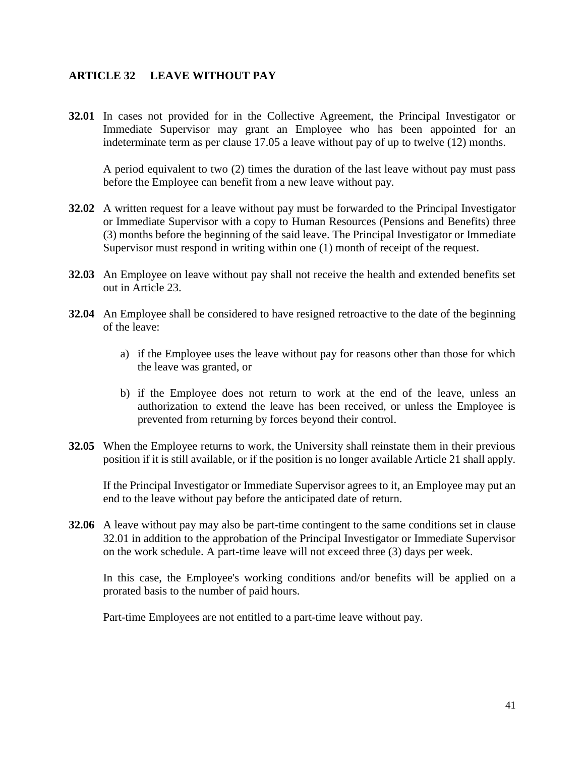## ARTICLE 32 LEAVE WITHOUT PAY

**32.01** In cases not provided for in the Collective Agreement, the Principal Investigator or Immediate Supervisor may grant an Employee who has been appointed for an indeterminate term as per clause 17.05 a leave without pay of up to twelve (12) months.

A period equivalent to two (2) times the duration of the last leave without pay must pass before the Employee can benefit from a new leave without pay.

**32.02** A written request for a leave without pay must be forwarded to the Principal Investigator or Immediate Supervisor with a copy to Human Resources (Pensions and Benefits) three (3) months before the beginning of the said leave. The Principal Investigator or Immediate Supervisor must respond in writing within one (1) month of receipt of the request.

**32.03** An Employee on leave without pay shall not receive the health and extended benefits set out in Article 23.

**32.04** An Employee shall be considered to have resigned retroactive to the date of the beginning of the leave:

a) if the Employee uses the leave without pay for reasons other than those for which the leave was granted, or

b) if the Employee does not return to work at the end of the leave, unless an authorization to extend the leave has been received, or unless the Employee is prevented from returning by forces beyond their control.

**32.05** When the Employee returns to work, the University shall reinstate them in their previous position if it is still available, or if the position is no longer available Article 21 shall apply.

If the Principal Investigator or Immediate Supervisor agrees to it, an Employee may put an end to the leave without pay before the anticipated date of return.

**32.06** A leave without pay may also be part-time contingent to the same conditions set in clause 32.01 in addition to the approbation of the Principal Investigator or Immediate Supervisor on the work schedule. A part-time leave will not exceed three (3) days per week.

In this case, the Employee's working conditions and/or benefits will be applied on a prorated basis to the number of paid hours.

Part-time Employees are not entitled to a part-time leave without pay.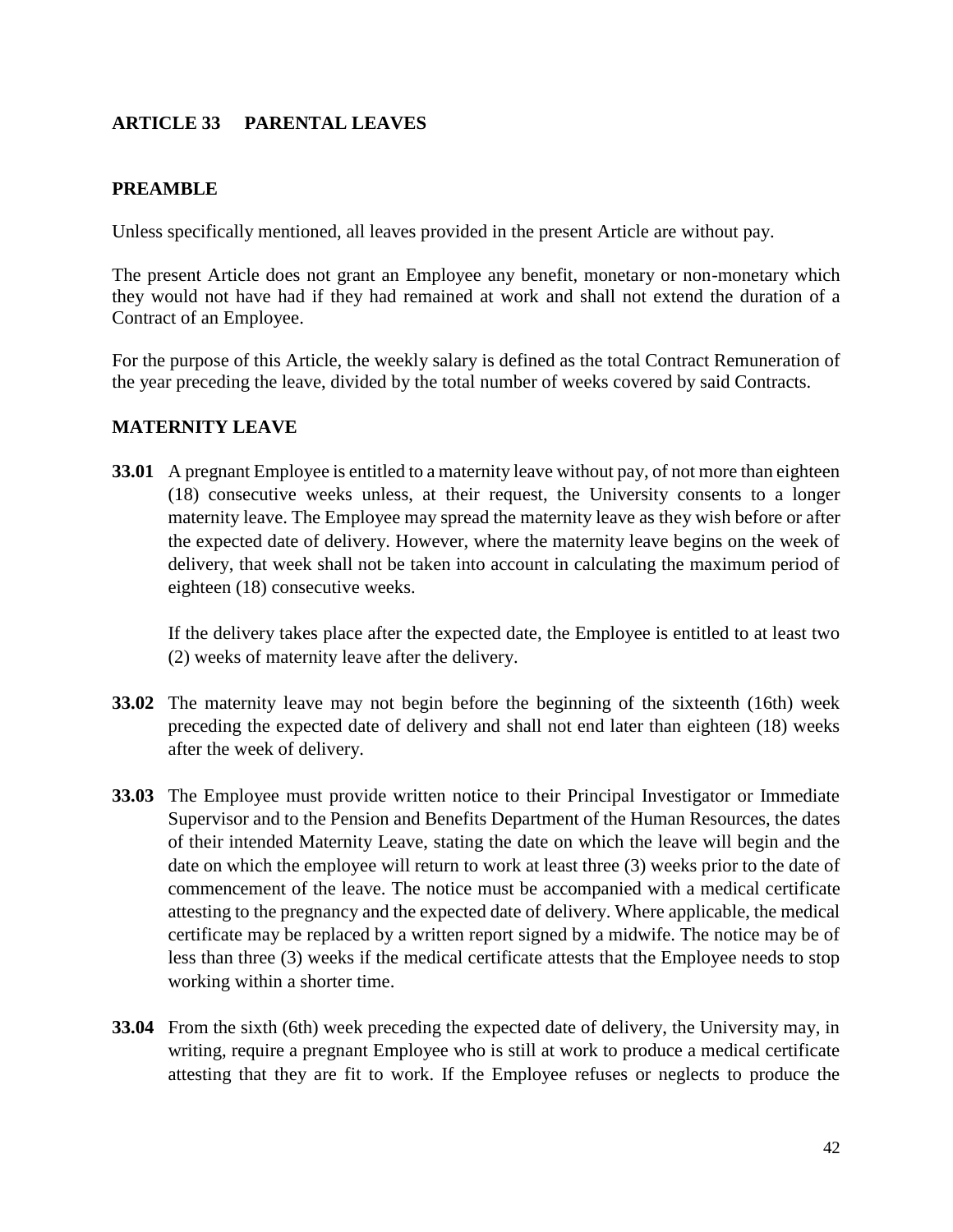## ARTICLE 33 PARENTAL LEAVES

### PREAMBLE

Unless specifically mentioned, all leaves provided in the present Article are without pay.

The present Article does not grant an Employee any benefit, monetary or non-monetary which they would not have had if they had remained at work and shall not extend the duration of a Contract of an Employee.

For the purpose of this Article, the weekly salary is defined as the total Contract Remuneration of the year preceding the leave, divided by the total number of weeks covered by said Contracts.

### MATERNITY LEAVE

**33.01** A pregnant Employee is entitled to a maternity leave without pay, of not more than eighteen (18) consecutive weeks unless, at their request, the University consents to a longer maternity leave. The Employee may spread the maternity leave as they wish before or after the expected date of delivery. However, where the maternity leave begins on the week of delivery, that week shall not be taken into account in calculating the maximum period of eighteen (18) consecutive weeks.

If the delivery takes place after the expected date, the Employee is entitled to at least two (2) weeks of maternity leave after the delivery.

**33.02** The maternity leave may not begin before the beginning of the sixteenth (16th) week preceding the expected date of delivery and shall not end later than eighteen (18) weeks after the week of delivery.

**33.03** The Employee must provide written notice to their Principal Investigator or Immediate Supervisor and to the Pension and Benefits Department of the Human Resources, the dates of their intended Maternity Leave, stating the date on which the leave will begin and the date on which the employee will return to work at least three (3) weeks prior to the date of commencement of the leave. The notice must be accompanied with a medical certificate attesting to the pregnancy and the expected date of delivery. Where applicable, the medical certificate may be replaced by a written report signed by a midwife. The notice may be of less than three (3) weeks if the medical certificate attests that the Employee needs to stop working within a shorter time.

**33.04** From the sixth (6th) week preceding the expected date of delivery, the University may, in writing, require a pregnant Employee who is still at work to produce a medical certificate attesting that they are fit to work. If the Employee refuses or neglects to produce the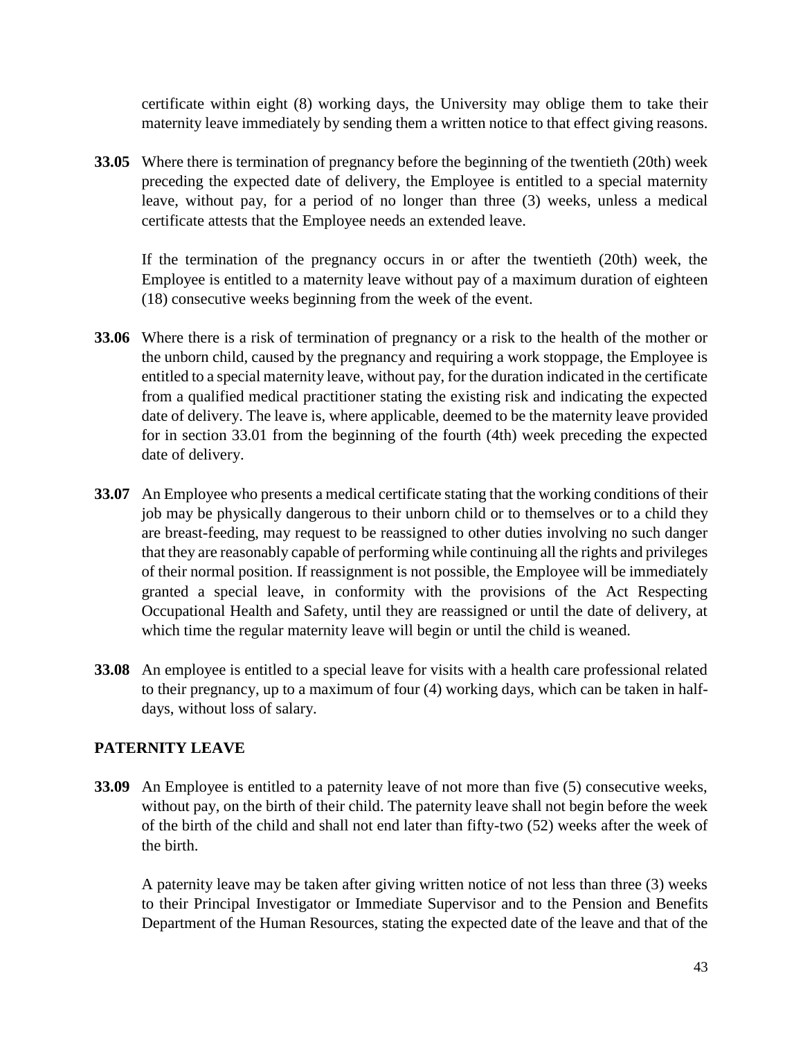certificate within eight (8) working days, the University may oblige them to take their maternity leave immediately by sending them a written notice to that effect giving reasons.

**33.05** Where there is termination of pregnancy before the beginning of the twentieth (20th) week preceding the expected date of delivery, the Employee is entitled to a special maternity leave, without pay, for a period of no longer than three (3) weeks, unless a medical certificate attests that the Employee needs an extended leave.

If the termination of the pregnancy occurs in or after the twentieth (20th) week, the Employee is entitled to a maternity leave without pay of a maximum duration of eighteen (18) consecutive weeks beginning from the week of the event.

**33.06** Where there is a risk of termination of pregnancy or a risk to the health of the mother or the unborn child, caused by the pregnancy and requiring a work stoppage, the Employee is entitled to a special maternity leave, without pay, for the duration indicated in the certificate from a qualified medical practitioner stating the existing risk and indicating the expected date of delivery. The leave is, where applicable, deemed to be the maternity leave provided for in section 33.01 from the beginning of the fourth (4th) week preceding the expected date of delivery.

**33.07** An Employee who presents a medical certificate stating that the working conditions of their job may be physically dangerous to their unborn child or to themselves or to a child they are breast-feeding, may request to be reassigned to other duties involving no such danger that they are reasonably capable of performing while continuing all the rights and privileges of their normal position. If reassignment is not possible, the Employee will be immediately granted a special leave, in conformity with the provisions of the Act Respecting Occupational Health and Safety, until they are reassigned or until the date of delivery, at which time the regular maternity leave will begin or until the child is weaned.

**33.08** An employee is entitled to a special leave for visits with a health care professional related to their pregnancy, up to a maximum of four (4) working days, which can be taken in half-days, without loss of salary.

## PATERNITY LEAVE

**33.09** An Employee is entitled to a paternity leave of not more than five (5) consecutive weeks, without pay, on the birth of their child. The paternity leave shall not begin before the week of the birth of the child and shall not end later than fifty-two (52) weeks after the week of the birth.

A paternity leave may be taken after giving written notice of not less than three (3) weeks to their Principal Investigator or Immediate Supervisor and to the Pension and Benefits Department of the Human Resources, stating the expected date of the leave and that of the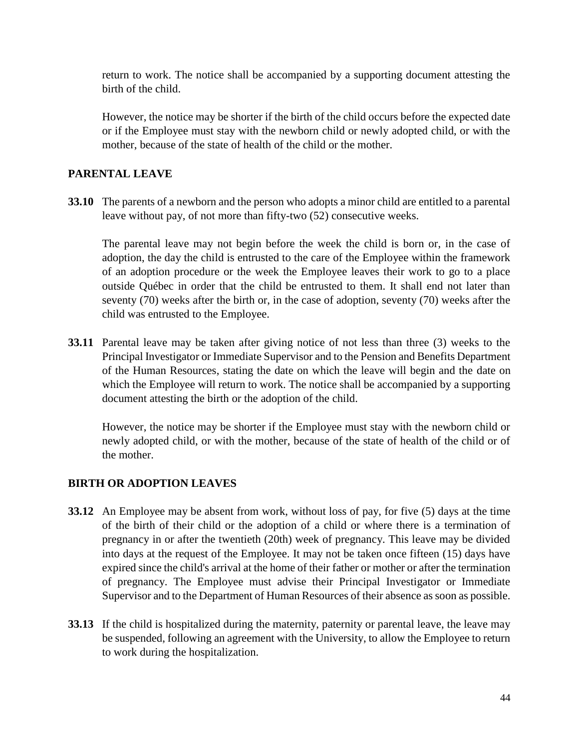return to work. The notice shall be accompanied by a supporting document attesting the birth of the child.

However, the notice may be shorter if the birth of the child occurs before the expected date or if the Employee must stay with the newborn child or newly adopted child, or with the mother, because of the state of health of the child or the mother.

## PARENTAL LEAVE

**33.10** The parents of a newborn and the person who adopts a minor child are entitled to a parental leave without pay, of not more than fifty-two (52) consecutive weeks.

The parental leave may not begin before the week the child is born or, in the case of adoption, the day the child is entrusted to the care of the Employee within the framework of an adoption procedure or the week the Employee leaves their work to go to a place outside Québec in order that the child be entrusted to them. It shall end not later than seventy (70) weeks after the birth or, in the case of adoption, seventy (70) weeks after the child was entrusted to the Employee.

**33.11** Parental leave may be taken after giving notice of not less than three (3) weeks to the Principal Investigator or Immediate Supervisor and to the Pension and Benefits Department of the Human Resources, stating the date on which the leave will begin and the date on which the Employee will return to work. The notice shall be accompanied by a supporting document attesting the birth or the adoption of the child.

However, the notice may be shorter if the Employee must stay with the newborn child or newly adopted child, or with the mother, because of the state of health of the child or of the mother.

## BIRTH OR ADOPTION LEAVES

**33.12** An Employee may be absent from work, without loss of pay, for five (5) days at the time of the birth of their child or the adoption of a child or where there is a termination of pregnancy in or after the twentieth (20th) week of pregnancy. This leave may be divided into days at the request of the Employee. It may not be taken once fifteen (15) days have expired since the child's arrival at the home of their father or mother or after the termination of pregnancy. The Employee must advise their Principal Investigator or Immediate Supervisor and to the Department of Human Resources of their absence as soon as possible.

**33.13** If the child is hospitalized during the maternity, paternity or parental leave, the leave may be suspended, following an agreement with the University, to allow the Employee to return to work during the hospitalization.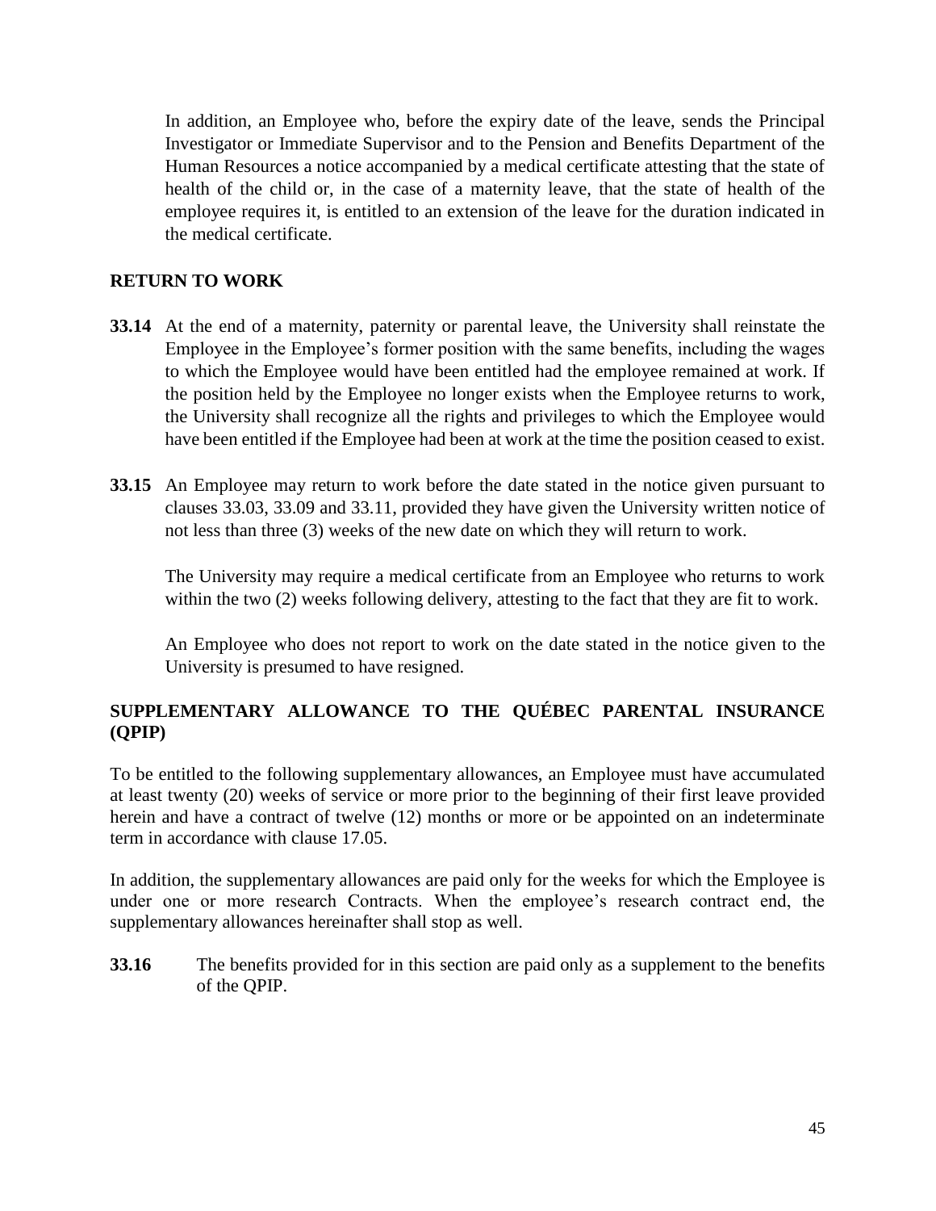In addition, an Employee who, before the expiry date of the leave, sends the Principal Investigator or Immediate Supervisor and to the Pension and Benefits Department of the Human Resources a notice accompanied by a medical certificate attesting that the state of health of the child or, in the case of a maternity leave, that the state of health of the employee requires it, is entitled to an extension of the leave for the duration indicated in the medical certificate.

## RETURN TO WORK

**33.14** At the end of a maternity, paternity or parental leave, the University shall reinstate the Employee in the Employee's former position with the same benefits, including the wages to which the Employee would have been entitled had the employee remained at work. If the position held by the Employee no longer exists when the Employee returns to work, the University shall recognize all the rights and privileges to which the Employee would have been entitled if the Employee had been at work at the time the position ceased to exist.

**33.15** An Employee may return to work before the date stated in the notice given pursuant to clauses 33.03, 33.09 and 33.11, provided they have given the University written notice of not less than three (3) weeks of the new date on which they will return to work.

The University may require a medical certificate from an Employee who returns to work within the two (2) weeks following delivery, attesting to the fact that they are fit to work.

An Employee who does not report to work on the date stated in the notice given to the University is presumed to have resigned.

## SUPPLEMENTARY ALLOWANCE TO THE QUÉBEC PARENTAL INSURANCE (QPIP)

To be entitled to the following supplementary allowances, an Employee must have accumulated at least twenty (20) weeks of service or more prior to the beginning of their first leave provided herein and have a contract of twelve (12) months or more or be appointed on an indeterminate term in accordance with clause 17.05.

In addition, the supplementary allowances are paid only for the weeks for which the Employee is under one or more research Contracts. When the employee's research contract end, the supplementary allowances hereinafter shall stop as well.

**33.16** The benefits provided for in this section are paid only as a supplement to the benefits of the QPIP.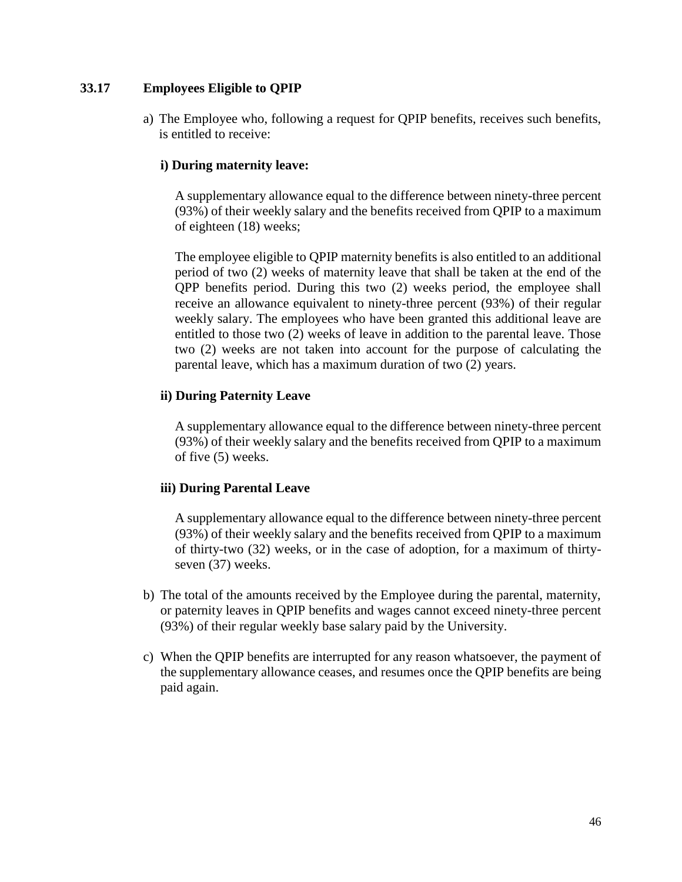### 33.17 Employees Eligible to QPIP

a) The Employee who, following a request for QPIP benefits, receives such benefits, is entitled to receive:

**i) During maternity leave:**

A supplementary allowance equal to the difference between ninety-three percent (93%) of their weekly salary and the benefits received from QPIP to a maximum of eighteen (18) weeks;

The employee eligible to QPIP maternity benefits is also entitled to an additional period of two (2) weeks of maternity leave that shall be taken at the end of the QPP benefits period. During this two (2) weeks period, the employee shall receive an allowance equivalent to ninety-three percent (93%) of their regular weekly salary. The employees who have been granted this additional leave are entitled to those two (2) weeks of leave in addition to the parental leave. Those two (2) weeks are not taken into account for the purpose of calculating the parental leave, which has a maximum duration of two (2) years.

**ii) During Paternity Leave**

A supplementary allowance equal to the difference between ninety-three percent (93%) of their weekly salary and the benefits received from QPIP to a maximum of five (5) weeks.

**iii) During Parental Leave**

A supplementary allowance equal to the difference between ninety-three percent (93%) of their weekly salary and the benefits received from QPIP to a maximum of thirty-two (32) weeks, or in the case of adoption, for a maximum of thirty-seven (37) weeks.

b) The total of the amounts received by the Employee during the parental, maternity, or paternity leaves in QPIP benefits and wages cannot exceed ninety-three percent (93%) of their regular weekly base salary paid by the University.

c) When the QPIP benefits are interrupted for any reason whatsoever, the payment of the supplementary allowance ceases, and resumes once the QPIP benefits are being paid again.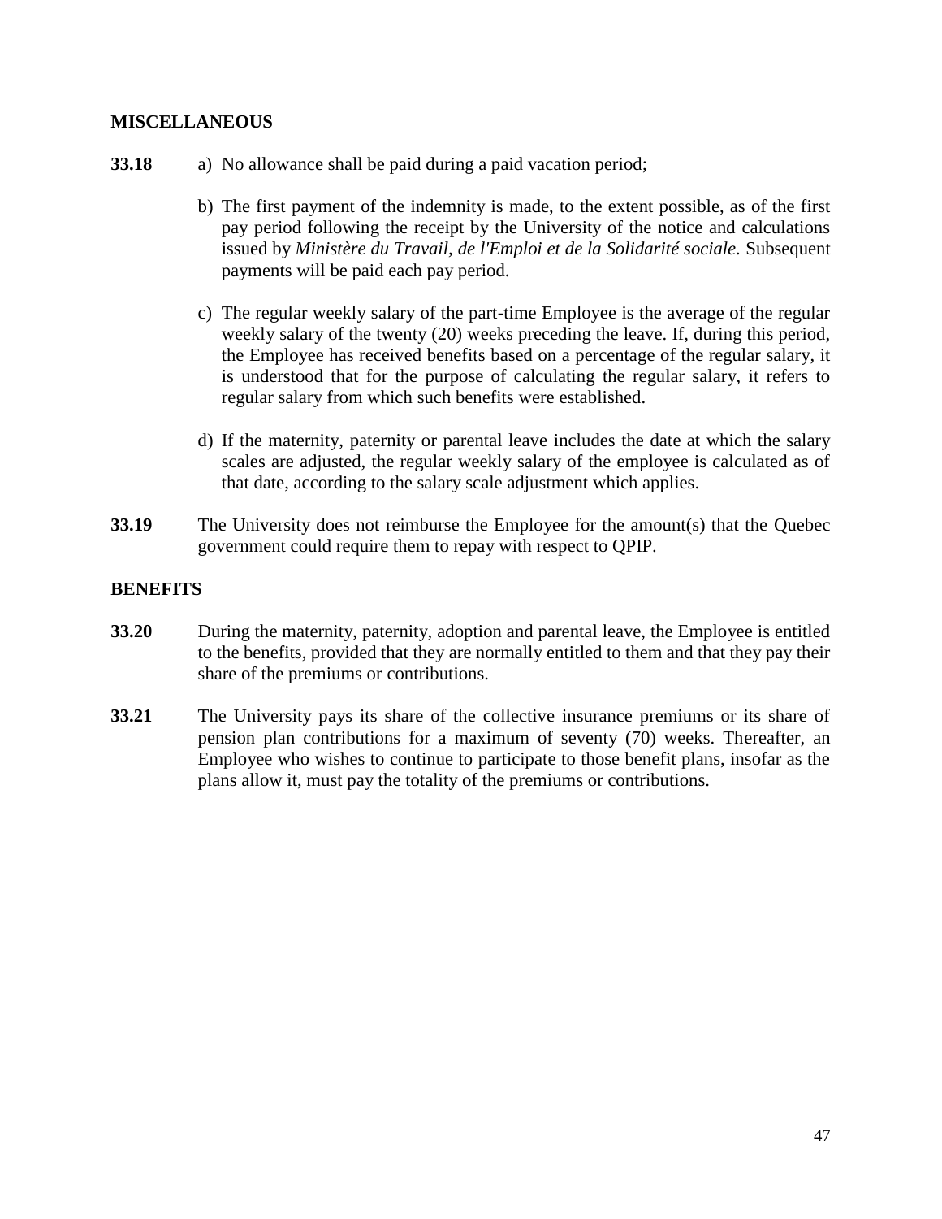## MISCELLANEOUS

**33.18** a) No allowance shall be paid during a paid vacation period;

b) The first payment of the indemnity is made, to the extent possible, as of the first pay period following the receipt by the University of the notice and calculations issued by *Ministère du Travail, de l'Emploi et de la Solidarité sociale*. Subsequent payments will be paid each pay period.

c) The regular weekly salary of the part-time Employee is the average of the regular weekly salary of the twenty (20) weeks preceding the leave. If, during this period, the Employee has received benefits based on a percentage of the regular salary, it is understood that for the purpose of calculating the regular salary, it refers to regular salary from which such benefits were established.

d) If the maternity, paternity or parental leave includes the date at which the salary scales are adjusted, the regular weekly salary of the employee is calculated as of that date, according to the salary scale adjustment which applies.

**33.19** The University does not reimburse the Employee for the amount(s) that the Quebec government could require them to repay with respect to QPIP.

## BENEFITS

**33.20** During the maternity, paternity, adoption and parental leave, the Employee is entitled to the benefits, provided that they are normally entitled to them and that they pay their share of the premiums or contributions.

**33.21** The University pays its share of the collective insurance premiums or its share of pension plan contributions for a maximum of seventy (70) weeks. Thereafter, an Employee who wishes to continue to participate to those benefit plans, insofar as the plans allow it, must pay the totality of the premiums or contributions.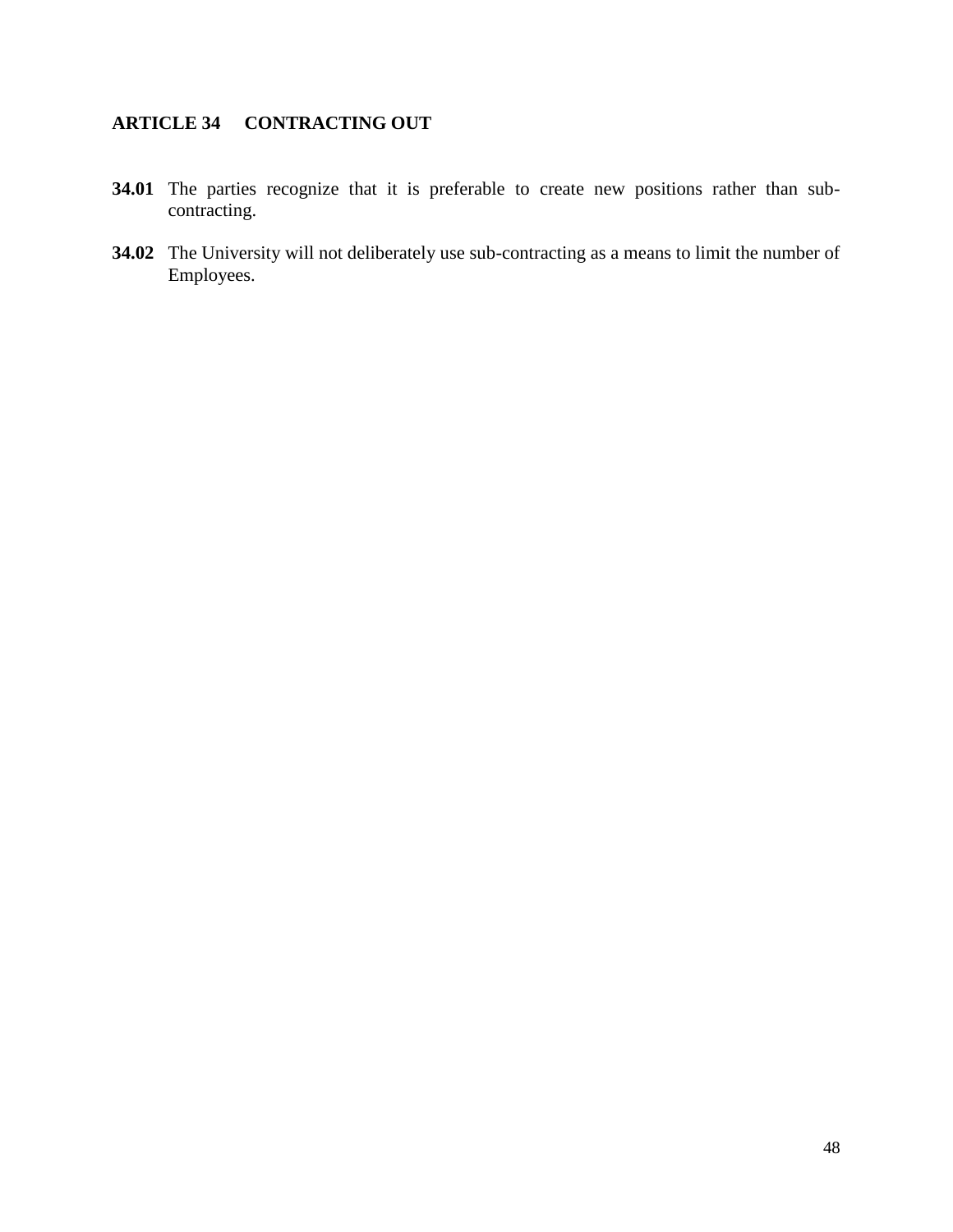## ARTICLE 34 CONTRACTING OUT

**34.01** The parties recognize that it is preferable to create new positions rather than sub-contracting.

**34.02** The University will not deliberately use sub-contracting as a means to limit the number of Employees.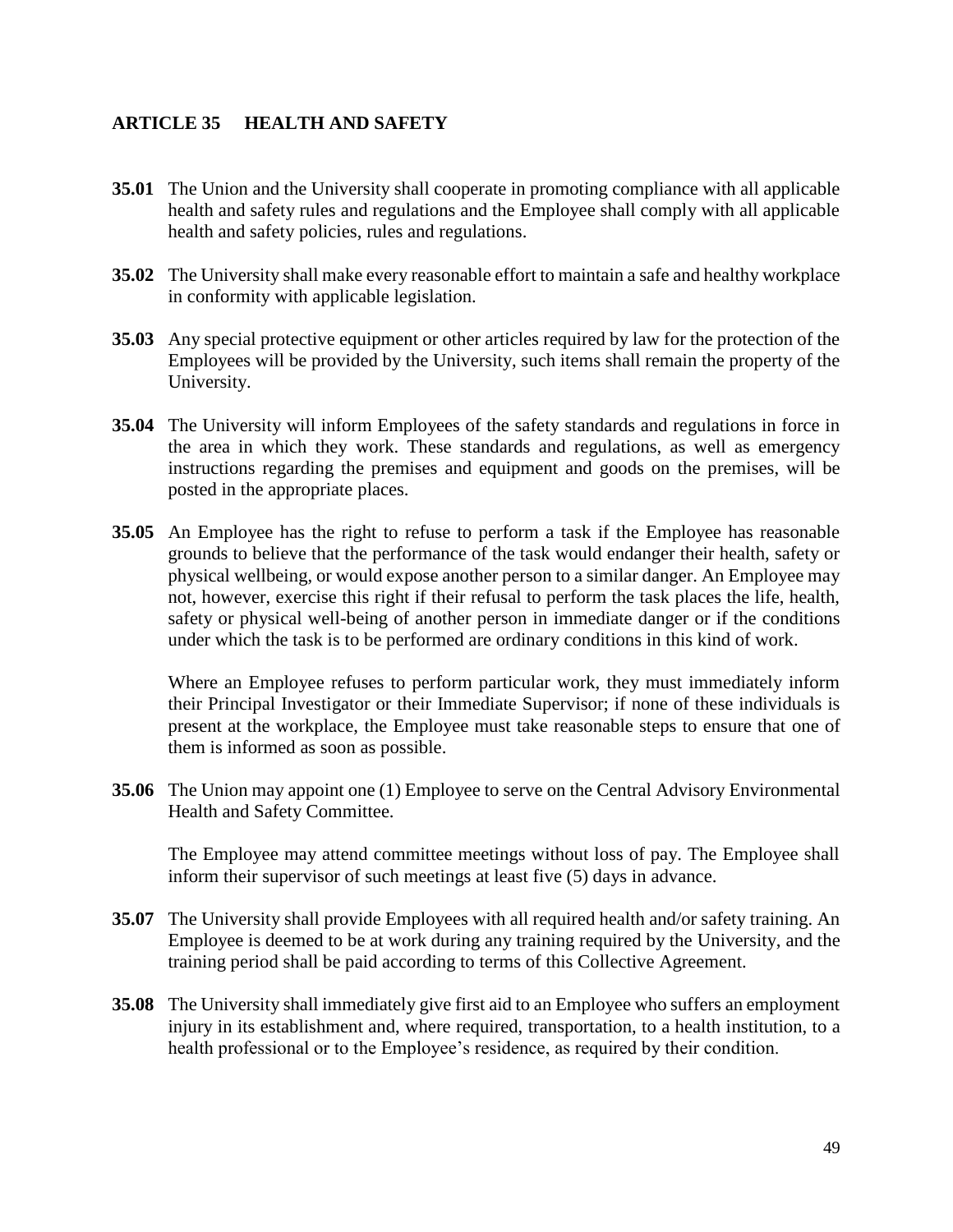## ARTICLE 35 HEALTH AND SAFETY

**35.01** The Union and the University shall cooperate in promoting compliance with all applicable health and safety rules and regulations and the Employee shall comply with all applicable health and safety policies, rules and regulations.

**35.02** The University shall make every reasonable effort to maintain a safe and healthy workplace in conformity with applicable legislation.

**35.03** Any special protective equipment or other articles required by law for the protection of the Employees will be provided by the University, such items shall remain the property of the University.

**35.04** The University will inform Employees of the safety standards and regulations in force in the area in which they work. These standards and regulations, as well as emergency instructions regarding the premises and equipment and goods on the premises, will be posted in the appropriate places.

**35.05** An Employee has the right to refuse to perform a task if the Employee has reasonable grounds to believe that the performance of the task would endanger their health, safety or physical wellbeing, or would expose another person to a similar danger. An Employee may not, however, exercise this right if their refusal to perform the task places the life, health, safety or physical well-being of another person in immediate danger or if the conditions under which the task is to be performed are ordinary conditions in this kind of work.

Where an Employee refuses to perform particular work, they must immediately inform their Principal Investigator or their Immediate Supervisor; if none of these individuals is present at the workplace, the Employee must take reasonable steps to ensure that one of them is informed as soon as possible.

**35.06** The Union may appoint one (1) Employee to serve on the Central Advisory Environmental Health and Safety Committee.

The Employee may attend committee meetings without loss of pay. The Employee shall inform their supervisor of such meetings at least five (5) days in advance.

**35.07** The University shall provide Employees with all required health and/or safety training. An Employee is deemed to be at work during any training required by the University, and the training period shall be paid according to terms of this Collective Agreement.

**35.08** The University shall immediately give first aid to an Employee who suffers an employment injury in its establishment and, where required, transportation, to a health institution, to a health professional or to the Employee's residence, as required by their condition.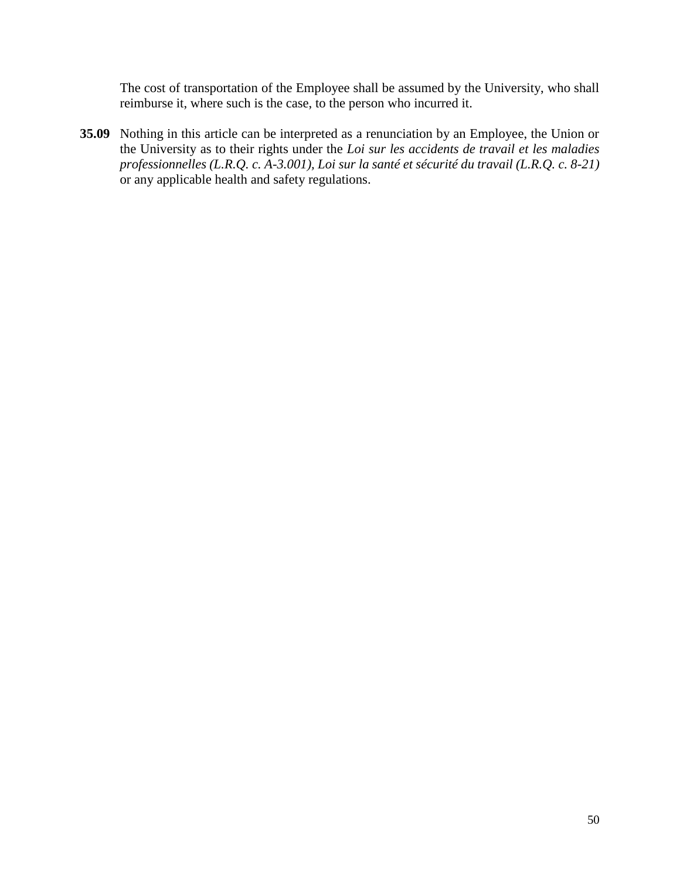The cost of transportation of the Employee shall be assumed by the University, who shall reimburse it, where such is the case, to the person who incurred it.

**35.09** Nothing in this article can be interpreted as a renunciation by an Employee, the Union or the University as to their rights under the *Loi sur les accidents de travail et les maladies professionnelles (L.R.Q. c. A-3.001), Loi sur la santé et sécurité du travail (L.R.Q. c. 8-21)* or any applicable health and safety regulations.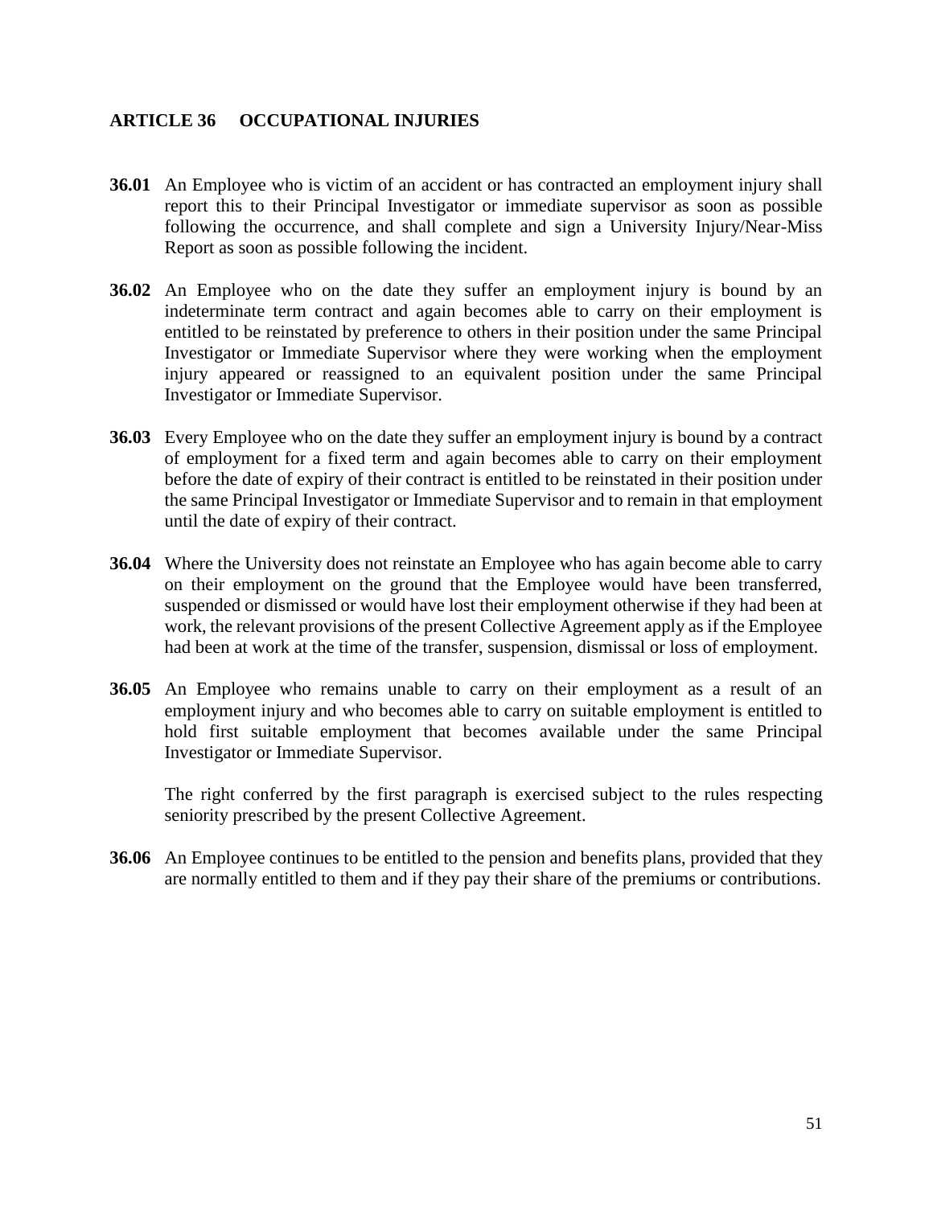## ARTICLE 36 OCCUPATIONAL INJURIES

**36.01** An Employee who is victim of an accident or has contracted an employment injury shall report this to their Principal Investigator or immediate supervisor as soon as possible following the occurrence, and shall complete and sign a University Injury/Near-Miss Report as soon as possible following the incident.

**36.02** An Employee who on the date they suffer an employment injury is bound by an indeterminate term contract and again becomes able to carry on their employment is entitled to be reinstated by preference to others in their position under the same Principal Investigator or Immediate Supervisor where they were working when the employment injury appeared or reassigned to an equivalent position under the same Principal Investigator or Immediate Supervisor.

**36.03** Every Employee who on the date they suffer an employment injury is bound by a contract of employment for a fixed term and again becomes able to carry on their employment before the date of expiry of their contract is entitled to be reinstated in their position under the same Principal Investigator or Immediate Supervisor and to remain in that employment until the date of expiry of their contract.

**36.04** Where the University does not reinstate an Employee who has again become able to carry on their employment on the ground that the Employee would have been transferred, suspended or dismissed or would have lost their employment otherwise if they had been at work, the relevant provisions of the present Collective Agreement apply as if the Employee had been at work at the time of the transfer, suspension, dismissal or loss of employment.

**36.05** An Employee who remains unable to carry on their employment as a result of an employment injury and who becomes able to carry on suitable employment is entitled to hold first suitable employment that becomes available under the same Principal Investigator or Immediate Supervisor.

The right conferred by the first paragraph is exercised subject to the rules respecting seniority prescribed by the present Collective Agreement.

**36.06** An Employee continues to be entitled to the pension and benefits plans, provided that they are normally entitled to them and if they pay their share of the premiums or contributions.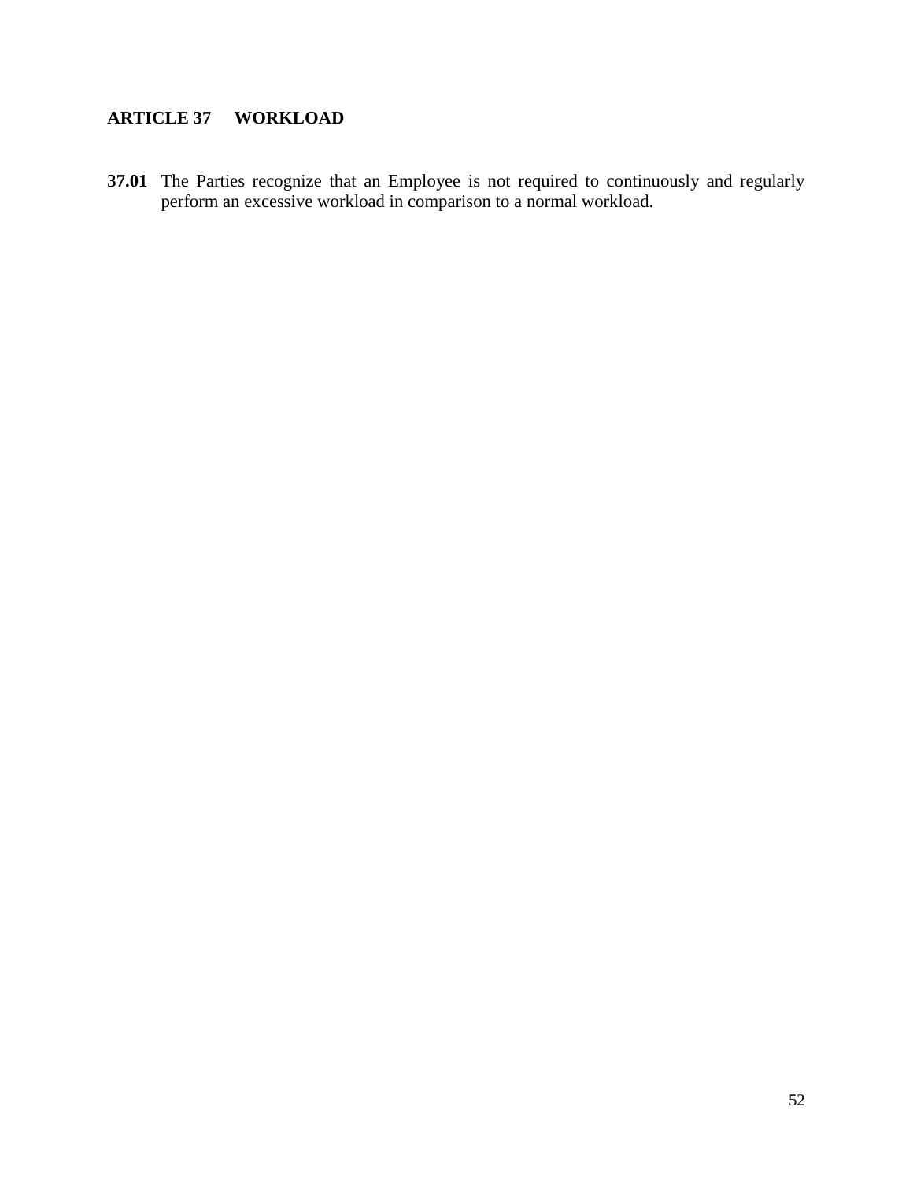## ARTICLE 37 WORKLOAD

**37.01** The Parties recognize that an Employee is not required to continuously and regularly perform an excessive workload in comparison to a normal workload.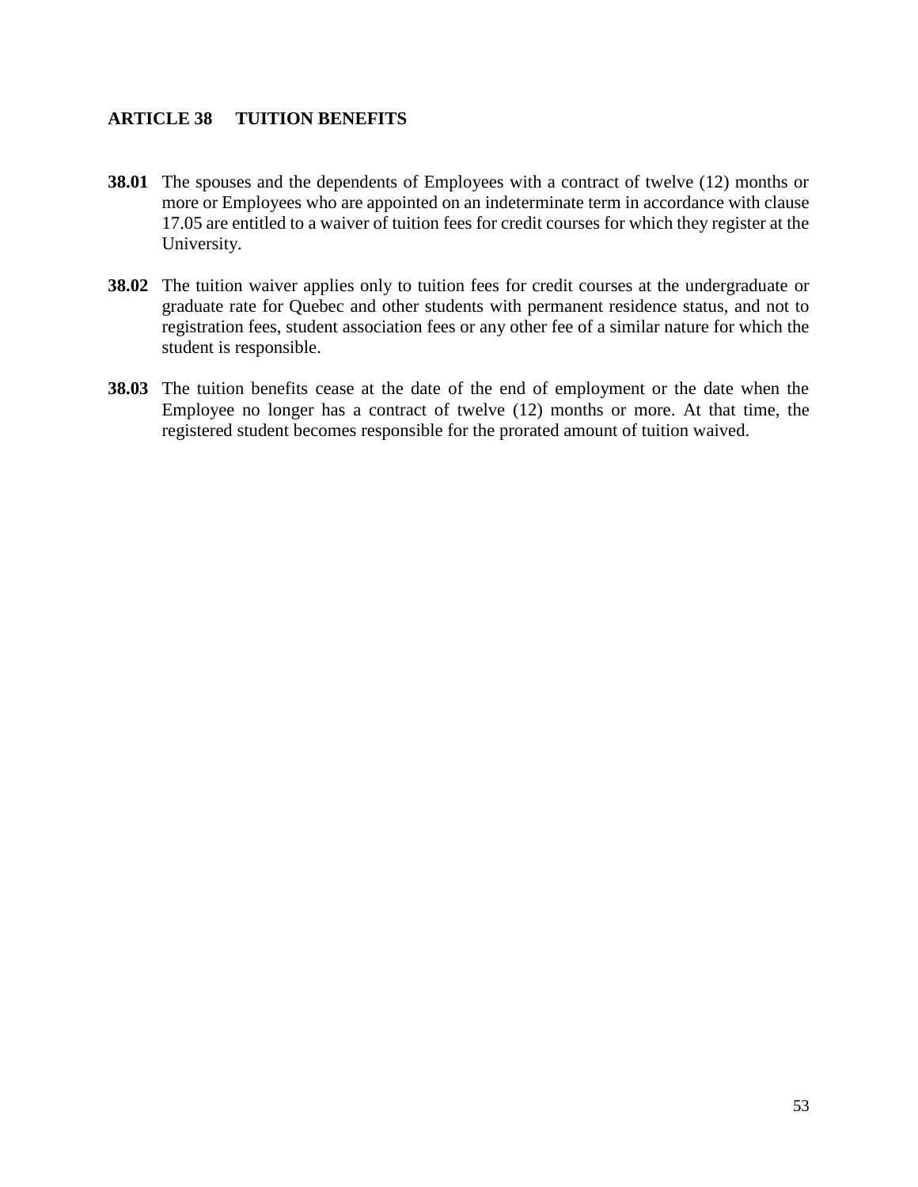## ARTICLE 38 TUITION BENEFITS

**38.01** The spouses and the dependents of Employees with a contract of twelve (12) months or more or Employees who are appointed on an indeterminate term in accordance with clause 17.05 are entitled to a waiver of tuition fees for credit courses for which they register at the University.

**38.02** The tuition waiver applies only to tuition fees for credit courses at the undergraduate or graduate rate for Quebec and other students with permanent residence status, and not to registration fees, student association fees or any other fee of a similar nature for which the student is responsible.

**38.03** The tuition benefits cease at the date of the end of employment or the date when the Employee no longer has a contract of twelve (12) months or more. At that time, the registered student becomes responsible for the prorated amount of tuition waived.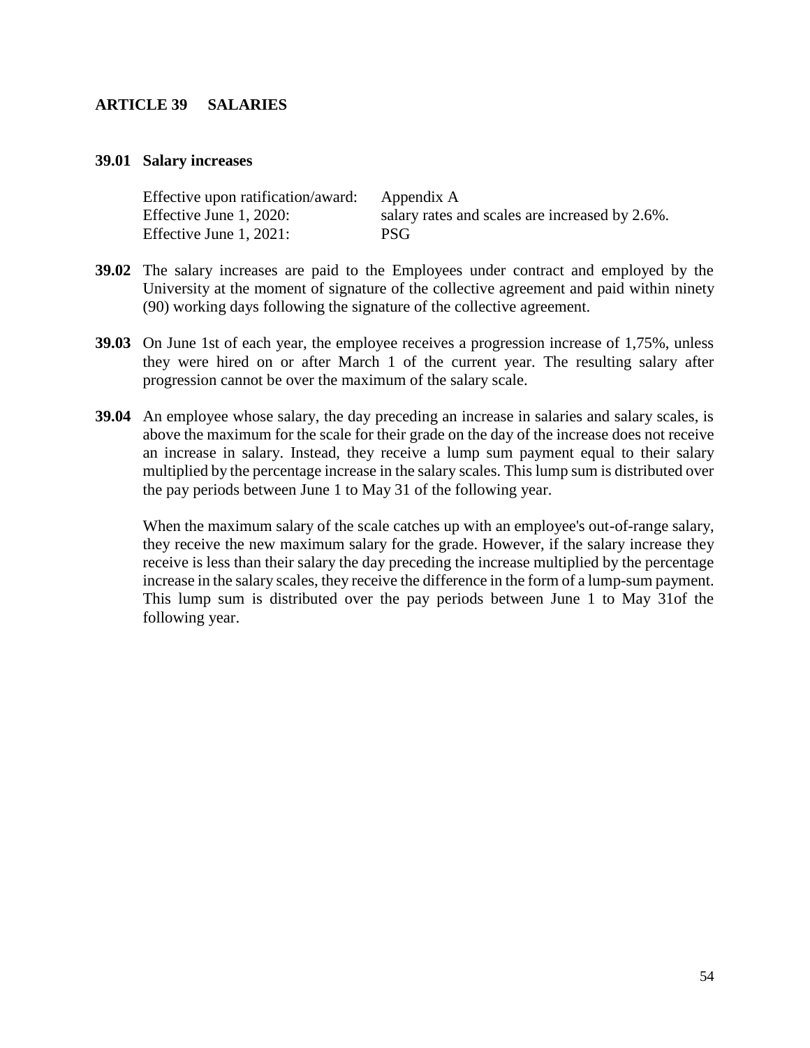## ARTICLE 39 SALARIES

### 39.01 Salary increases

| | |
|---|---|
| Effective upon ratification/award: | Appendix A |
| Effective June 1, 2020: | salary rates and scales are increased by 2.6%. |
| Effective June 1, 2021: | PSG |

**39.02** The salary increases are paid to the Employees under contract and employed by the University at the moment of signature of the collective agreement and paid within ninety (90) working days following the signature of the collective agreement.

**39.03** On June 1st of each year, the employee receives a progression increase of 1,75%, unless they were hired on or after March 1 of the current year. The resulting salary after progression cannot be over the maximum of the salary scale.

**39.04** An employee whose salary, the day preceding an increase in salaries and salary scales, is above the maximum for the scale for their grade on the day of the increase does not receive an increase in salary. Instead, they receive a lump sum payment equal to their salary multiplied by the percentage increase in the salary scales. This lump sum is distributed over the pay periods between June 1 to May 31 of the following year.

When the maximum salary of the scale catches up with an employee's out-of-range salary, they receive the new maximum salary for the grade. However, if the salary increase they receive is less than their salary the day preceding the increase multiplied by the percentage increase in the salary scales, they receive the difference in the form of a lump-sum payment. This lump sum is distributed over the pay periods between June 1 to May 31of the following year.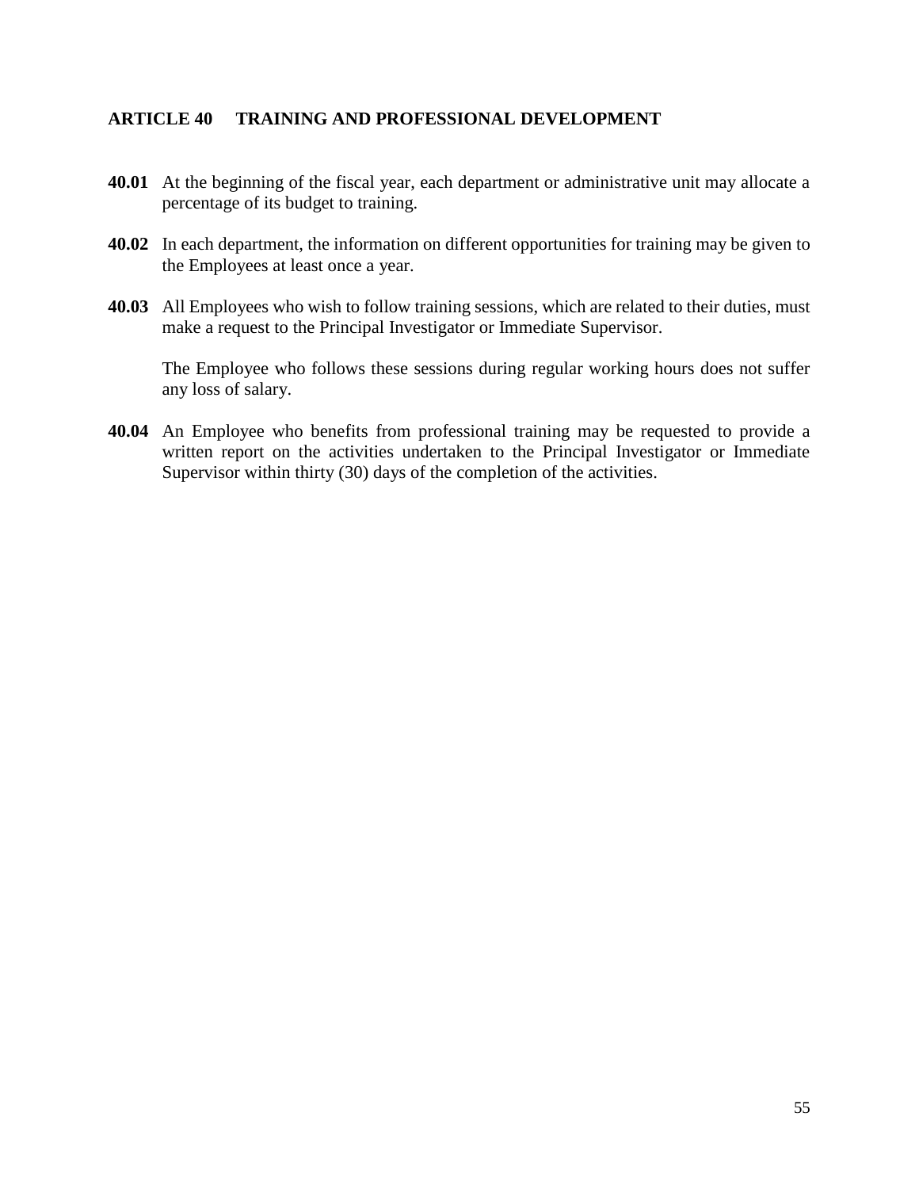## ARTICLE 40 TRAINING AND PROFESSIONAL DEVELOPMENT

**40.01** At the beginning of the fiscal year, each department or administrative unit may allocate a percentage of its budget to training.

**40.02** In each department, the information on different opportunities for training may be given to the Employees at least once a year.

**40.03** All Employees who wish to follow training sessions, which are related to their duties, must make a request to the Principal Investigator or Immediate Supervisor.

The Employee who follows these sessions during regular working hours does not suffer any loss of salary.

**40.04** An Employee who benefits from professional training may be requested to provide a written report on the activities undertaken to the Principal Investigator or Immediate Supervisor within thirty (30) days of the completion of the activities.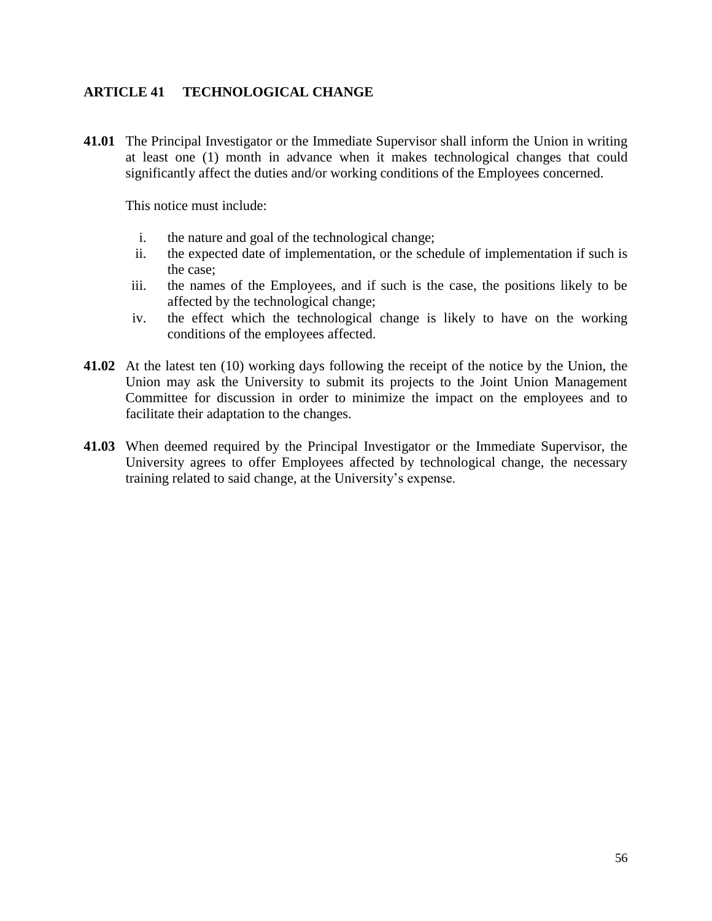## ARTICLE 41 TECHNOLOGICAL CHANGE

**41.01** The Principal Investigator or the Immediate Supervisor shall inform the Union in writing at least one (1) month in advance when it makes technological changes that could significantly affect the duties and/or working conditions of the Employees concerned.

This notice must include:

i. the nature and goal of the technological change;
ii. the expected date of implementation, or the schedule of implementation if such is the case;
iii. the names of the Employees, and if such is the case, the positions likely to be affected by the technological change;
iv. the effect which the technological change is likely to have on the working conditions of the employees affected.

**41.02** At the latest ten (10) working days following the receipt of the notice by the Union, the Union may ask the University to submit its projects to the Joint Union Management Committee for discussion in order to minimize the impact on the employees and to facilitate their adaptation to the changes.

**41.03** When deemed required by the Principal Investigator or the Immediate Supervisor, the University agrees to offer Employees affected by technological change, the necessary training related to said change, at the University's expense.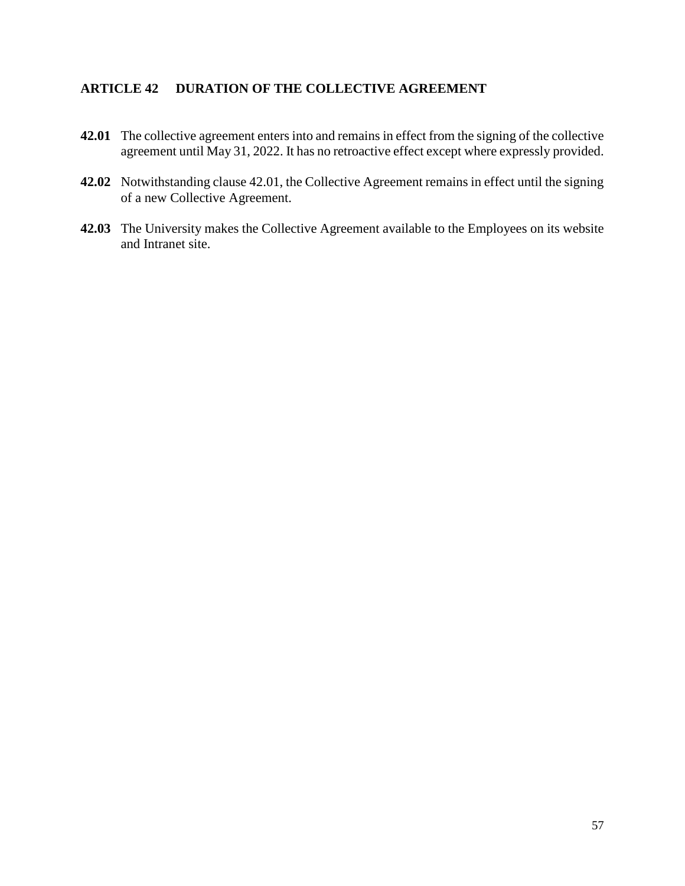## ARTICLE 42 DURATION OF THE COLLECTIVE AGREEMENT

**42.01** The collective agreement enters into and remains in effect from the signing of the collective agreement until May 31, 2022. It has no retroactive effect except where expressly provided.

**42.02** Notwithstanding clause 42.01, the Collective Agreement remains in effect until the signing of a new Collective Agreement.

**42.03** The University makes the Collective Agreement available to the Employees on its website and Intranet site.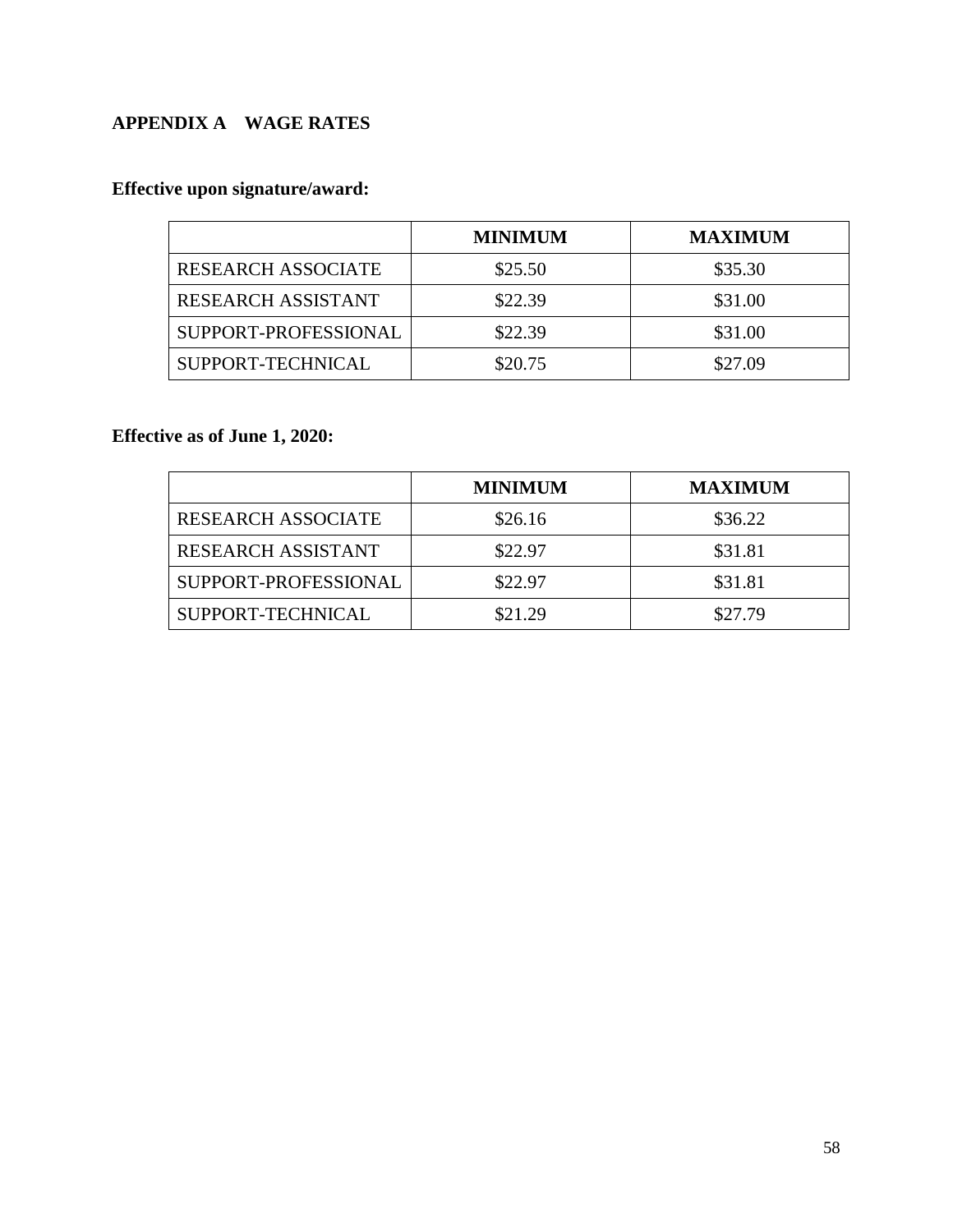## APPENDIX A WAGE RATES

**Effective upon signature/award:**

| | MINIMUM | MAXIMUM |
|---|---|---|
| RESEARCH ASSOCIATE | $25.50 | $35.30 |
| RESEARCH ASSISTANT | $22.39 | $31.00 |
| SUPPORT-PROFESSIONAL | $22.39 | $31.00 |
| SUPPORT-TECHNICAL | $20.75 | $27.09 |

**Effective as of June 1, 2020:**

| | MINIMUM | MAXIMUM |
|---|---|---|
| RESEARCH ASSOCIATE | $26.16 | $36.22 |
| RESEARCH ASSISTANT | $22.97 | $31.81 |
| SUPPORT-PROFESSIONAL | $22.97 | $31.81 |
| SUPPORT-TECHNICAL | $21.29 | $27.79 |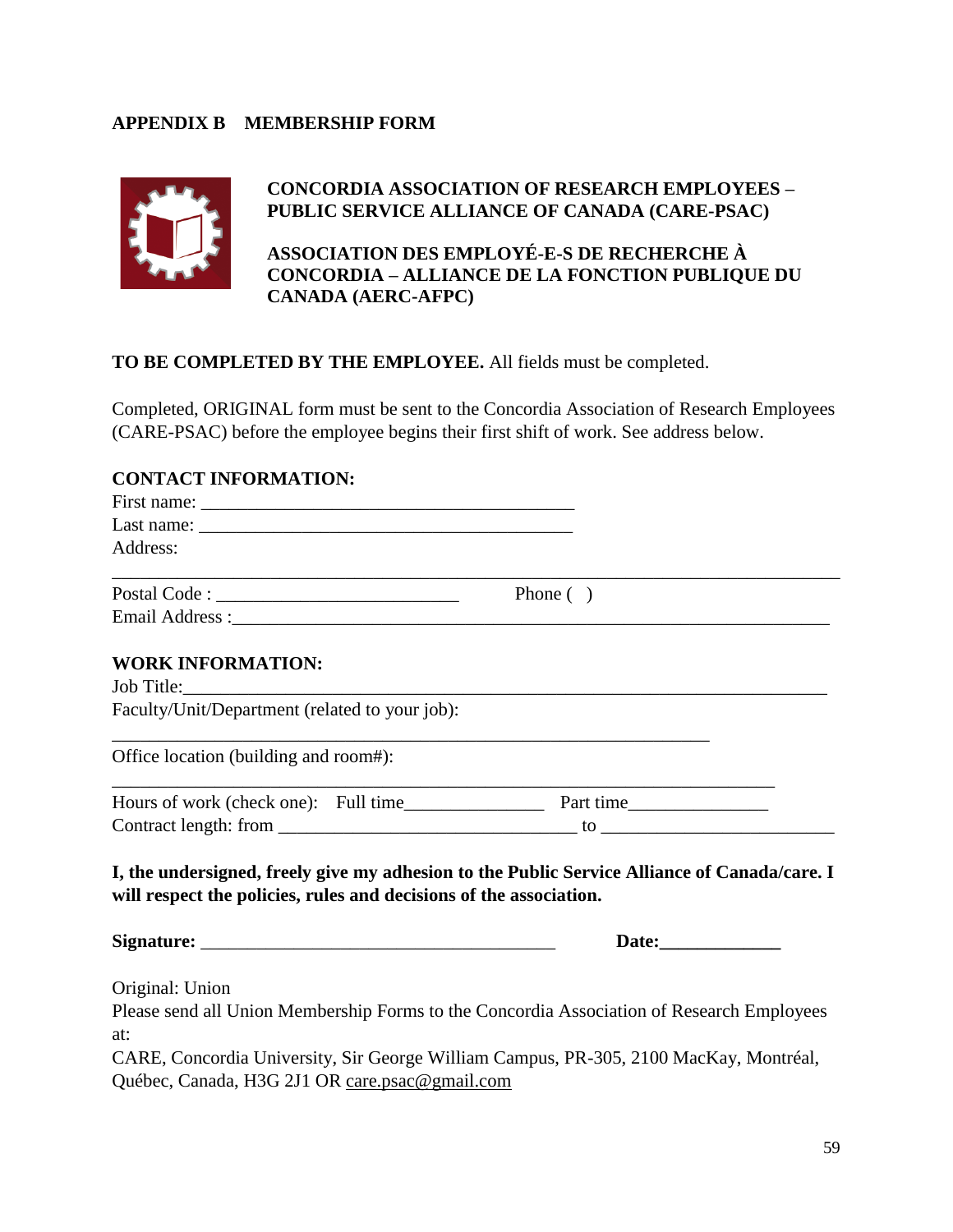## APPENDIX B MEMBERSHIP FORM

**CONCORDIA ASSOCIATION OF RESEARCH EMPLOYEES – PUBLIC SERVICE ALLIANCE OF CANADA (CARE-PSAC)**

**ASSOCIATION DES EMPLOYÉ-E-S DE RECHERCHE À CONCORDIA – ALLIANCE DE LA FONCTION PUBLIQUE DU CANADA (AERC-AFPC)**

**TO BE COMPLETED BY THE EMPLOYEE.** All fields must be completed.

Completed, ORIGINAL form must be sent to the Concordia Association of Research Employees (CARE-PSAC) before the employee begins their first shift of work. See address below.

**CONTACT INFORMATION:**

First name: ________________________________________

Last name: ________________________________________

Address:

______________________________________________________________________________

Postal Code : __________________________ Phone ( )

Email Address :_________________________________________________________________

**WORK INFORMATION:**

Job Title:_____________________________________________________________________

Faculty/Unit/Department (related to your job):

________________________________________________________________

Office location (building and room#):

_______________________________________________________________________

Hours of work (check one): Full time_______________ Part time_______________

Contract length: from ________________________________ to _________________________

**I, the undersigned, freely give my adhesion to the Public Service Alliance of Canada/care. I will respect the policies, rules and decisions of the association.**

**Signature:** ______________________________________ **Date:_____________**

Original: Union

Please send all Union Membership Forms to the Concordia Association of Research Employees at:

CARE, Concordia University, Sir George William Campus, PR-305, 2100 MacKay, Montréal, Québec, Canada, H3G 2J1 OR care.psac@gmail.com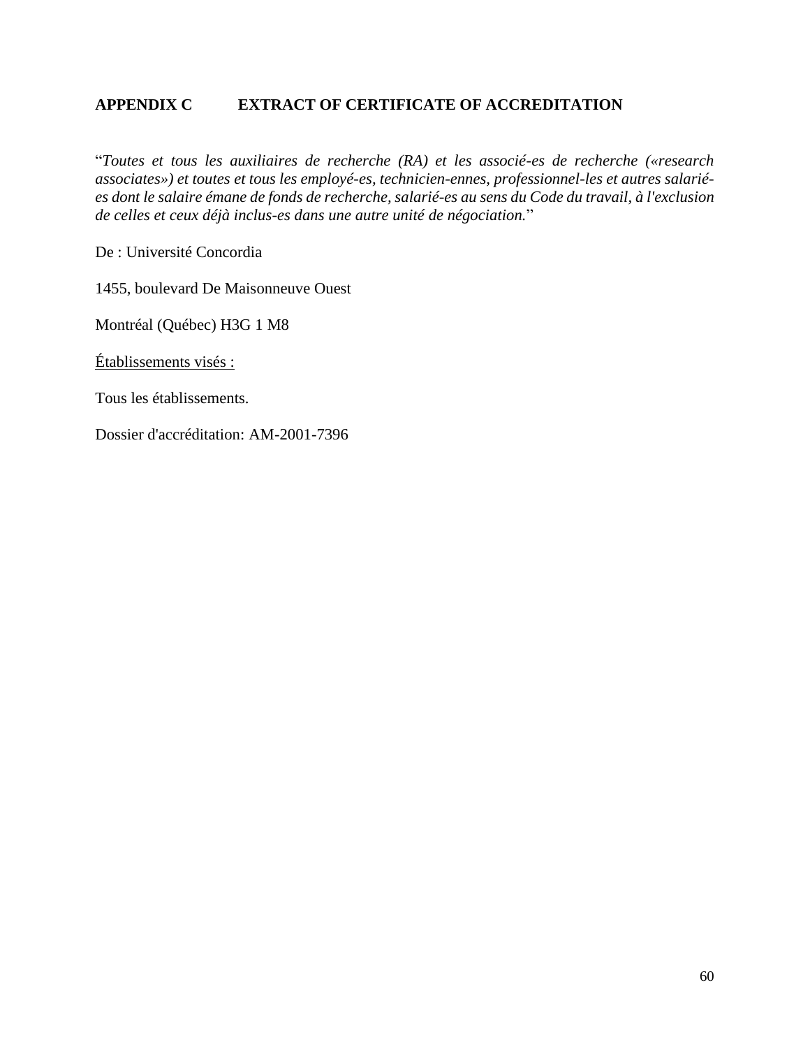## APPENDIX C EXTRACT OF CERTIFICATE OF ACCREDITATION

"*Toutes et tous les auxiliaires de recherche (RA) et les associé-es de recherche («research associates») et toutes et tous les employé-es, technicien-ennes, professionnel-les et autres salarié-es dont le salaire émane de fonds de recherche, salarié-es au sens du Code du travail, à l'exclusion de celles et ceux déjà inclus-es dans une autre unité de négociation.*"

De : Université Concordia

1455, boulevard De Maisonneuve Ouest

Montréal (Québec) H3G 1 M8

Établissements visés :

Tous les établissements.

Dossier d'accréditation: AM-2001-7396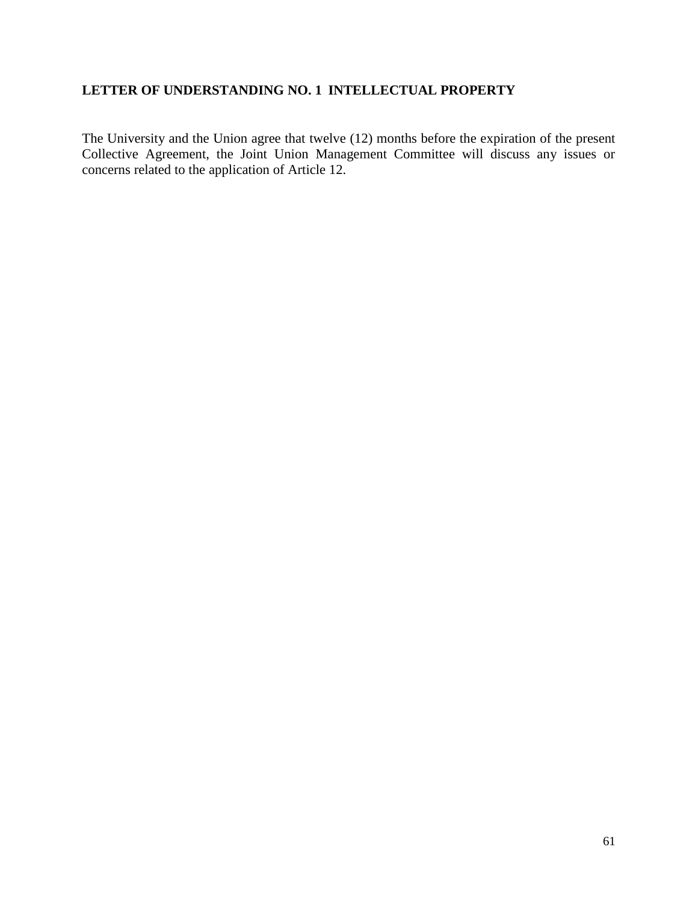## LETTER OF UNDERSTANDING NO. 1 INTELLECTUAL PROPERTY

The University and the Union agree that twelve (12) months before the expiration of the present Collective Agreement, the Joint Union Management Committee will discuss any issues or concerns related to the application of Article 12.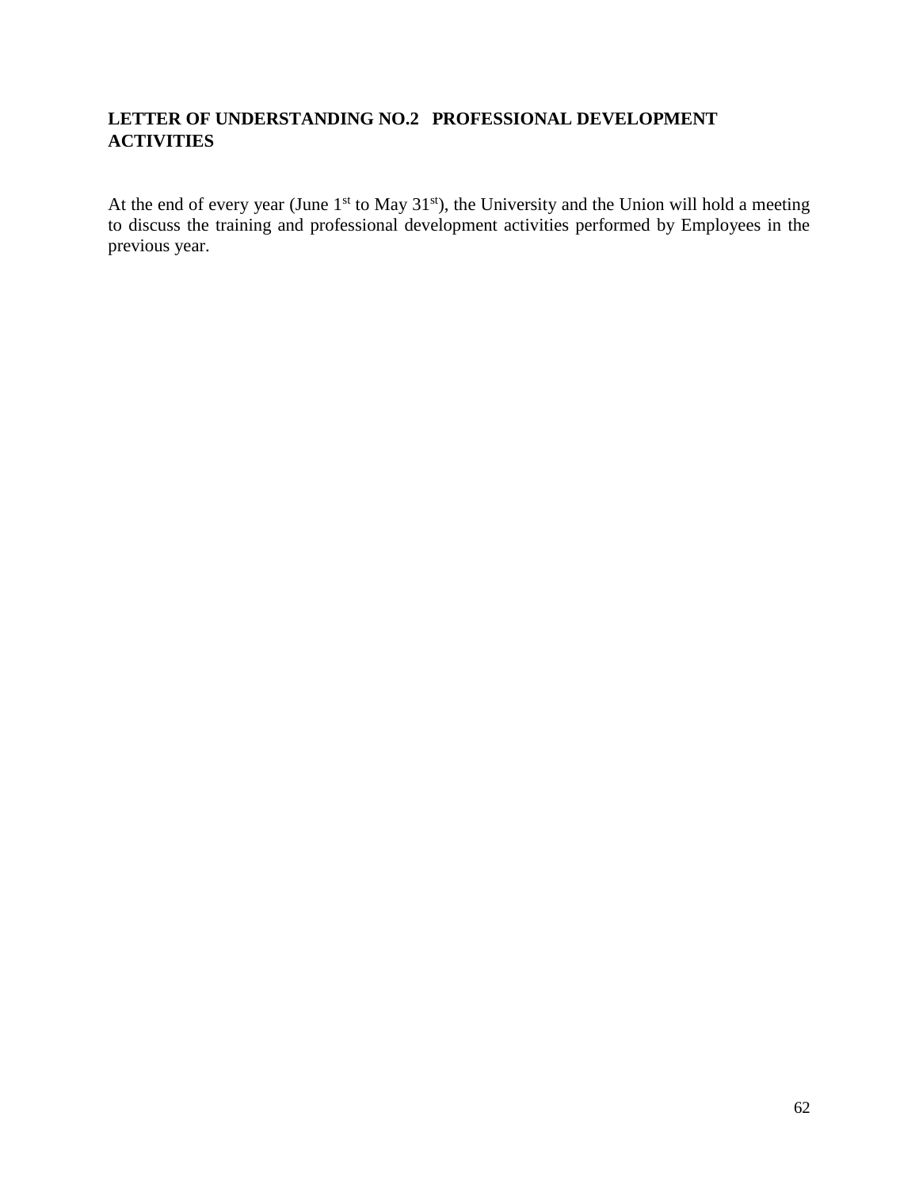## LETTER OF UNDERSTANDING NO.2 PROFESSIONAL DEVELOPMENT ACTIVITIES

At the end of every year (June 1st to May 31st), the University and the Union will hold a meeting to discuss the training and professional development activities performed by Employees in the previous year.